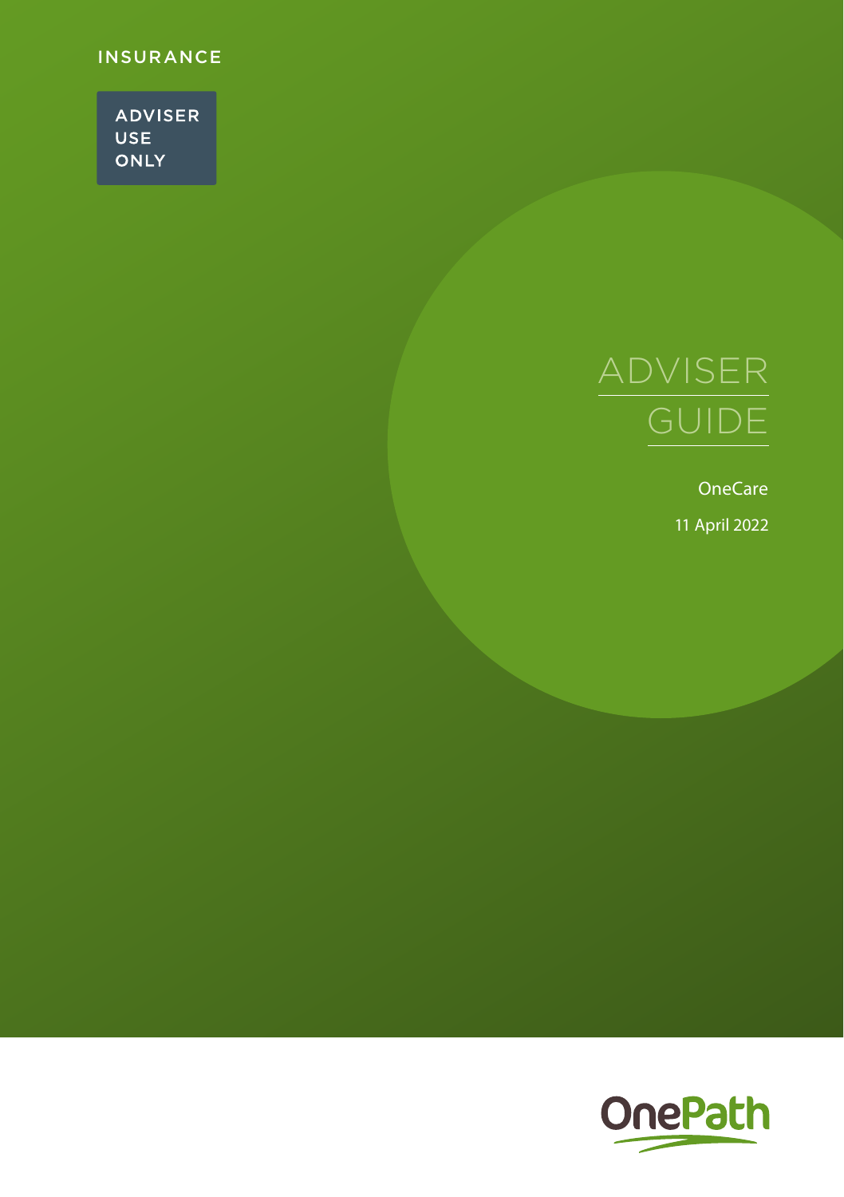INSURANCE

ADVISER USE ONLY

# ADVISER GUIDE

OneCare

11 April 2022

OnePath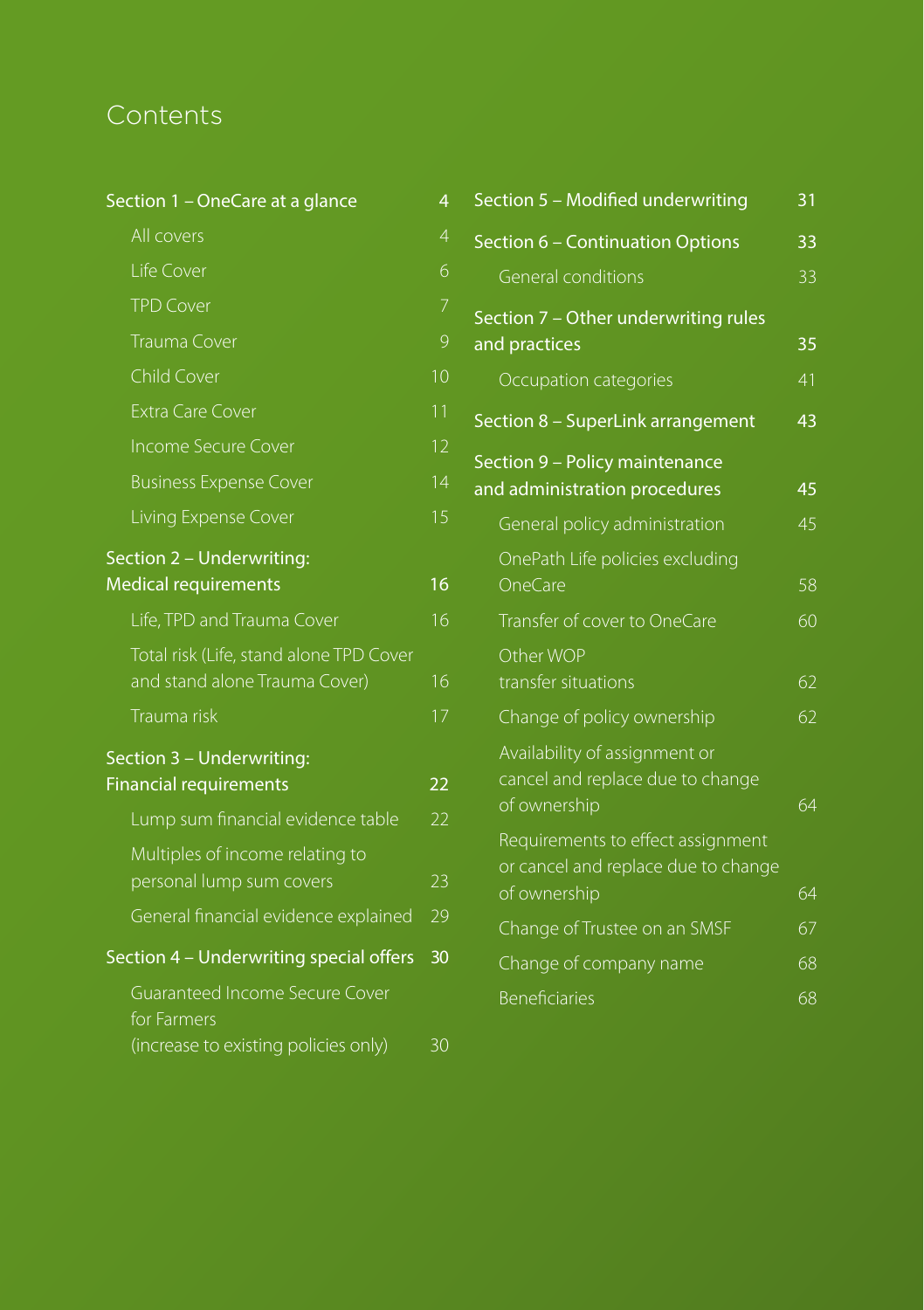# Contents

| | |
|---|---|
| **Section 1 – OneCare at a glance** | **4** |
| All covers | 4 |
| Life Cover | 6 |
| TPD Cover | 7 |
| Trauma Cover | 9 |
| Child Cover | 10 |
| Extra Care Cover | 11 |
| Income Secure Cover | 12 |
| Business Expense Cover | 14 |
| Living Expense Cover | 15 |
| **Section 2 – Underwriting: Medical requirements** | **16** |
| Life, TPD and Trauma Cover | 16 |
| Total risk (Life, stand alone TPD Cover and stand alone Trauma Cover) | 16 |
| Trauma risk | 17 |
| **Section 3 – Underwriting: Financial requirements** | **22** |
| Lump sum financial evidence table | 22 |
| Multiples of income relating to personal lump sum covers | 23 |
| General financial evidence explained | 29 |
| **Section 4 – Underwriting special offers** | **30** |
| Guaranteed Income Secure Cover for Farmers (increase to existing policies only) | 30 |
| **Section 5 – Modified underwriting** | **31** |
| **Section 6 – Continuation Options** | **33** |
| General conditions | 33 |
| **Section 7 – Other underwriting rules and practices** | **35** |
| Occupation categories | 41 |
| **Section 8 – SuperLink arrangement** | **43** |
| **Section 9 – Policy maintenance and administration procedures** | **45** |
| General policy administration | 45 |
| OnePath Life policies excluding OneCare | 58 |
| Transfer of cover to OneCare | 60 |
| Other WOP transfer situations | 62 |
| Change of policy ownership | 62 |
| Availability of assignment or cancel and replace due to change of ownership | 64 |
| Requirements to effect assignment or cancel and replace due to change of ownership | 64 |
| Change of Trustee on an SMSF | 67 |
| Change of company name | 68 |
| Beneficiaries | 68 |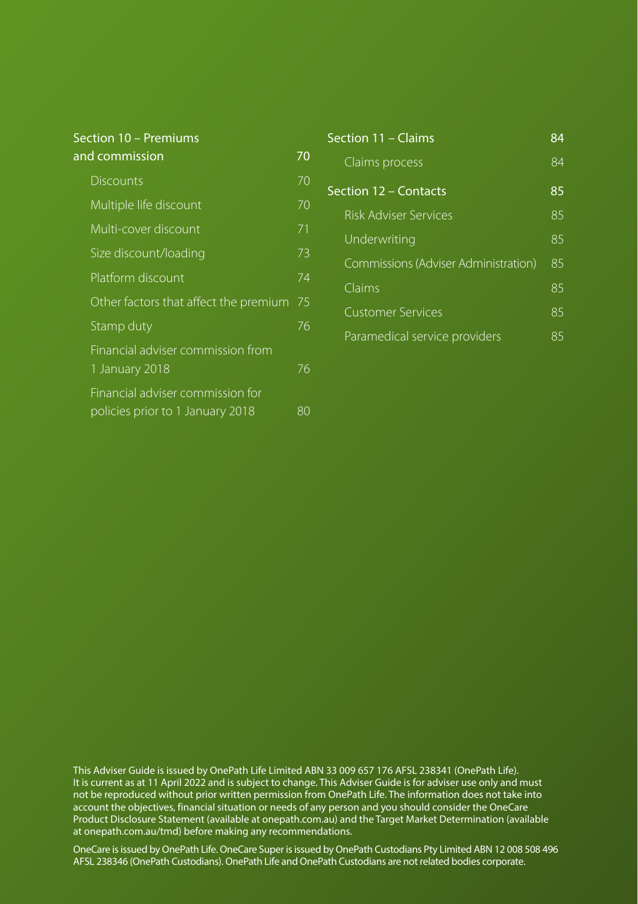| Section 10 – Premiums and commission | 70 |
| --- | --- |
| Discounts | 70 |
| Multiple life discount | 70 |
| Multi-cover discount | 71 |
| Size discount/loading | 73 |
| Platform discount | 74 |
| Other factors that affect the premium | 75 |
| Stamp duty | 76 |
| Financial adviser commission from 1 January 2018 | 76 |
| Financial adviser commission for policies prior to 1 January 2018 | 80 |
| **Section 11 – Claims** | **84** |
| Claims process | 84 |
| **Section 12 – Contacts** | **85** |
| Risk Adviser Services | 85 |
| Underwriting | 85 |
| Commissions (Adviser Administration) | 85 |
| Claims | 85 |
| Customer Services | 85 |
| Paramedical service providers | 85 |

This Adviser Guide is issued by OnePath Life Limited ABN 33 009 657 176 AFSL 238341 (OnePath Life). It is current as at 11 April 2022 and is subject to change. This Adviser Guide is for adviser use only and must not be reproduced without prior written permission from OnePath Life. The information does not take into account the objectives, financial situation or needs of any person and you should consider the OneCare Product Disclosure Statement (available at onepath.com.au) and the Target Market Determination (available at onepath.com.au/tmd) before making any recommendations.

OneCare is issued by OnePath Life. OneCare Super is issued by OnePath Custodians Pty Limited ABN 12 008 508 496 AFSL 238346 (OnePath Custodians). OnePath Life and OnePath Custodians are not related bodies corporate.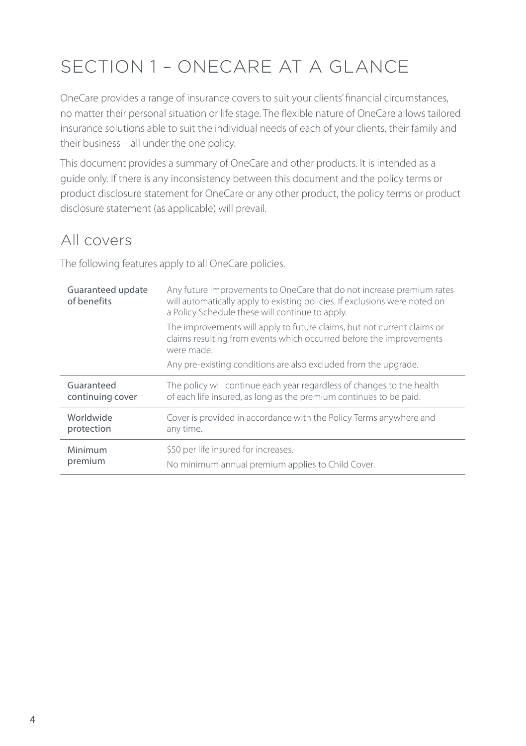# SECTION 1 – ONECARE AT A GLANCE

OneCare provides a range of insurance covers to suit your clients' financial circumstances, no matter their personal situation or life stage. The flexible nature of OneCare allows tailored insurance solutions able to suit the individual needs of each of your clients, their family and their business – all under the one policy.

This document provides a summary of OneCare and other products. It is intended as a guide only. If there is any inconsistency between this document and the policy terms or product disclosure statement for OneCare or any other product, the policy terms or product disclosure statement (as applicable) will prevail.

## All covers

The following features apply to all OneCare policies.

| | |
|---|---|
| Guaranteed update of benefits | Any future improvements to OneCare that do not increase premium rates will automatically apply to existing policies. If exclusions were noted on a Policy Schedule these will continue to apply.<br><br>The improvements will apply to future claims, but not current claims or claims resulting from events which occurred before the improvements were made.<br><br>Any pre-existing conditions are also excluded from the upgrade. |
| Guaranteed continuing cover | The policy will continue each year regardless of changes to the health of each life insured, as long as the premium continues to be paid. |
| Worldwide protection | Cover is provided in accordance with the Policy Terms anywhere and any time. |
| Minimum premium | $50 per life insured for increases.<br><br>No minimum annual premium applies to Child Cover. |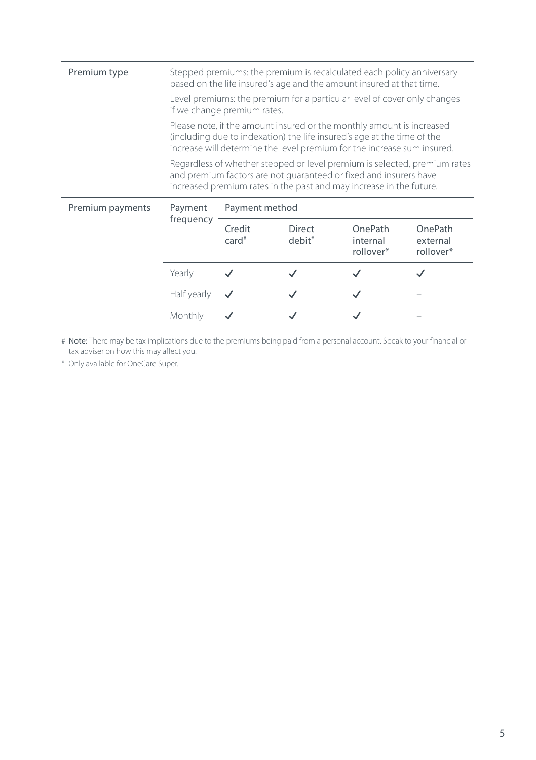| | | | | | |
|---|---|---|---|---|---|
| Premium type | Stepped premiums: the premium is recalculated each policy anniversary based on the life insured's age and the amount insured at that time.<br><br>Level premiums: the premium for a particular level of cover only changes if we change premium rates.<br><br>Please note, if the amount insured or the monthly amount is increased (including due to indexation) the life insured's age at the time of the increase will determine the level premium for the increase sum insured.<br><br>Regardless of whether stepped or level premium is selected, premium rates and premium factors are not guaranteed or fixed and insurers have increased premium rates in the past and may increase in the future. | | | | |
| Premium payments | Payment frequency | Payment method | | | |
| | | Credit card# | Direct debit# | OnePath internal rollover* | OnePath external rollover* |
| | Yearly | ✓ | ✓ | ✓ | ✓ |
| | Half yearly | ✓ | ✓ | ✓ | – |
| | Monthly | ✓ | ✓ | ✓ | – |

# **Note:** There may be tax implications due to the premiums being paid from a personal account. Speak to your financial or tax adviser on how this may affect you.

* Only available for OneCare Super.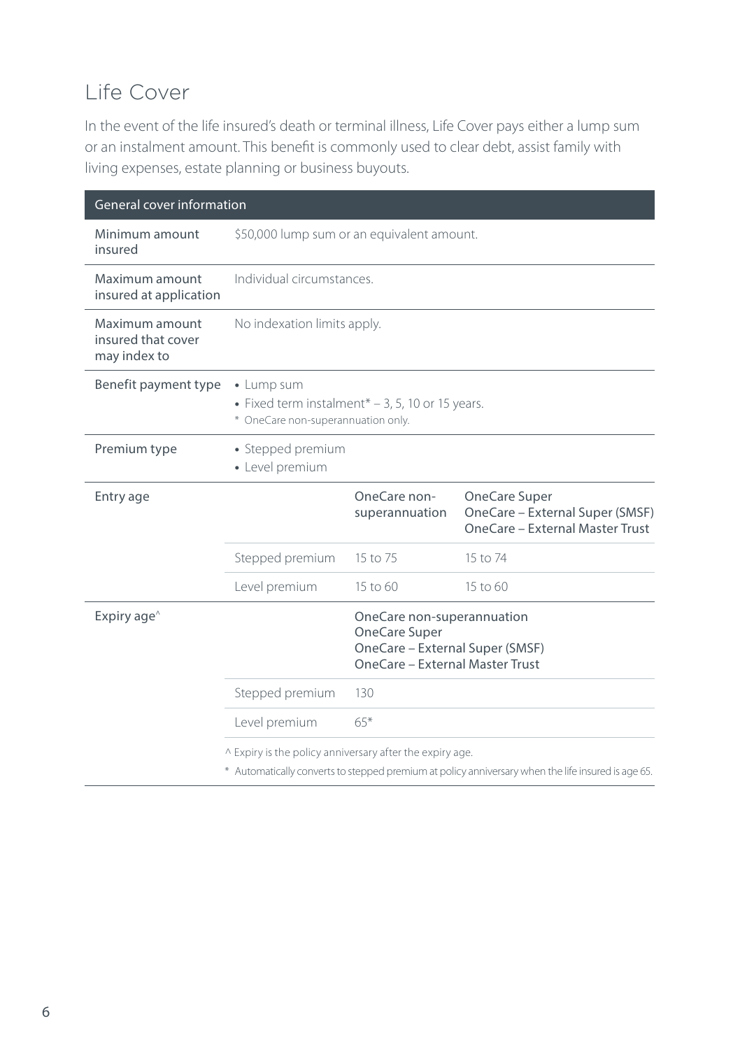## Life Cover

In the event of the life insured's death or terminal illness, Life Cover pays either a lump sum or an instalment amount. This benefit is commonly used to clear debt, assist family with living expenses, estate planning or business buyouts.

| General cover information | | | |
|---|---|---|---|
| Minimum amount insured | $50,000 lump sum or an equivalent amount. | | |
| Maximum amount insured at application | Individual circumstances. | | |
| Maximum amount insured that cover may index to | No indexation limits apply. | | |
| Benefit payment type | • Lump sum<br>• Fixed term instalment* – 3, 5, 10 or 15 years.<br>* OneCare non-superannuation only. | | |
| Premium type | • Stepped premium<br>• Level premium | | |
| Entry age | | OneCare non-superannuation | OneCare Super<br>OneCare – External Super (SMSF)<br>OneCare – External Master Trust |
| | Stepped premium | 15 to 75 | 15 to 74 |
| | Level premium | 15 to 60 | 15 to 60 |
| Expiry age^ | | OneCare non-superannuation<br>OneCare Super<br>OneCare – External Super (SMSF)<br>OneCare – External Master Trust | |
| | Stepped premium | 130 | |
| | Level premium | 65* | |
| | ^ Expiry is the policy anniversary after the expiry age.<br>* Automatically converts to stepped premium at policy anniversary when the life insured is age 65. | | |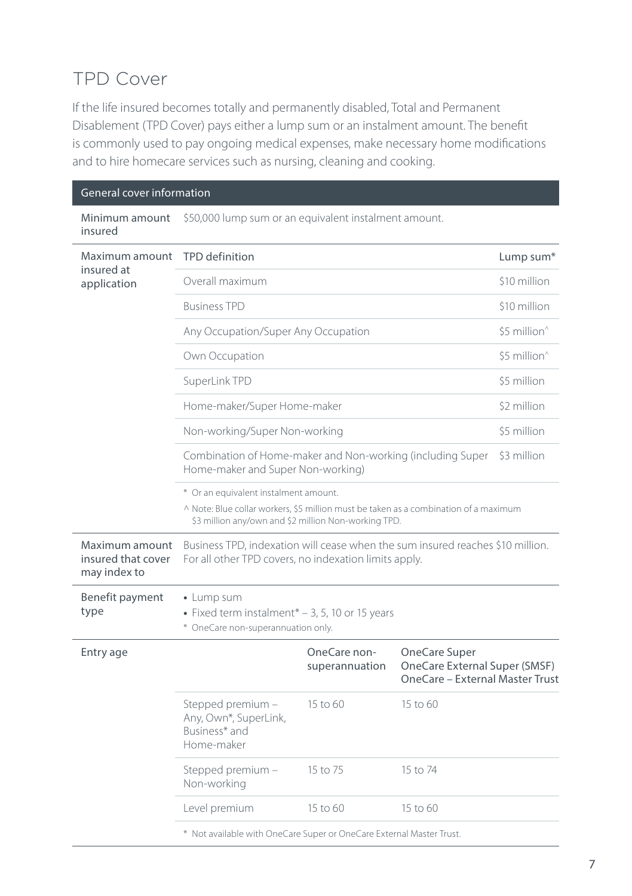# TPD Cover

If the life insured becomes totally and permanently disabled, Total and Permanent Disablement (TPD Cover) pays either a lump sum or an instalment amount. The benefit is commonly used to pay ongoing medical expenses, make necessary home modifications and to hire homecare services such as nursing, cleaning and cooking.

| General cover information | | | |
|---|---|---|---|
| Minimum amount insured | $50,000 lump sum or an equivalent instalment amount. | | |
| Maximum amount insured at application | TPD definition | | Lump sum* |
| | Overall maximum | | $10 million |
| | Business TPD | | $10 million |
| | Any Occupation/Super Any Occupation | | $5 million^ |
| | Own Occupation | | $5 million^ |
| | SuperLink TPD | | $5 million |
| | Home-maker/Super Home-maker | | $2 million |
| | Non-working/Super Non-working | | $5 million |
| | Combination of Home-maker and Non-working (including Super Home-maker and Super Non-working) | | $3 million |
| | * Or an equivalent instalment amount.<br>^ Note: Blue collar workers, $5 million must be taken as a combination of a maximum $3 million any/own and $2 million Non-working TPD. | | |
| Maximum amount insured that cover may index to | Business TPD, indexation will cease when the sum insured reaches $10 million. For all other TPD covers, no indexation limits apply. | | |
| Benefit payment type | • Lump sum<br>• Fixed term instalment* – 3, 5, 10 or 15 years<br>* OneCare non-superannuation only. | | |
| Entry age | | OneCare non-superannuation | OneCare Super<br>OneCare External Super (SMSF)<br>OneCare – External Master Trust |
| | Stepped premium – Any, Own*, SuperLink, Business* and Home-maker | 15 to 60 | 15 to 60 |
| | Stepped premium – Non-working | 15 to 75 | 15 to 74 |
| | Level premium | 15 to 60 | 15 to 60 |
| | * Not available with OneCare Super or OneCare External Master Trust. | | |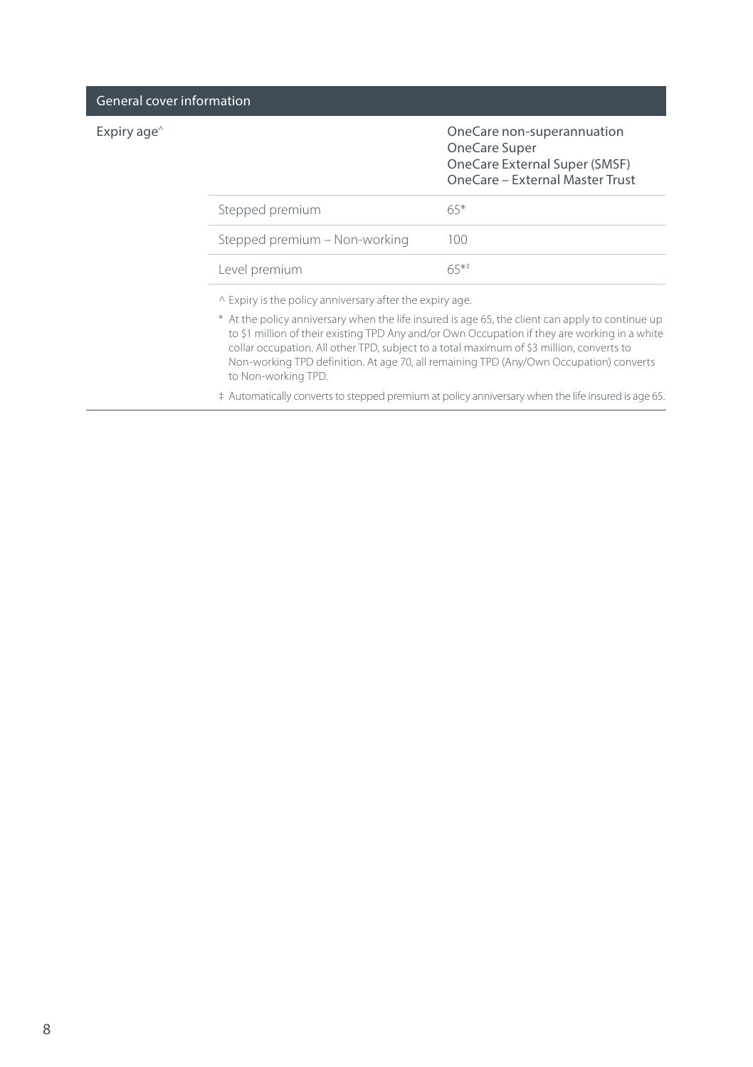| General cover information | | |
|---|---|---|
| Expiry age^ | | OneCare non-superannuation<br>OneCare Super<br>OneCare External Super (SMSF)<br>OneCare – External Master Trust |
| | Stepped premium | 65* |
| | Stepped premium – Non-working | 100 |
| | Level premium | 65*‡ |

^ Expiry is the policy anniversary after the expiry age.

* At the policy anniversary when the life insured is age 65, the client can apply to continue up to $1 million of their existing TPD Any and/or Own Occupation if they are working in a white collar occupation. All other TPD, subject to a total maximum of $3 million, converts to Non-working TPD definition. At age 70, all remaining TPD (Any/Own Occupation) converts to Non-working TPD.

‡ Automatically converts to stepped premium at policy anniversary when the life insured is age 65.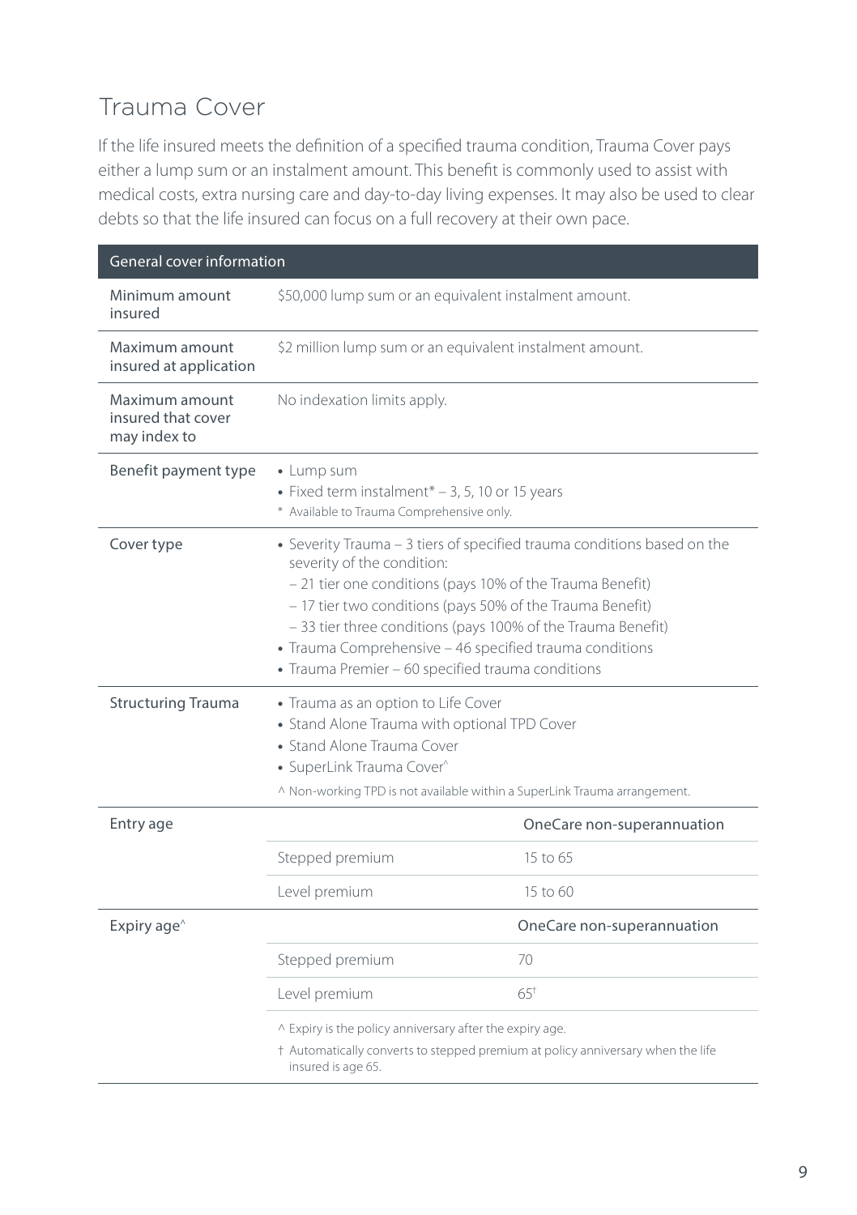## Trauma Cover

If the life insured meets the definition of a specified trauma condition, Trauma Cover pays either a lump sum or an instalment amount. This benefit is commonly used to assist with medical costs, extra nursing care and day-to-day living expenses. It may also be used to clear debts so that the life insured can focus on a full recovery at their own pace.

| General cover information | | |
|---|---|---|
| Minimum amount insured | $50,000 lump sum or an equivalent instalment amount. | |
| Maximum amount insured at application | $2 million lump sum or an equivalent instalment amount. | |
| Maximum amount insured that cover may index to | No indexation limits apply. | |
| Benefit payment type | • Lump sum<br>• Fixed term instalment* – 3, 5, 10 or 15 years<br>* Available to Trauma Comprehensive only. | |
| Cover type | • Severity Trauma – 3 tiers of specified trauma conditions based on the severity of the condition:<br>– 21 tier one conditions (pays 10% of the Trauma Benefit)<br>– 17 tier two conditions (pays 50% of the Trauma Benefit)<br>– 33 tier three conditions (pays 100% of the Trauma Benefit)<br>• Trauma Comprehensive – 46 specified trauma conditions<br>• Trauma Premier – 60 specified trauma conditions | |
| Structuring Trauma | • Trauma as an option to Life Cover<br>• Stand Alone Trauma with optional TPD Cover<br>• Stand Alone Trauma Cover<br>• SuperLink Trauma Cover^<br>^ Non-working TPD is not available within a SuperLink Trauma arrangement. | |
| Entry age | | OneCare non-superannuation |
| | Stepped premium | 15 to 65 |
| | Level premium | 15 to 60 |
| Expiry age^ | | OneCare non-superannuation |
| | Stepped premium | 70 |
| | Level premium | 65† |
| | ^ Expiry is the policy anniversary after the expiry age.<br>† Automatically converts to stepped premium at policy anniversary when the life insured is age 65. | |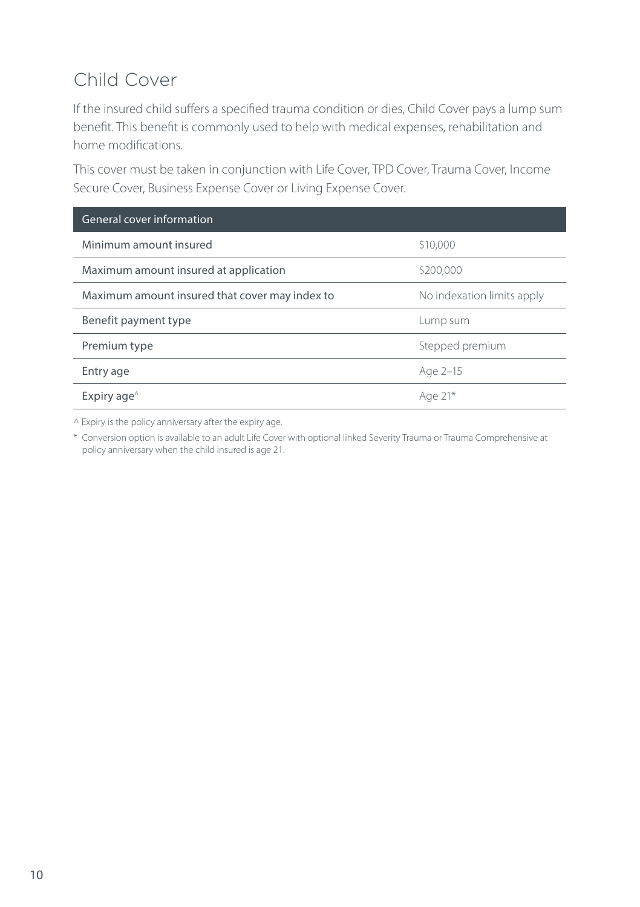## Child Cover

If the insured child suffers a specified trauma condition or dies, Child Cover pays a lump sum benefit. This benefit is commonly used to help with medical expenses, rehabilitation and home modifications.

This cover must be taken in conjunction with Life Cover, TPD Cover, Trauma Cover, Income Secure Cover, Business Expense Cover or Living Expense Cover.

| General cover information | |
|---|---|
| Minimum amount insured | $10,000 |
| Maximum amount insured at application | $200,000 |
| Maximum amount insured that cover may index to | No indexation limits apply |
| Benefit payment type | Lump sum |
| Premium type | Stepped premium |
| Entry age | Age 2–15 |
| Expiry age^ | Age 21* |

^ Expiry is the policy anniversary after the expiry age.

* Conversion option is available to an adult Life Cover with optional linked Severity Trauma or Trauma Comprehensive at policy anniversary when the child insured is age 21.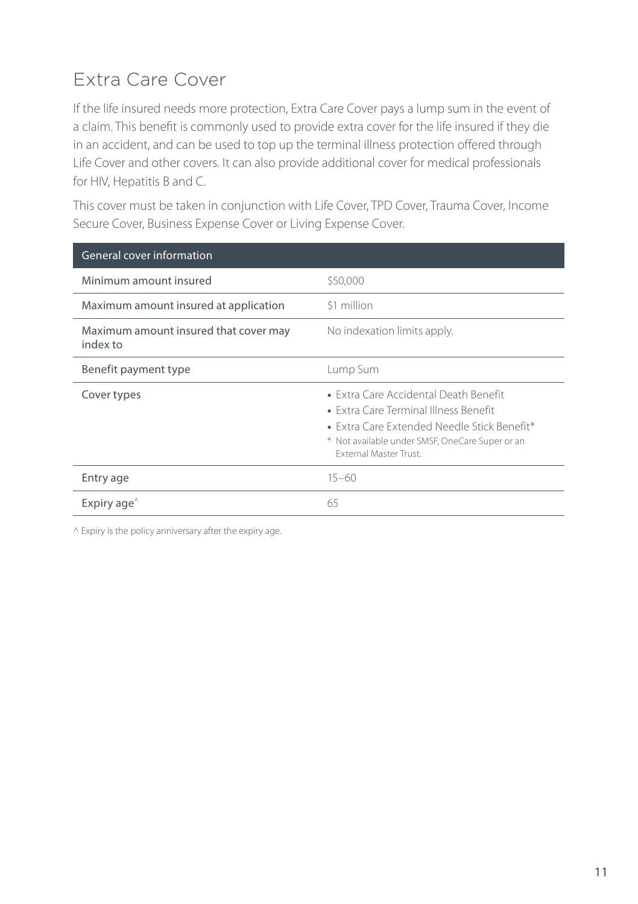## Extra Care Cover

If the life insured needs more protection, Extra Care Cover pays a lump sum in the event of a claim. This benefit is commonly used to provide extra cover for the life insured if they die in an accident, and can be used to top up the terminal illness protection offered through Life Cover and other covers. It can also provide additional cover for medical professionals for HIV, Hepatitis B and C.

This cover must be taken in conjunction with Life Cover, TPD Cover, Trauma Cover, Income Secure Cover, Business Expense Cover or Living Expense Cover.

| General cover information | |
| --- | --- |
| Minimum amount insured | $50,000 |
| Maximum amount insured at application | $1 million |
| Maximum amount insured that cover may index to | No indexation limits apply. |
| Benefit payment type | Lump Sum |
| Cover types | • Extra Care Accidental Death Benefit<br>• Extra Care Terminal Illness Benefit<br>• Extra Care Extended Needle Stick Benefit*<br>* Not available under SMSF, OneCare Super or an External Master Trust. |
| Entry age | 15–60 |
| Expiry age^ | 65 |

^ Expiry is the policy anniversary after the expiry age.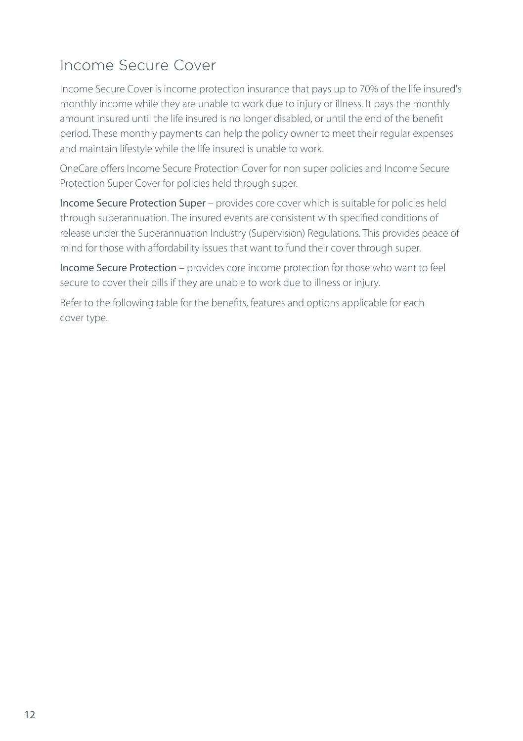## Income Secure Cover

Income Secure Cover is income protection insurance that pays up to 70% of the life insured's monthly income while they are unable to work due to injury or illness. It pays the monthly amount insured until the life insured is no longer disabled, or until the end of the benefit period. These monthly payments can help the policy owner to meet their regular expenses and maintain lifestyle while the life insured is unable to work.

OneCare offers Income Secure Protection Cover for non super policies and Income Secure Protection Super Cover for policies held through super.

Income Secure Protection Super – provides core cover which is suitable for policies held through superannuation. The insured events are consistent with specified conditions of release under the Superannuation Industry (Supervision) Regulations. This provides peace of mind for those with affordability issues that want to fund their cover through super.

Income Secure Protection – provides core income protection for those who want to feel secure to cover their bills if they are unable to work due to illness or injury.

Refer to the following table for the benefits, features and options applicable for each cover type.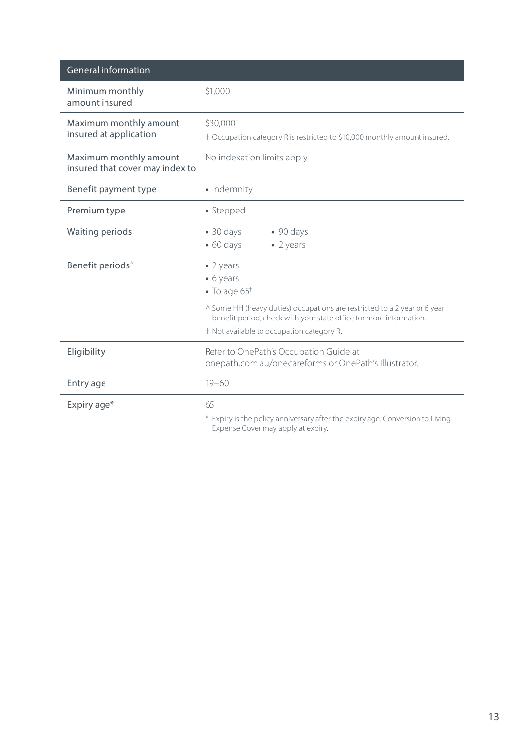| General information | |
|---|---|
| Minimum monthly amount insured | $1,000 |
| Maximum monthly amount insured at application | $30,000† <br> † Occupation category R is restricted to $10,000 monthly amount insured. |
| Maximum monthly amount insured that cover may index to | No indexation limits apply. |
| Benefit payment type | • Indemnity |
| Premium type | • Stepped |
| Waiting periods | • 30 days <br> • 60 days <br> • 90 days <br> • 2 years |
| Benefit periods^ | • 2 years <br> • 6 years <br> • To age 65† <br> ^ Some HH (heavy duties) occupations are restricted to a 2 year or 6 year benefit period, check with your state office for more information. <br> † Not available to occupation category R. |
| Eligibility | Refer to OnePath's Occupation Guide at onepath.com.au/onecareforms or OnePath's Illustrator. |
| Entry age | 19–60 |
| Expiry age* | 65 <br> * Expiry is the policy anniversary after the expiry age. Conversion to Living Expense Cover may apply at expiry. |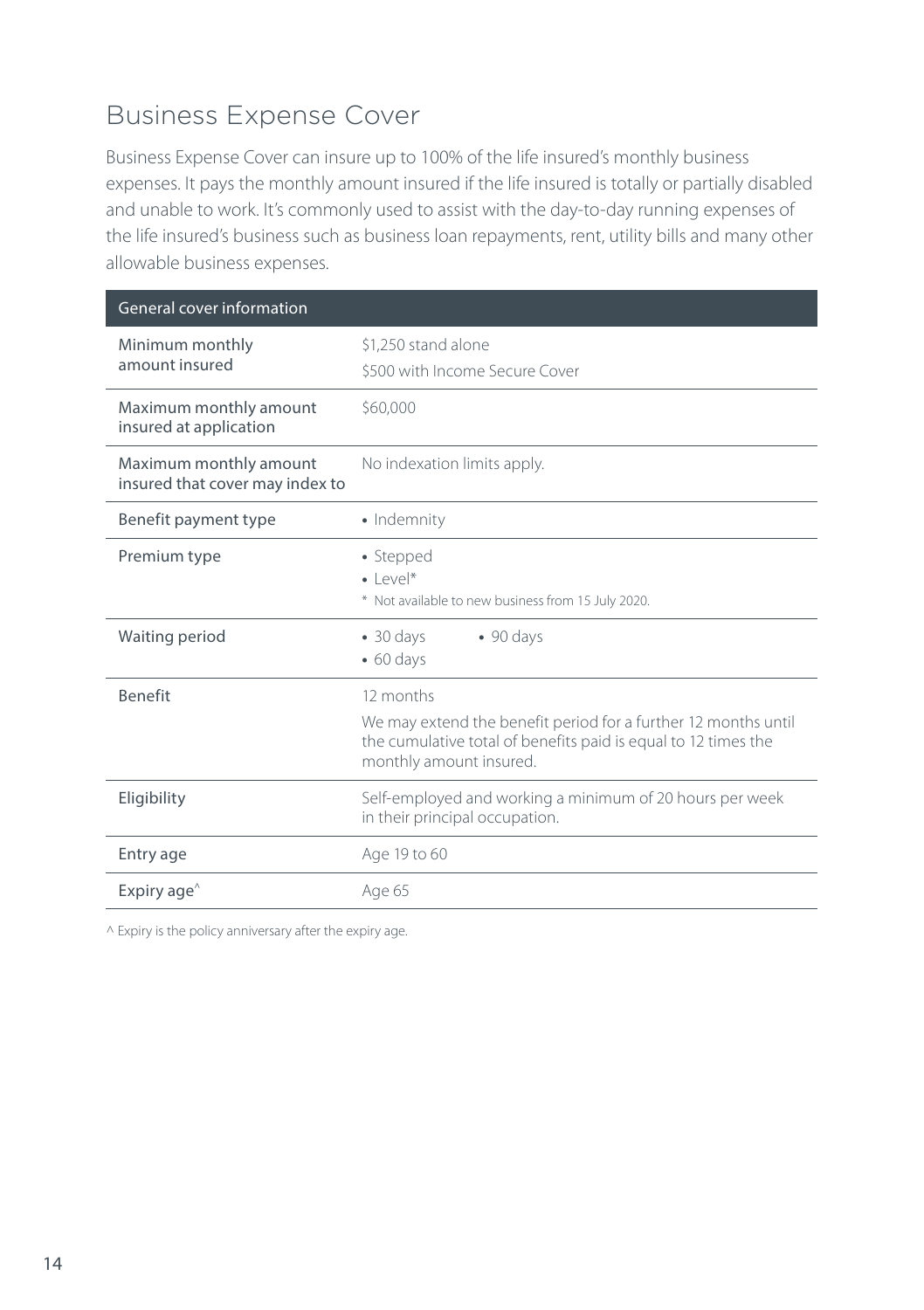## Business Expense Cover

Business Expense Cover can insure up to 100% of the life insured's monthly business expenses. It pays the monthly amount insured if the life insured is totally or partially disabled and unable to work. It's commonly used to assist with the day-to-day running expenses of the life insured's business such as business loan repayments, rent, utility bills and many other allowable business expenses.

| General cover information | |
|---|---|
| Minimum monthly amount insured | $1,250 stand alone<br>$500 with Income Secure Cover |
| Maximum monthly amount insured at application | $60,000 |
| Maximum monthly amount insured that cover may index to | No indexation limits apply. |
| Benefit payment type | • Indemnity |
| Premium type | • Stepped<br>• Level*<br>* Not available to new business from 15 July 2020. |
| Waiting period | • 30 days<br>• 60 days<br>• 90 days |
| Benefit | 12 months<br>We may extend the benefit period for a further 12 months until the cumulative total of benefits paid is equal to 12 times the monthly amount insured. |
| Eligibility | Self-employed and working a minimum of 20 hours per week in their principal occupation. |
| Entry age | Age 19 to 60 |
| Expiry age^ | Age 65 |

^ Expiry is the policy anniversary after the expiry age.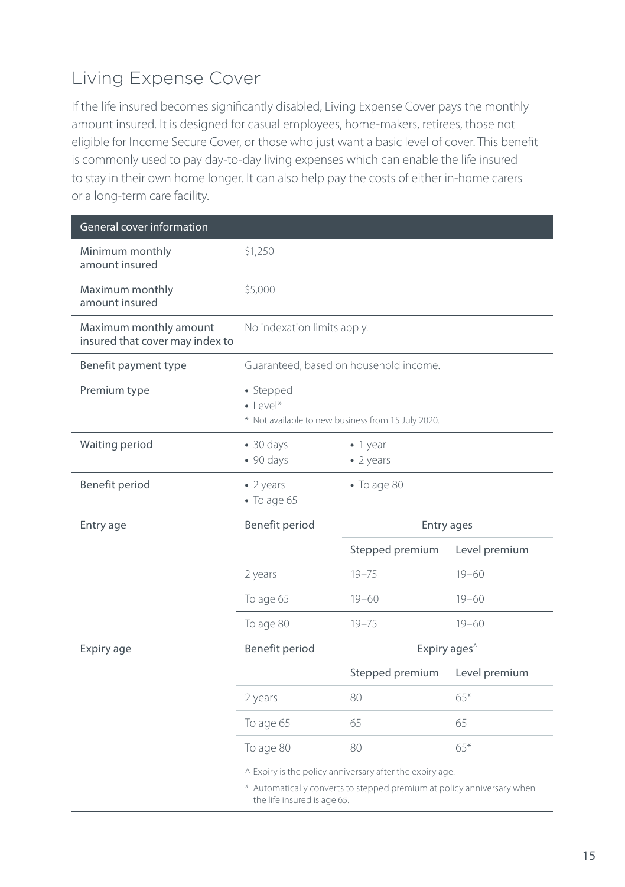## Living Expense Cover

If the life insured becomes significantly disabled, Living Expense Cover pays the monthly amount insured. It is designed for casual employees, home-makers, retirees, those not eligible for Income Secure Cover, or those who just want a basic level of cover. This benefit is commonly used to pay day-to-day living expenses which can enable the life insured to stay in their own home longer. It can also help pay the costs of either in-home carers or a long-term care facility.

| General cover information | | | |
|---|---|---|---|
| Minimum monthly amount insured | $1,250 | | |
| Maximum monthly amount insured | $5,000 | | |
| Maximum monthly amount insured that cover may index to | No indexation limits apply. | | |
| Benefit payment type | Guaranteed, based on household income. | | |
| Premium type | • Stepped<br>• Level*<br>* Not available to new business from 15 July 2020. | | |
| Waiting period | • 30 days<br>• 90 days | • 1 year<br>• 2 years | |
| Benefit period | • 2 years<br>• To age 65 | • To age 80 | |
| Entry age | Benefit period | Entry ages | |
| | | Stepped premium | Level premium |
| | 2 years | 19–75 | 19–60 |
| | To age 65 | 19–60 | 19–60 |
| | To age 80 | 19–75 | 19–60 |
| Expiry age | Benefit period | Expiry ages^ | |
| | | Stepped premium | Level premium |
| | 2 years | 80 | 65* |
| | To age 65 | 65 | 65 |
| | To age 80 | 80 | 65* |
| | ^ Expiry is the policy anniversary after the expiry age.<br>* Automatically converts to stepped premium at policy anniversary when the life insured is age 65. | | |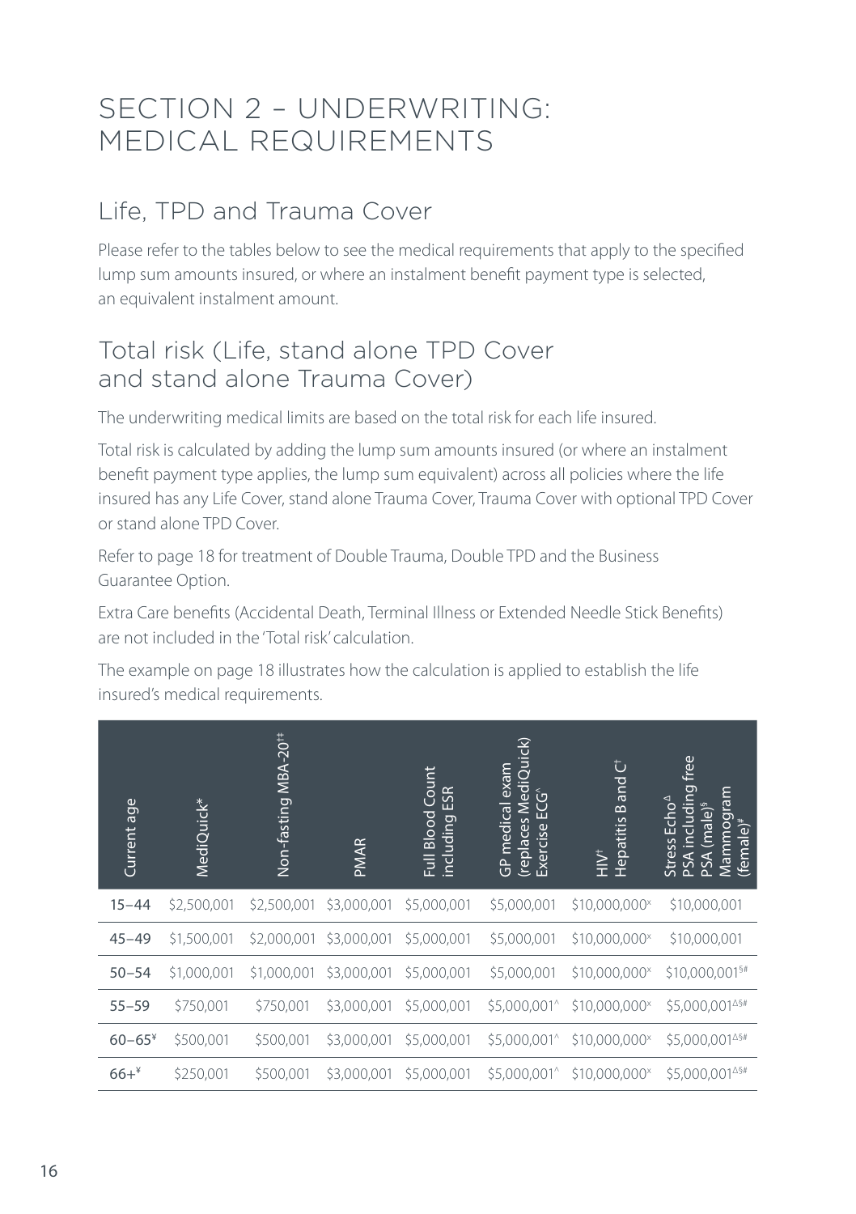# SECTION 2 – UNDERWRITING: MEDICAL REQUIREMENTS

## Life, TPD and Trauma Cover

Please refer to the tables below to see the medical requirements that apply to the specified lump sum amounts insured, or where an instalment benefit payment type is selected, an equivalent instalment amount.

## Total risk (Life, stand alone TPD Cover and stand alone Trauma Cover)

The underwriting medical limits are based on the total risk for each life insured.

Total risk is calculated by adding the lump sum amounts insured (or where an instalment benefit payment type applies, the lump sum equivalent) across all policies where the life insured has any Life Cover, stand alone Trauma Cover, Trauma Cover with optional TPD Cover or stand alone TPD Cover.

Refer to page 18 for treatment of Double Trauma, Double TPD and the Business Guarantee Option.

Extra Care benefits (Accidental Death, Terminal Illness or Extended Needle Stick Benefits) are not included in the 'Total risk' calculation.

The example on page 18 illustrates how the calculation is applied to establish the life insured's medical requirements.

| Current age | MediQuick* | Non-fasting MBA-20†‡ | PMAR | Full Blood Count including ESR | GP medical exam (replaces MediQuick) Exercise ECG^ | HIV† Hepatitis B and C† | Stress Echo∆ PSA including free PSA (male)§ Mammogram (female)# |
|---|---|---|---|---|---|---|---|
| 15–44 | $2,500,001 | $2,500,001 | $3,000,001 | $5,000,001 | $5,000,001 | $10,000,000x | $10,000,001 |
| 45–49 | $1,500,001 | $2,000,001 | $3,000,001 | $5,000,001 | $5,000,001 | $10,000,000x | $10,000,001 |
| 50–54 | $1,000,001 | $1,000,001 | $3,000,001 | $5,000,001 | $5,000,001 | $10,000,000x | $10,000,001§# |
| 55–59 | $750,001 | $750,001 | $3,000,001 | $5,000,001 | $5,000,001^ | $10,000,000x | $5,000,001∆§# |
| 60–65¥ | $500,001 | $500,001 | $3,000,001 | $5,000,001 | $5,000,001^ | $10,000,000x | $5,000,001∆§# |
| 66+¥ | $250,001 | $500,001 | $3,000,001 | $5,000,001 | $5,000,001^ | $10,000,000x | $5,000,001∆§# |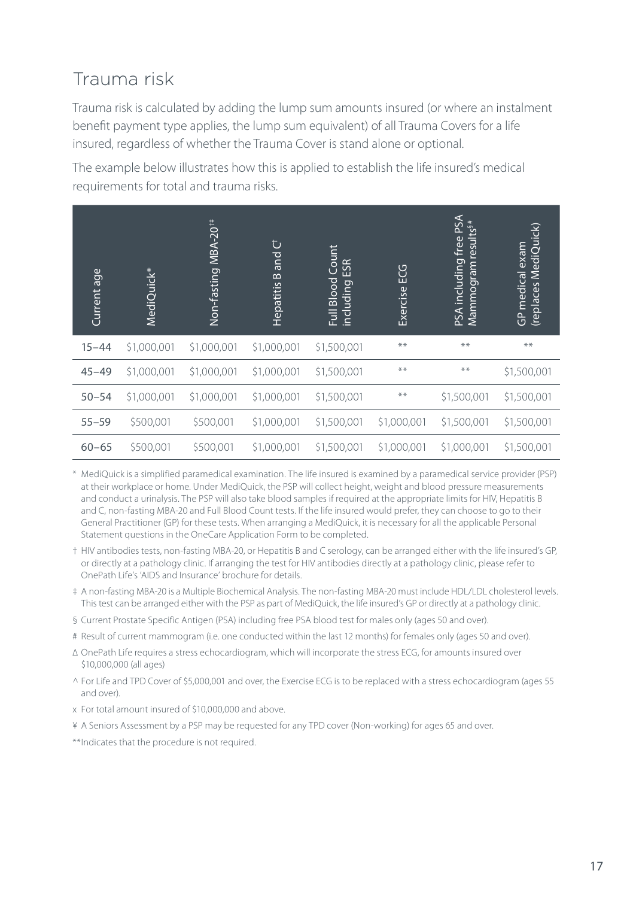## Trauma risk

Trauma risk is calculated by adding the lump sum amounts insured (or where an instalment benefit payment type applies, the lump sum equivalent) of all Trauma Covers for a life insured, regardless of whether the Trauma Cover is stand alone or optional.

The example below illustrates how this is applied to establish the life insured's medical requirements for total and trauma risks.

| Current age | MediQuick* | Non-fasting MBA-20†‡ | Hepatitis B and C† | Full Blood Count including ESR | Exercise ECG | PSA including free PSA Mammogram results§# | GP medical exam (replaces MediQuick) |
|---|---|---|---|---|---|---|---|
| 15–44 | $1,000,001 | $1,000,001 | $1,000,001 | $1,500,001 | ** | ** | ** |
| 45–49 | $1,000,001 | $1,000,001 | $1,000,001 | $1,500,001 | ** | ** | $1,500,001 |
| 50–54 | $1,000,001 | $1,000,001 | $1,000,001 | $1,500,001 | ** | $1,500,001 | $1,500,001 |
| 55–59 | $500,001 | $500,001 | $1,000,001 | $1,500,001 | $1,000,001 | $1,500,001 | $1,500,001 |
| 60–65 | $500,001 | $500,001 | $1,000,001 | $1,500,001 | $1,000,001 | $1,000,001 | $1,500,001 |

\* MediQuick is a simplified paramedical examination. The life insured is examined by a paramedical service provider (PSP) at their workplace or home. Under MediQuick, the PSP will collect height, weight and blood pressure measurements and conduct a urinalysis. The PSP will also take blood samples if required at the appropriate limits for HIV, Hepatitis B and C, non-fasting MBA-20 and Full Blood Count tests. If the life insured would prefer, they can choose to go to their General Practitioner (GP) for these tests. When arranging a MediQuick, it is necessary for all the applicable Personal Statement questions in the OneCare Application Form to be completed.

† HIV antibodies tests, non-fasting MBA-20, or Hepatitis B and C serology, can be arranged either with the life insured's GP, or directly at a pathology clinic. If arranging the test for HIV antibodies directly at a pathology clinic, please refer to OnePath Life's 'AIDS and Insurance' brochure for details.

‡ A non-fasting MBA-20 is a Multiple Biochemical Analysis. The non-fasting MBA-20 must include HDL/LDL cholesterol levels. This test can be arranged either with the PSP as part of MediQuick, the life insured's GP or directly at a pathology clinic.

§ Current Prostate Specific Antigen (PSA) including free PSA blood test for males only (ages 50 and over).

\# Result of current mammogram (i.e. one conducted within the last 12 months) for females only (ages 50 and over).

Δ OnePath Life requires a stress echocardiogram, which will incorporate the stress ECG, for amounts insured over $10,000,000 (all ages)

^ For Life and TPD Cover of $5,000,001 and over, the Exercise ECG is to be replaced with a stress echocardiogram (ages 55 and over).

x For total amount insured of $10,000,000 and above.

¥ A Seniors Assessment by a PSP may be requested for any TPD cover (Non-working) for ages 65 and over.

\*\*Indicates that the procedure is not required.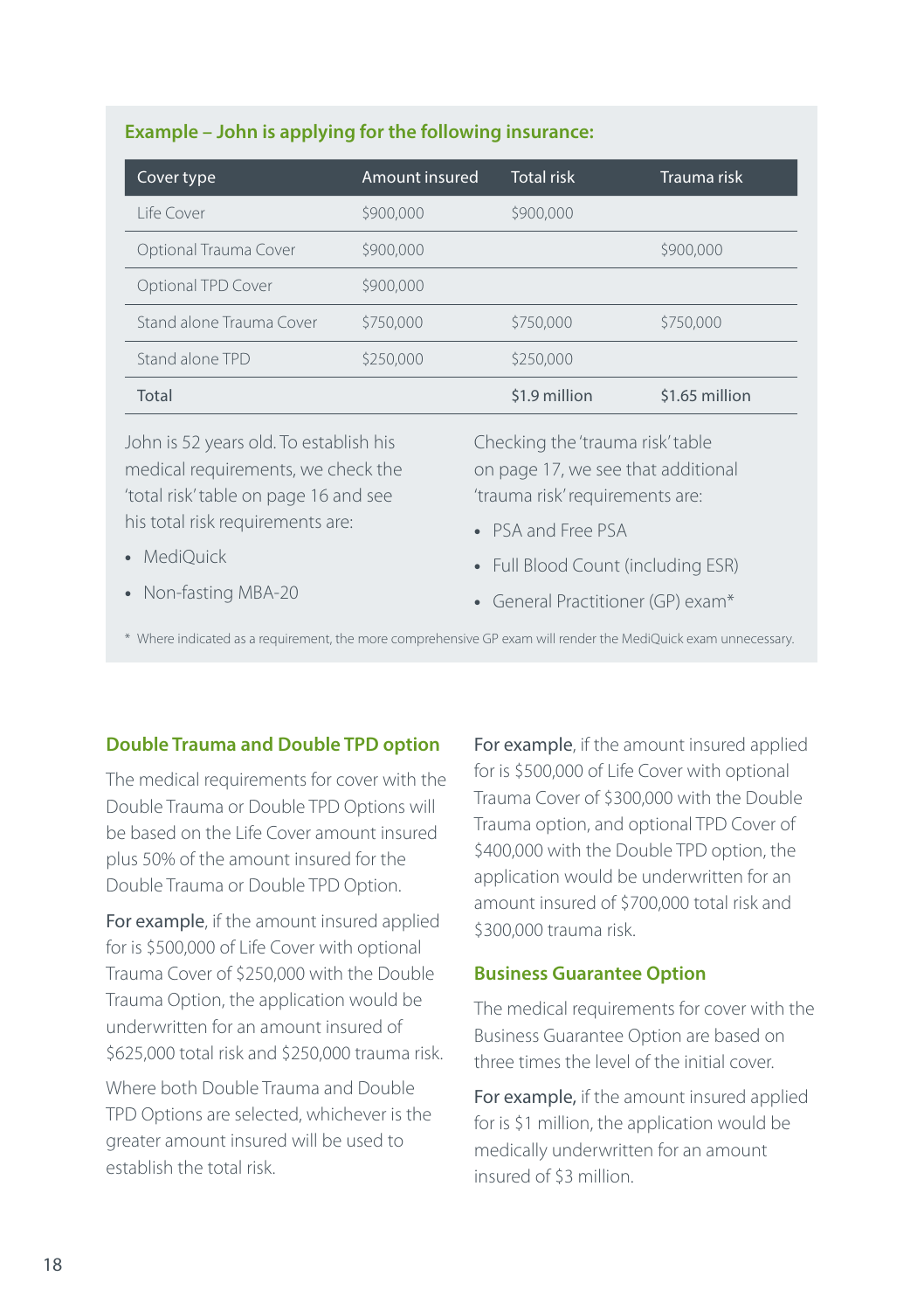### Example – John is applying for the following insurance:

| Cover type | Amount insured | Total risk | Trauma risk |
|---|---|---|---|
| Life Cover | $900,000 | $900,000 | |
| Optional Trauma Cover | $900,000 | | $900,000 |
| Optional TPD Cover | $900,000 | | |
| Stand alone Trauma Cover | $750,000 | $750,000 | $750,000 |
| Stand alone TPD | $250,000 | $250,000 | |
| Total | | $1.9 million | $1.65 million |

John is 52 years old. To establish his medical requirements, we check the 'total risk' table on page 16 and see his total risk requirements are:

- MediQuick
- Non-fasting MBA-20

Checking the 'trauma risk' table on page 17, we see that additional 'trauma risk' requirements are:

- PSA and Free PSA
- Full Blood Count (including ESR)
- General Practitioner (GP) exam*

\* Where indicated as a requirement, the more comprehensive GP exam will render the MediQuick exam unnecessary.

### Double Trauma and Double TPD option

The medical requirements for cover with the Double Trauma or Double TPD Options will be based on the Life Cover amount insured plus 50% of the amount insured for the Double Trauma or Double TPD Option.

**For example**, if the amount insured applied for is $500,000 of Life Cover with optional Trauma Cover of $250,000 with the Double Trauma Option, the application would be underwritten for an amount insured of $625,000 total risk and $250,000 trauma risk.

Where both Double Trauma and Double TPD Options are selected, whichever is the greater amount insured will be used to establish the total risk.

**For example**, if the amount insured applied for is $500,000 of Life Cover with optional Trauma Cover of $300,000 with the Double Trauma option, and optional TPD Cover of $400,000 with the Double TPD option, the application would be underwritten for an amount insured of $700,000 total risk and $300,000 trauma risk.

### Business Guarantee Option

The medical requirements for cover with the Business Guarantee Option are based on three times the level of the initial cover.

**For example,** if the amount insured applied for is $1 million, the application would be medically underwritten for an amount insured of $3 million.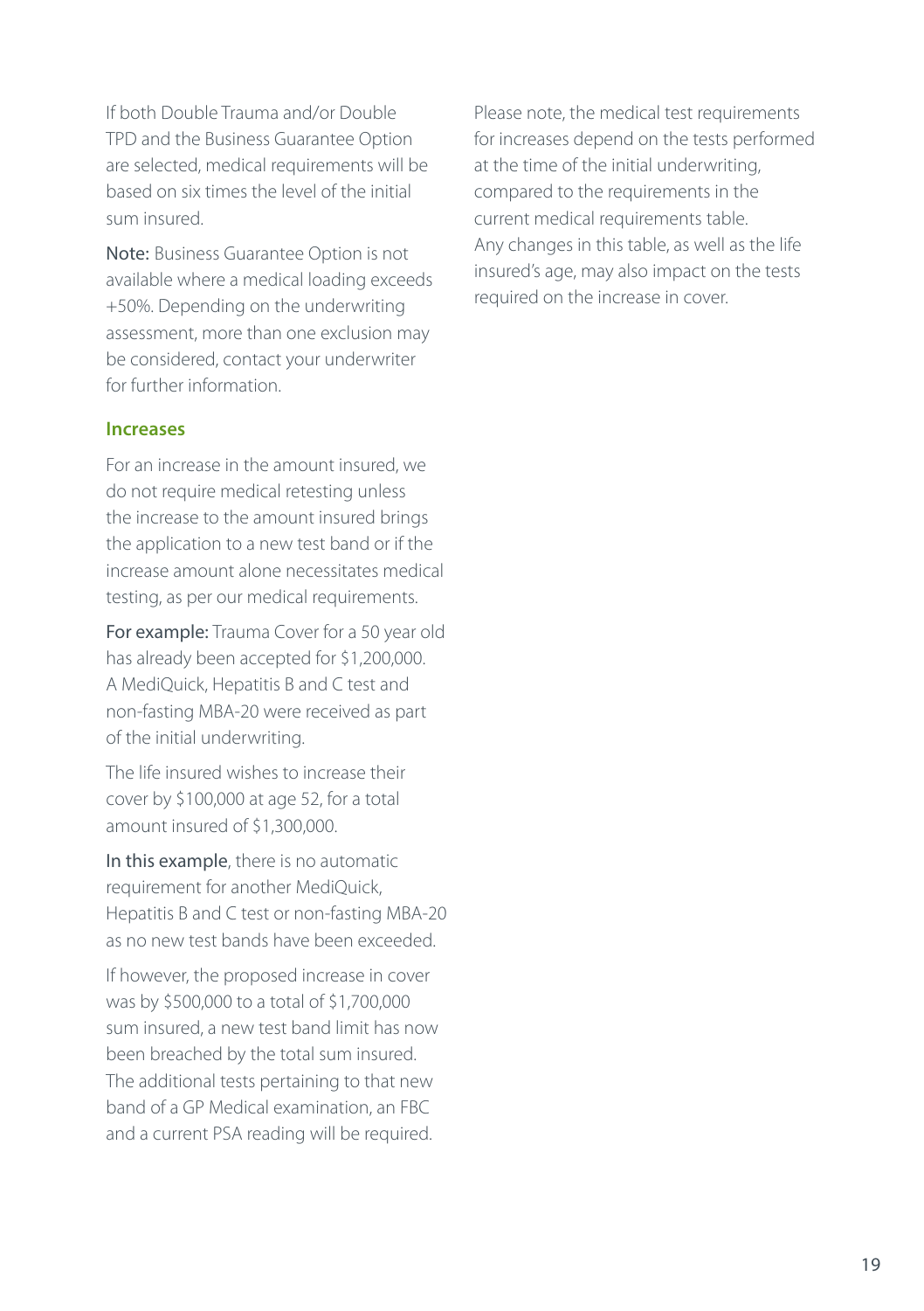If both Double Trauma and/or Double TPD and the Business Guarantee Option are selected, medical requirements will be based on six times the level of the initial sum insured.

**Note:** Business Guarantee Option is not available where a medical loading exceeds +50%. Depending on the underwriting assessment, more than one exclusion may be considered, contact your underwriter for further information.

### Increases

For an increase in the amount insured, we do not require medical retesting unless the increase to the amount insured brings the application to a new test band or if the increase amount alone necessitates medical testing, as per our medical requirements.

**For example:** Trauma Cover for a 50 year old has already been accepted for $1,200,000. A MediQuick, Hepatitis B and C test and non-fasting MBA-20 were received as part of the initial underwriting.

The life insured wishes to increase their cover by $100,000 at age 52, for a total amount insured of $1,300,000.

**In this example**, there is no automatic requirement for another MediQuick, Hepatitis B and C test or non-fasting MBA-20 as no new test bands have been exceeded.

If however, the proposed increase in cover was by $500,000 to a total of $1,700,000 sum insured, a new test band limit has now been breached by the total sum insured. The additional tests pertaining to that new band of a GP Medical examination, an FBC and a current PSA reading will be required.

Please note, the medical test requirements for increases depend on the tests performed at the time of the initial underwriting, compared to the requirements in the current medical requirements table. Any changes in this table, as well as the life insured's age, may also impact on the tests required on the increase in cover.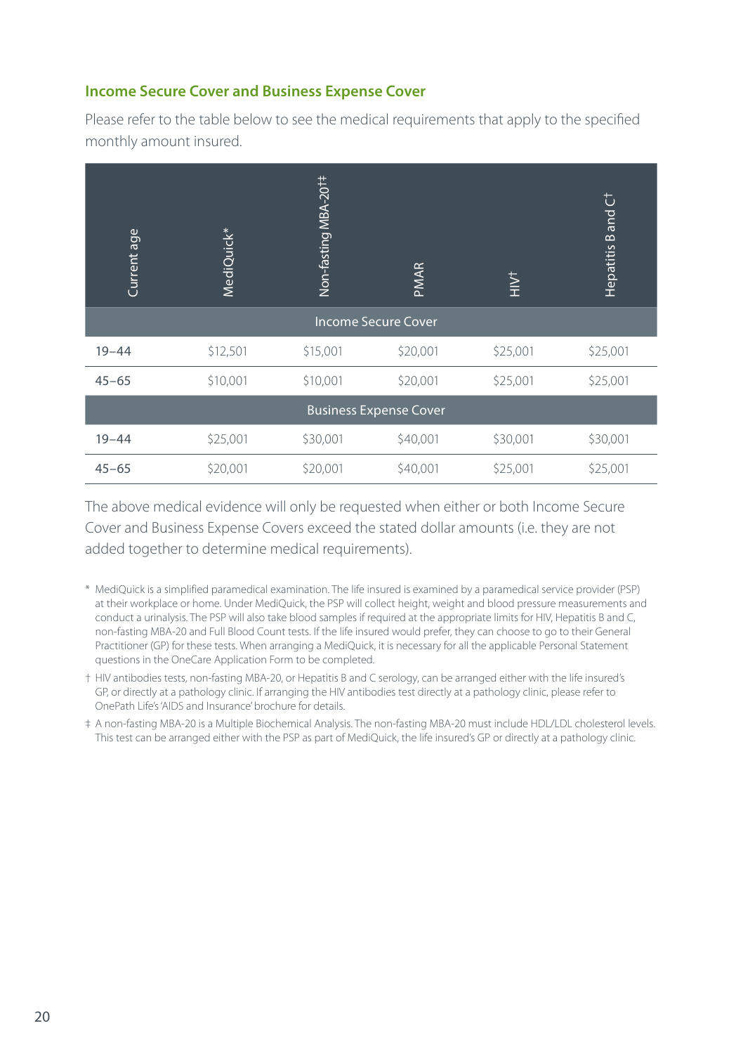## Income Secure Cover and Business Expense Cover

Please refer to the table below to see the medical requirements that apply to the specified monthly amount insured.

| Current age | MediQuick* | Non-fasting MBA-20†‡ | PMAR | HIV† | Hepatitis B and C† |
|---|---|---|---|---|---|
| **Income Secure Cover** | | | | | |
| 19–44 | $12,501 | $15,001 | $20,001 | $25,001 | $25,001 |
| 45–65 | $10,001 | $10,001 | $20,001 | $25,001 | $25,001 |
| **Business Expense Cover** | | | | | |
| 19–44 | $25,001 | $30,001 | $40,001 | $30,001 | $30,001 |
| 45–65 | $20,001 | $20,001 | $40,001 | $25,001 | $25,001 |

The above medical evidence will only be requested when either or both Income Secure Cover and Business Expense Covers exceed the stated dollar amounts (i.e. they are not added together to determine medical requirements).

\* MediQuick is a simplified paramedical examination. The life insured is examined by a paramedical service provider (PSP) at their workplace or home. Under MediQuick, the PSP will collect height, weight and blood pressure measurements and conduct a urinalysis. The PSP will also take blood samples if required at the appropriate limits for HIV, Hepatitis B and C, non-fasting MBA-20 and Full Blood Count tests. If the life insured would prefer, they can choose to go to their General Practitioner (GP) for these tests. When arranging a MediQuick, it is necessary for all the applicable Personal Statement questions in the OneCare Application Form to be completed.

† HIV antibodies tests, non-fasting MBA-20, or Hepatitis B and C serology, can be arranged either with the life insured's GP, or directly at a pathology clinic. If arranging the HIV antibodies test directly at a pathology clinic, please refer to OnePath Life's 'AIDS and Insurance' brochure for details.

‡ A non-fasting MBA-20 is a Multiple Biochemical Analysis. The non-fasting MBA-20 must include HDL/LDL cholesterol levels. This test can be arranged either with the PSP as part of MediQuick, the life insured's GP or directly at a pathology clinic.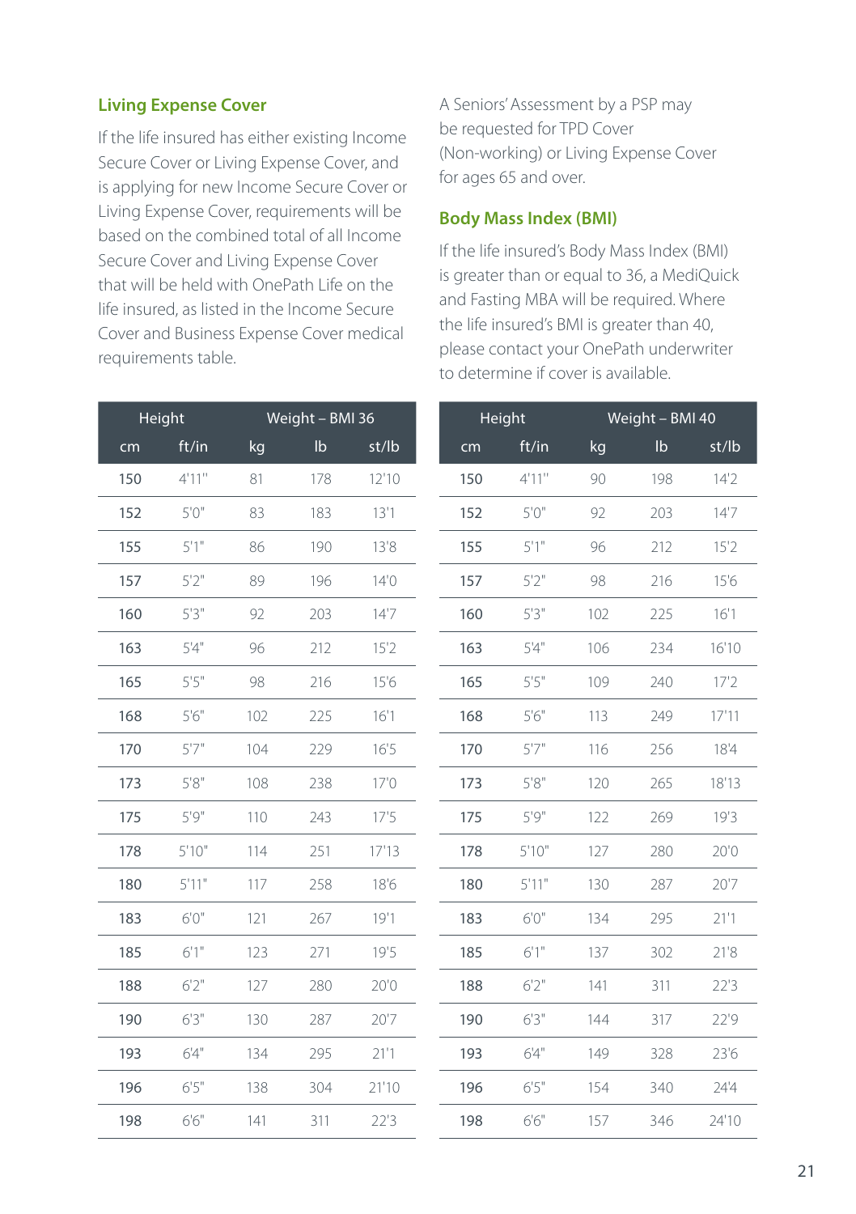## Living Expense Cover

If the life insured has either existing Income Secure Cover or Living Expense Cover, and is applying for new Income Secure Cover or Living Expense Cover, requirements will be based on the combined total of all Income Secure Cover and Living Expense Cover that will be held with OnePath Life on the life insured, as listed in the Income Secure Cover and Business Expense Cover medical requirements table.

A Seniors' Assessment by a PSP may be requested for TPD Cover (Non-working) or Living Expense Cover for ages 65 and over.

## Body Mass Index (BMI)

If the life insured's Body Mass Index (BMI) is greater than or equal to 36, a MediQuick and Fasting MBA will be required. Where the life insured's BMI is greater than 40, please contact your OnePath underwriter to determine if cover is available.

| Height | | Weight – BMI 36 | | |
|---|---|---|---|---|
| cm | ft/in | kg | lb | st/lb |
| 150 | 4'11" | 81 | 178 | 12'10 |
| 152 | 5'0" | 83 | 183 | 13'1 |
| 155 | 5'1" | 86 | 190 | 13'8 |
| 157 | 5'2" | 89 | 196 | 14'0 |
| 160 | 5'3" | 92 | 203 | 14'7 |
| 163 | 5'4" | 96 | 212 | 15'2 |
| 165 | 5'5" | 98 | 216 | 15'6 |
| 168 | 5'6" | 102 | 225 | 16'1 |
| 170 | 5'7" | 104 | 229 | 16'5 |
| 173 | 5'8" | 108 | 238 | 17'0 |
| 175 | 5'9" | 110 | 243 | 17'5 |
| 178 | 5'10" | 114 | 251 | 17'13 |
| 180 | 5'11" | 117 | 258 | 18'6 |
| 183 | 6'0" | 121 | 267 | 19'1 |
| 185 | 6'1" | 123 | 271 | 19'5 |
| 188 | 6'2" | 127 | 280 | 20'0 |
| 190 | 6'3" | 130 | 287 | 20'7 |
| 193 | 6'4" | 134 | 295 | 21'1 |
| 196 | 6'5" | 138 | 304 | 21'10 |
| 198 | 6'6" | 141 | 311 | 22'3 |

| Height | | Weight – BMI 40 | | |
|---|---|---|---|---|
| cm | ft/in | kg | lb | st/lb |
| 150 | 4'11" | 90 | 198 | 14'2 |
| 152 | 5'0" | 92 | 203 | 14'7 |
| 155 | 5'1" | 96 | 212 | 15'2 |
| 157 | 5'2" | 98 | 216 | 15'6 |
| 160 | 5'3" | 102 | 225 | 16'1 |
| 163 | 5'4" | 106 | 234 | 16'10 |
| 165 | 5'5" | 109 | 240 | 17'2 |
| 168 | 5'6" | 113 | 249 | 17'11 |
| 170 | 5'7" | 116 | 256 | 18'4 |
| 173 | 5'8" | 120 | 265 | 18'13 |
| 175 | 5'9" | 122 | 269 | 19'3 |
| 178 | 5'10" | 127 | 280 | 20'0 |
| 180 | 5'11" | 130 | 287 | 20'7 |
| 183 | 6'0" | 134 | 295 | 21'1 |
| 185 | 6'1" | 137 | 302 | 21'8 |
| 188 | 6'2" | 141 | 311 | 22'3 |
| 190 | 6'3" | 144 | 317 | 22'9 |
| 193 | 6'4" | 149 | 328 | 23'6 |
| 196 | 6'5" | 154 | 340 | 24'4 |
| 198 | 6'6" | 157 | 346 | 24'10 |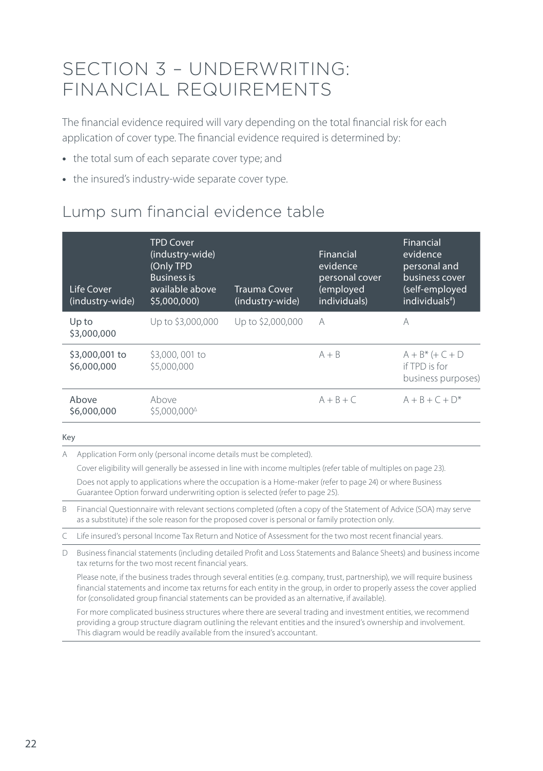# SECTION 3 – UNDERWRITING: FINANCIAL REQUIREMENTS

The financial evidence required will vary depending on the total financial risk for each application of cover type. The financial evidence required is determined by:

- the total sum of each separate cover type; and
- the insured's industry-wide separate cover type.

## Lump sum financial evidence table

| Life Cover (industry-wide) | TPD Cover (industry-wide) (Only TPD Business is available above $5,000,000) | Trauma Cover (industry-wide) | Financial evidence personal cover (employed individuals) | Financial evidence personal and business cover (self-employed individuals#) |
|---|---|---|---|---|
| Up to $3,000,000 | Up to $3,000,000 | Up to $2,000,000 | A | A |
| $3,000,001 to $6,000,000 | $3,000, 001 to $5,000,000 | | A + B | A + B* (+ C + D if TPD is for business purposes) |
| Above $6,000,000 | Above $5,000,000Δ | | A + B + C | A + B + C + D* |

Key

| | |
|---|---|
| A | Application Form only (personal income details must be completed).<br>Cover eligibility will generally be assessed in line with income multiples (refer table of multiples on page 23).<br>Does not apply to applications where the occupation is a Home-maker (refer to page 24) or where Business Guarantee Option forward underwriting option is selected (refer to page 25). |
| B | Financial Questionnaire with relevant sections completed (often a copy of the Statement of Advice (SOA) may serve as a substitute) if the sole reason for the proposed cover is personal or family protection only. |
| C | Life insured's personal Income Tax Return and Notice of Assessment for the two most recent financial years. |
| D | Business financial statements (including detailed Profit and Loss Statements and Balance Sheets) and business income tax returns for the two most recent financial years.<br>Please note, if the business trades through several entities (e.g. company, trust, partnership), we will require business financial statements and income tax returns for each entity in the group, in order to properly assess the cover applied for (consolidated group financial statements can be provided as an alternative, if available).<br>For more complicated business structures where there are several trading and investment entities, we recommend providing a group structure diagram outlining the relevant entities and the insured's ownership and involvement. This diagram would be readily available from the insured's accountant. |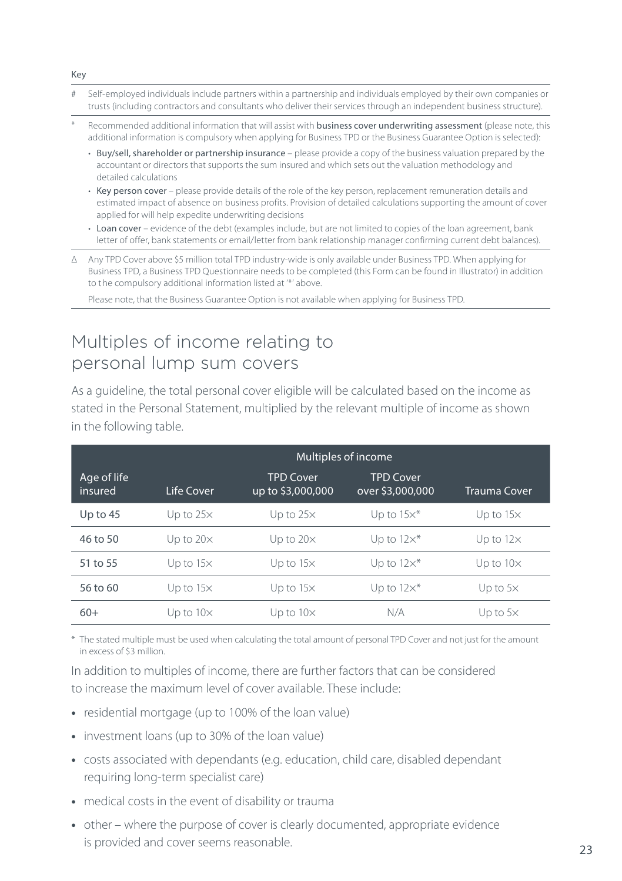Key

# Self-employed individuals include partners within a partnership and individuals employed by their own companies or trusts (including contractors and consultants who deliver their services through an independent business structure).

* Recommended additional information that will assist with **business cover underwriting assessment** (please note, this additional information is compulsory when applying for Business TPD or the Business Guarantee Option is selected):

- **Buy/sell, shareholder or partnership insurance** – please provide a copy of the business valuation prepared by the accountant or directors that supports the sum insured and which sets out the valuation methodology and detailed calculations
- **Key person cover** – please provide details of the role of the key person, replacement remuneration details and estimated impact of absence on business profits. Provision of detailed calculations supporting the amount of cover applied for will help expedite underwriting decisions
- **Loan cover** – evidence of the debt (examples include, but are not limited to copies of the loan agreement, bank letter of offer, bank statements or email/letter from bank relationship manager confirming current debt balances).

Δ Any TPD Cover above $5 million total TPD industry-wide is only available under Business TPD. When applying for Business TPD, a Business TPD Questionnaire needs to be completed (this Form can be found in Illustrator) in addition to the compulsory additional information listed at '*' above.

Please note, that the Business Guarantee Option is not available when applying for Business TPD.

# Multiples of income relating to personal lump sum covers

As a guideline, the total personal cover eligible will be calculated based on the income as stated in the Personal Statement, multiplied by the relevant multiple of income as shown in the following table.

| | Multiples of income | | | |
|---|---|---|---|---|
| Age of life insured | Life Cover | TPD Cover up to $3,000,000 | TPD Cover over $3,000,000 | Trauma Cover |
| Up to 45 | Up to 25× | Up to 25× | Up to 15×* | Up to 15× |
| 46 to 50 | Up to 20× | Up to 20× | Up to 12×* | Up to 12× |
| 51 to 55 | Up to 15× | Up to 15× | Up to 12×* | Up to 10× |
| 56 to 60 | Up to 15× | Up to 15× | Up to 12×* | Up to 5× |
| 60+ | Up to 10× | Up to 10× | N/A | Up to 5× |

* The stated multiple must be used when calculating the total amount of personal TPD Cover and not just for the amount in excess of $3 million.

In addition to multiples of income, there are further factors that can be considered to increase the maximum level of cover available. These include:

- residential mortgage (up to 100% of the loan value)
- investment loans (up to 30% of the loan value)
- costs associated with dependants (e.g. education, child care, disabled dependant requiring long-term specialist care)
- medical costs in the event of disability or trauma
- other – where the purpose of cover is clearly documented, appropriate evidence is provided and cover seems reasonable.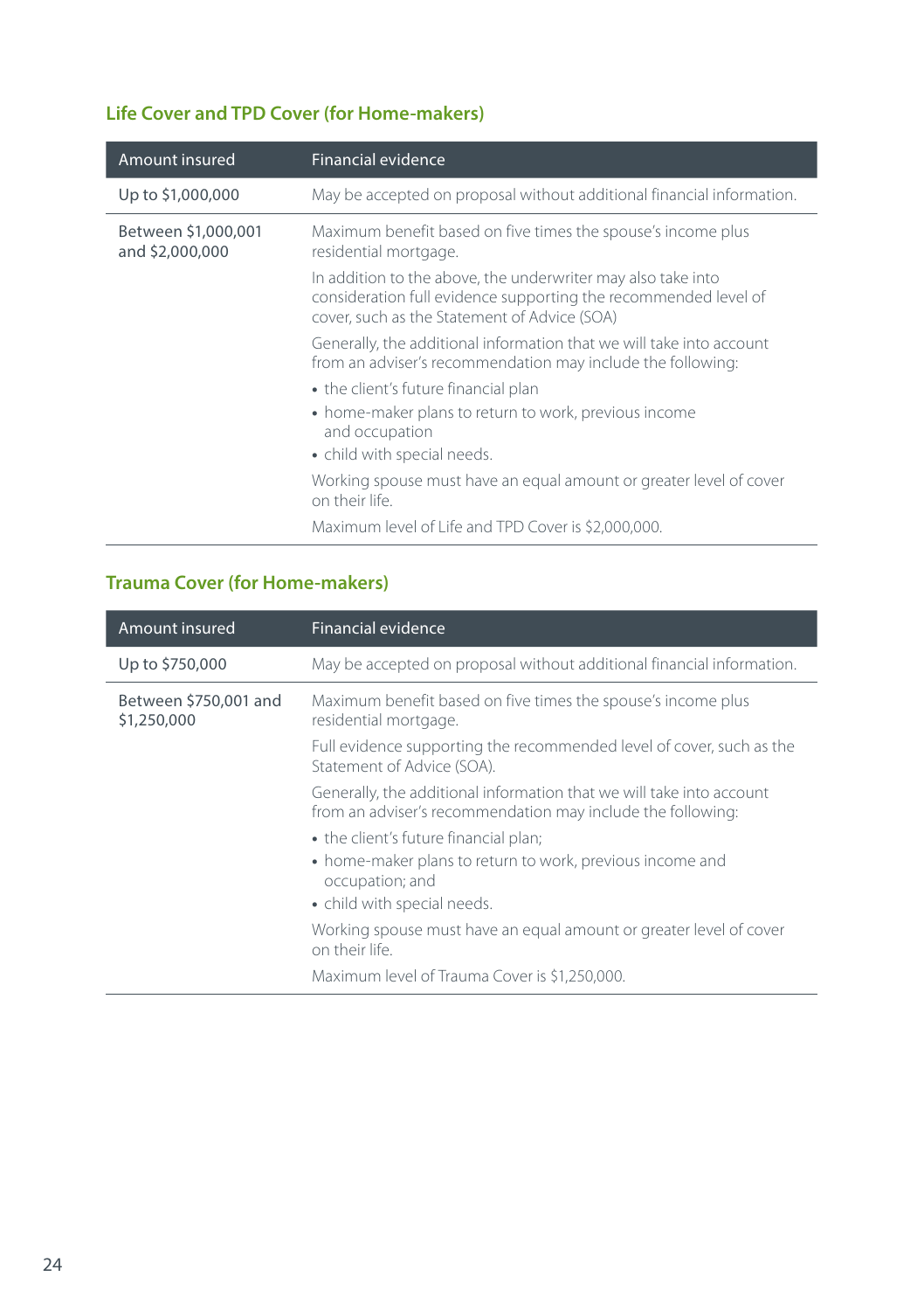## Life Cover and TPD Cover (for Home-makers)

| Amount insured | Financial evidence |
|---|---|
| Up to $1,000,000 | May be accepted on proposal without additional financial information. |
| Between $1,000,001 and $2,000,000 | Maximum benefit based on five times the spouse's income plus residential mortgage.<br><br>In addition to the above, the underwriter may also take into consideration full evidence supporting the recommended level of cover, such as the Statement of Advice (SOA)<br><br>Generally, the additional information that we will take into account from an adviser's recommendation may include the following:<br>• the client's future financial plan<br>• home-maker plans to return to work, previous income and occupation<br>• child with special needs.<br><br>Working spouse must have an equal amount or greater level of cover on their life.<br><br>Maximum level of Life and TPD Cover is $2,000,000. |

## Trauma Cover (for Home-makers)

| Amount insured | Financial evidence |
|---|---|
| Up to $750,000 | May be accepted on proposal without additional financial information. |
| Between $750,001 and $1,250,000 | Maximum benefit based on five times the spouse's income plus residential mortgage.<br><br>Full evidence supporting the recommended level of cover, such as the Statement of Advice (SOA).<br><br>Generally, the additional information that we will take into account from an adviser's recommendation may include the following:<br>• the client's future financial plan;<br>• home-maker plans to return to work, previous income and occupation; and<br>• child with special needs.<br><br>Working spouse must have an equal amount or greater level of cover on their life.<br><br>Maximum level of Trauma Cover is $1,250,000. |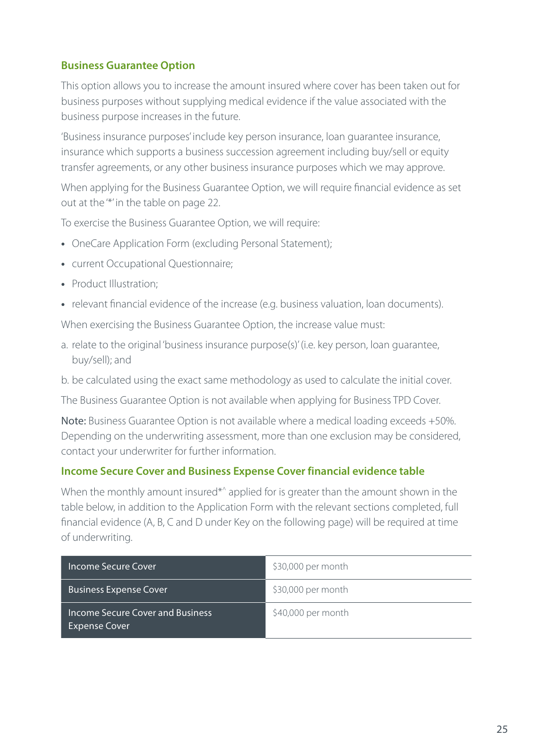## Business Guarantee Option

This option allows you to increase the amount insured where cover has been taken out for business purposes without supplying medical evidence if the value associated with the business purpose increases in the future.

'Business insurance purposes' include key person insurance, loan guarantee insurance, insurance which supports a business succession agreement including buy/sell or equity transfer agreements, or any other business insurance purposes which we may approve.

When applying for the Business Guarantee Option, we will require financial evidence as set out at the '*' in the table on page 22.

To exercise the Business Guarantee Option, we will require:

- OneCare Application Form (excluding Personal Statement);
- current Occupational Questionnaire;
- Product Illustration;
- relevant financial evidence of the increase (e.g. business valuation, loan documents).

When exercising the Business Guarantee Option, the increase value must:

a. relate to the original 'business insurance purpose(s)' (i.e. key person, loan guarantee, buy/sell); and

b. be calculated using the exact same methodology as used to calculate the initial cover.

The Business Guarantee Option is not available when applying for Business TPD Cover.

**Note:** Business Guarantee Option is not available where a medical loading exceeds +50%. Depending on the underwriting assessment, more than one exclusion may be considered, contact your underwriter for further information.

## Income Secure Cover and Business Expense Cover financial evidence table

When the monthly amount insured*^ applied for is greater than the amount shown in the table below, in addition to the Application Form with the relevant sections completed, full financial evidence (A, B, C and D under Key on the following page) will be required at time of underwriting.

| | |
|---|---|
| Income Secure Cover | $30,000 per month |
| Business Expense Cover | $30,000 per month |
| Income Secure Cover and Business Expense Cover | $40,000 per month |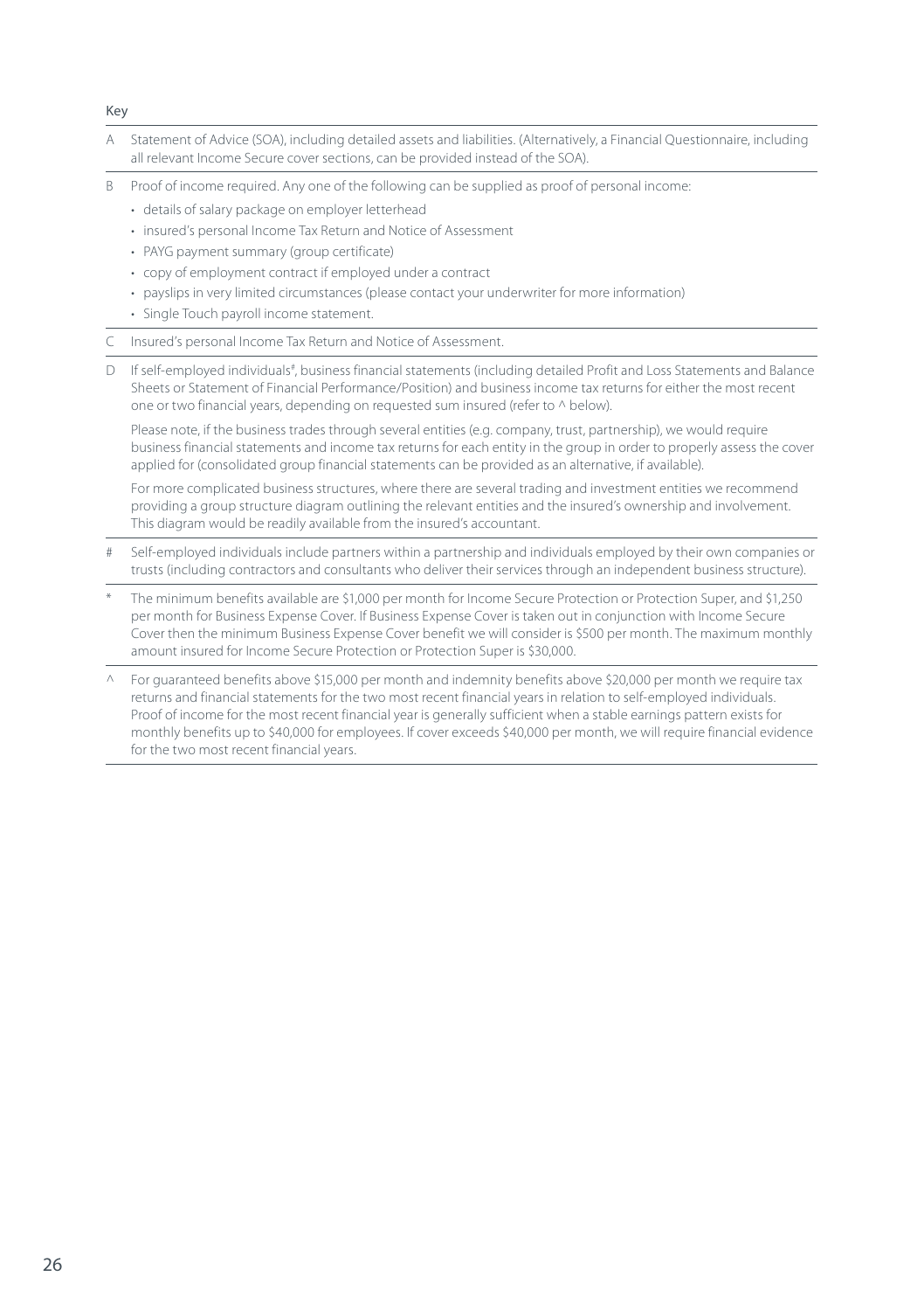Key

A Statement of Advice (SOA), including detailed assets and liabilities. (Alternatively, a Financial Questionnaire, including all relevant Income Secure cover sections, can be provided instead of the SOA).

B Proof of income required. Any one of the following can be supplied as proof of personal income:

- details of salary package on employer letterhead
- insured's personal Income Tax Return and Notice of Assessment
- PAYG payment summary (group certificate)
- copy of employment contract if employed under a contract
- payslips in very limited circumstances (please contact your underwriter for more information)
- Single Touch payroll income statement.

C Insured's personal Income Tax Return and Notice of Assessment.

D If self-employed individuals#, business financial statements (including detailed Profit and Loss Statements and Balance Sheets or Statement of Financial Performance/Position) and business income tax returns for either the most recent one or two financial years, depending on requested sum insured (refer to ^ below).

Please note, if the business trades through several entities (e.g. company, trust, partnership), we would require business financial statements and income tax returns for each entity in the group in order to properly assess the cover applied for (consolidated group financial statements can be provided as an alternative, if available).

For more complicated business structures, where there are several trading and investment entities we recommend providing a group structure diagram outlining the relevant entities and the insured's ownership and involvement. This diagram would be readily available from the insured's accountant.

# Self-employed individuals include partners within a partnership and individuals employed by their own companies or trusts (including contractors and consultants who deliver their services through an independent business structure).

* The minimum benefits available are $1,000 per month for Income Secure Protection or Protection Super, and $1,250 per month for Business Expense Cover. If Business Expense Cover is taken out in conjunction with Income Secure Cover then the minimum Business Expense Cover benefit we will consider is $500 per month. The maximum monthly amount insured for Income Secure Protection or Protection Super is $30,000.

^ For guaranteed benefits above $15,000 per month and indemnity benefits above $20,000 per month we require tax returns and financial statements for the two most recent financial years in relation to self-employed individuals. Proof of income for the most recent financial year is generally sufficient when a stable earnings pattern exists for monthly benefits up to $40,000 for employees. If cover exceeds $40,000 per month, we will require financial evidence for the two most recent financial years.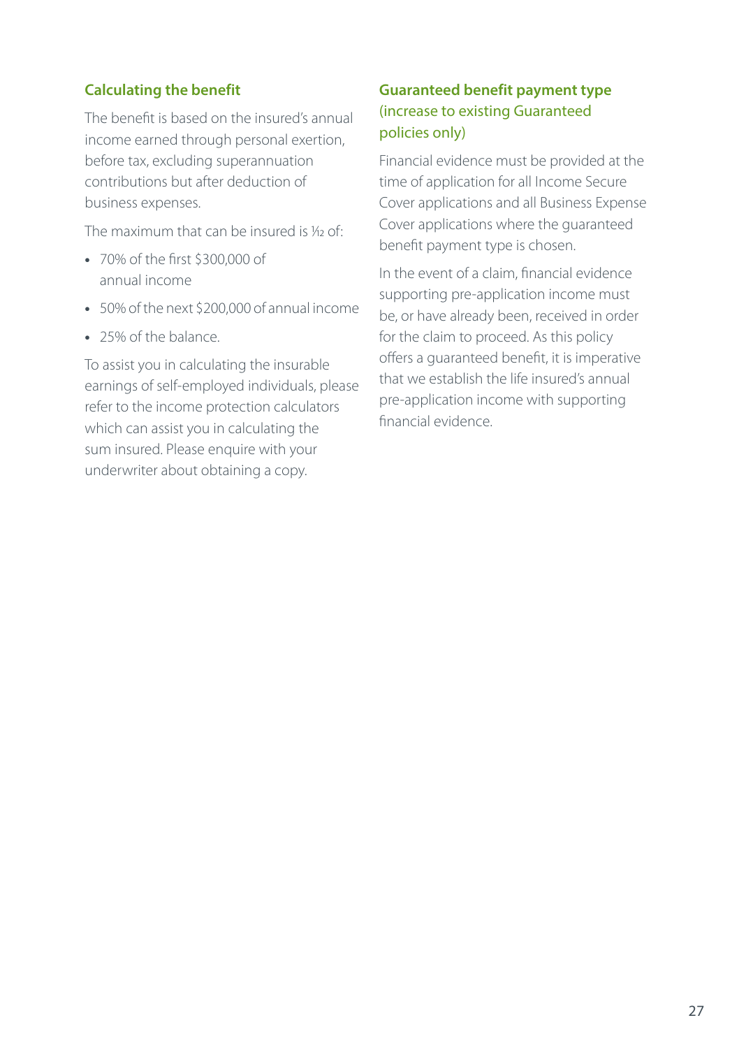## Calculating the benefit

The benefit is based on the insured's annual income earned through personal exertion, before tax, excluding superannuation contributions but after deduction of business expenses.

The maximum that can be insured is 1/12 of:

- 70% of the first $300,000 of annual income
- 50% of the next $200,000 of annual income
- 25% of the balance.

To assist you in calculating the insurable earnings of self-employed individuals, please refer to the income protection calculators which can assist you in calculating the sum insured. Please enquire with your underwriter about obtaining a copy.

## Guaranteed benefit payment type (increase to existing Guaranteed policies only)

Financial evidence must be provided at the time of application for all Income Secure Cover applications and all Business Expense Cover applications where the guaranteed benefit payment type is chosen.

In the event of a claim, financial evidence supporting pre-application income must be, or have already been, received in order for the claim to proceed. As this policy offers a guaranteed benefit, it is imperative that we establish the life insured's annual pre-application income with supporting financial evidence.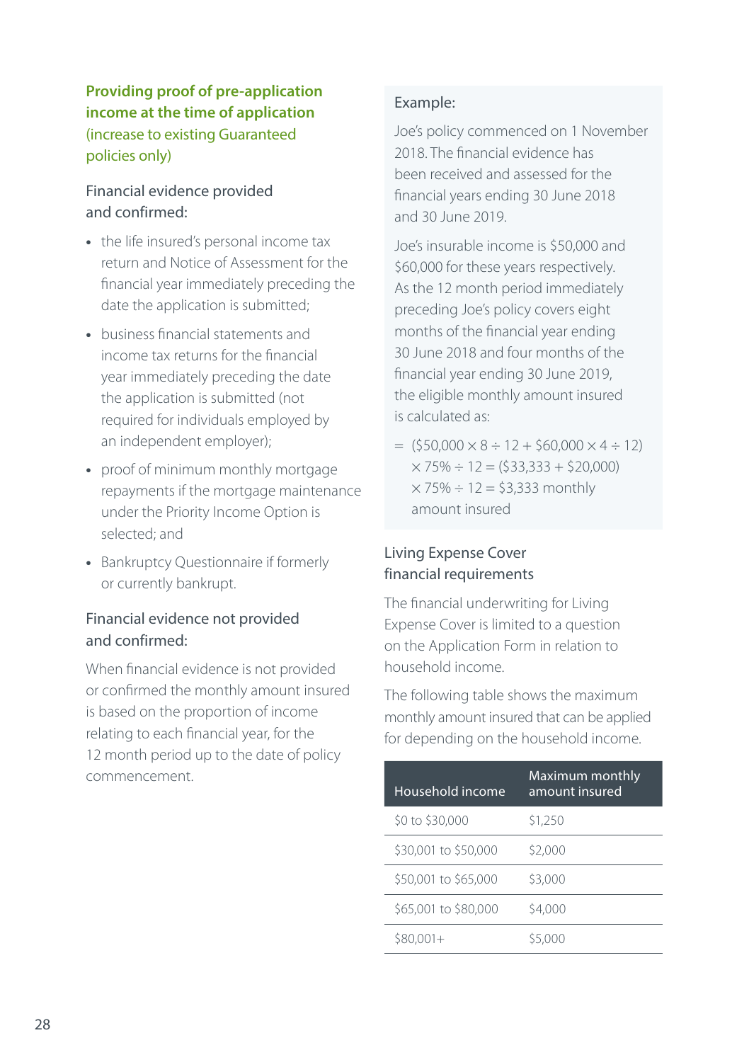## Providing proof of pre-application income at the time of application (increase to existing Guaranteed policies only)

### Financial evidence provided and confirmed:

- the life insured's personal income tax return and Notice of Assessment for the financial year immediately preceding the date the application is submitted;
- business financial statements and income tax returns for the financial year immediately preceding the date the application is submitted (not required for individuals employed by an independent employer);
- proof of minimum monthly mortgage repayments if the mortgage maintenance under the Priority Income Option is selected; and
- Bankruptcy Questionnaire if formerly or currently bankrupt.

### Financial evidence not provided and confirmed:

When financial evidence is not provided or confirmed the monthly amount insured is based on the proportion of income relating to each financial year, for the 12 month period up to the date of policy commencement.

**Example:**

Joe's policy commenced on 1 November 2018. The financial evidence has been received and assessed for the financial years ending 30 June 2018 and 30 June 2019.

Joe's insurable income is $50,000 and $60,000 for these years respectively. As the 12 month period immediately preceding Joe's policy covers eight months of the financial year ending 30 June 2018 and four months of the financial year ending 30 June 2019, the eligible monthly amount insured is calculated as:

= ($50,000 × 8 ÷ 12 + $60,000 × 4 ÷ 12) × 75% ÷ 12 = ($33,333 + $20,000) × 75% ÷ 12 = $3,333 monthly amount insured

## Living Expense Cover financial requirements

The financial underwriting for Living Expense Cover is limited to a question on the Application Form in relation to household income.

The following table shows the maximum monthly amount insured that can be applied for depending on the household income.

| Household income | Maximum monthly amount insured |
|---|---|
| $0 to $30,000 | $1,250 |
| $30,001 to $50,000 | $2,000 |
| $50,001 to $65,000 | $3,000 |
| $65,001 to $80,000 | $4,000 |
| $80,001+ | $5,000 |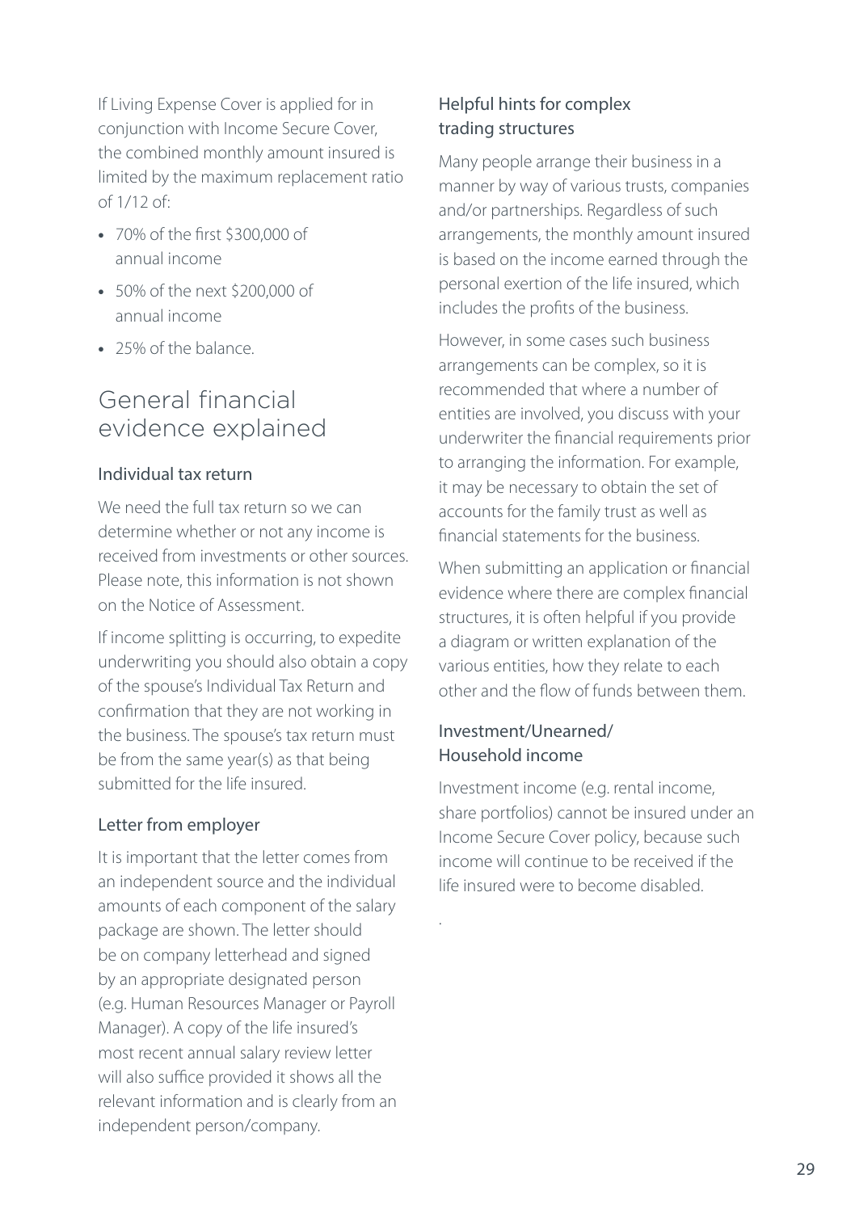If Living Expense Cover is applied for in conjunction with Income Secure Cover, the combined monthly amount insured is limited by the maximum replacement ratio of 1/12 of:

- 70% of the first $300,000 of annual income
- 50% of the next $200,000 of annual income
- 25% of the balance.

## General financial evidence explained

### Individual tax return

We need the full tax return so we can determine whether or not any income is received from investments or other sources. Please note, this information is not shown on the Notice of Assessment.

If income splitting is occurring, to expedite underwriting you should also obtain a copy of the spouse's Individual Tax Return and confirmation that they are not working in the business. The spouse's tax return must be from the same year(s) as that being submitted for the life insured.

### Letter from employer

It is important that the letter comes from an independent source and the individual amounts of each component of the salary package are shown. The letter should be on company letterhead and signed by an appropriate designated person (e.g. Human Resources Manager or Payroll Manager). A copy of the life insured's most recent annual salary review letter will also suffice provided it shows all the relevant information and is clearly from an independent person/company.

### Helpful hints for complex trading structures

Many people arrange their business in a manner by way of various trusts, companies and/or partnerships. Regardless of such arrangements, the monthly amount insured is based on the income earned through the personal exertion of the life insured, which includes the profits of the business.

However, in some cases such business arrangements can be complex, so it is recommended that where a number of entities are involved, you discuss with your underwriter the financial requirements prior to arranging the information. For example, it may be necessary to obtain the set of accounts for the family trust as well as financial statements for the business.

When submitting an application or financial evidence where there are complex financial structures, it is often helpful if you provide a diagram or written explanation of the various entities, how they relate to each other and the flow of funds between them.

### Investment/Unearned/Household income

Investment income (e.g. rental income, share portfolios) cannot be insured under an Income Secure Cover policy, because such income will continue to be received if the life insured were to become disabled.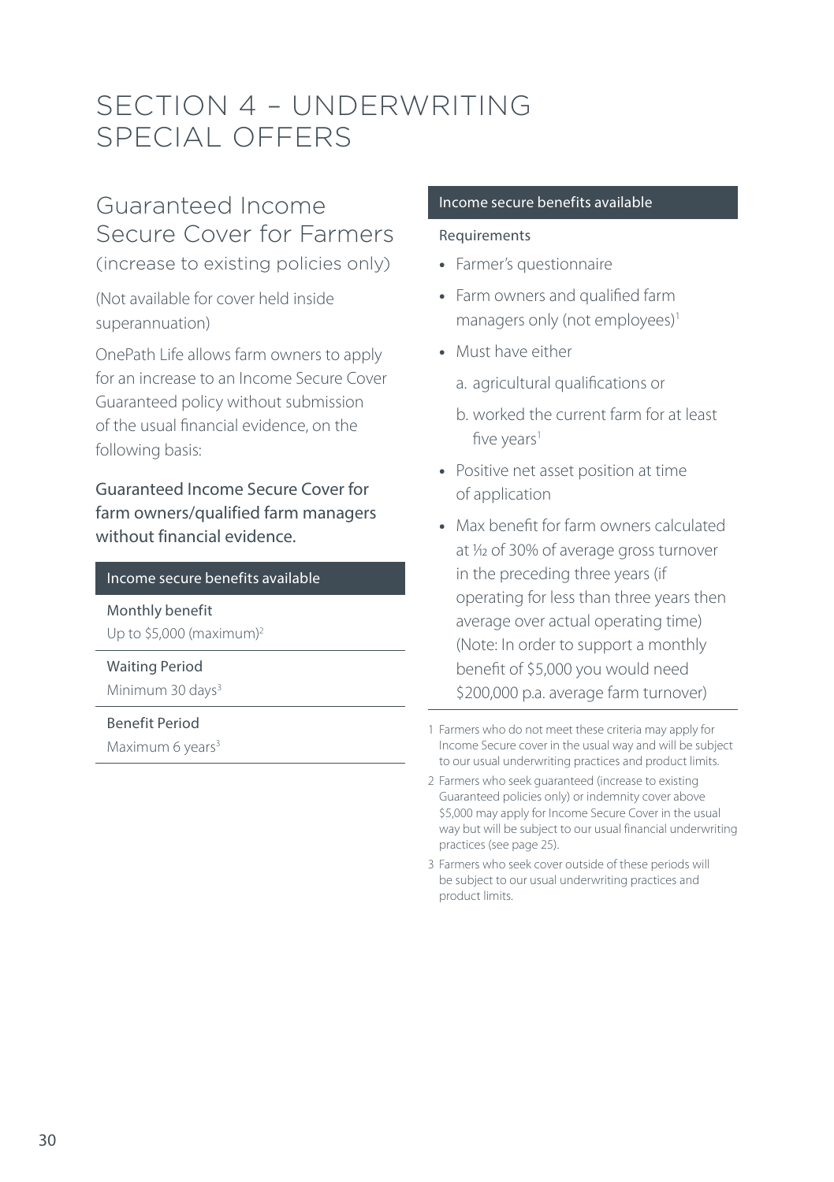# SECTION 4 – UNDERWRITING SPECIAL OFFERS

## Guaranteed Income Secure Cover for Farmers

(increase to existing policies only)

(Not available for cover held inside superannuation)

OnePath Life allows farm owners to apply for an increase to an Income Secure Cover Guaranteed policy without submission of the usual financial evidence, on the following basis:

### Guaranteed Income Secure Cover for farm owners/qualified farm managers without financial evidence.

| Income secure benefits available |
|---|
| **Monthly benefit**<br>Up to $5,000 (maximum)[2] |
| **Waiting Period**<br>Minimum 30 days[3] |
| **Benefit Period**<br>Maximum 6 years[3] |

| Income secure benefits available |
|---|
| **Requirements** |

- Farmer's questionnaire
- Farm owners and qualified farm managers only (not employees)[1]
- Must have either
  a. agricultural qualifications or
  b. worked the current farm for at least five years[1]
- Positive net asset position at time of application
- Max benefit for farm owners calculated at 1/12 of 30% of average gross turnover in the preceding three years (if operating for less than three years then average over actual operating time) (Note: In order to support a monthly benefit of $5,000 you would need $200,000 p.a. average farm turnover)

1 Farmers who do not meet these criteria may apply for Income Secure cover in the usual way and will be subject to our usual underwriting practices and product limits.

2 Farmers who seek guaranteed (increase to existing Guaranteed policies only) or indemnity cover above $5,000 may apply for Income Secure Cover in the usual way but will be subject to our usual financial underwriting practices (see page 25).

3 Farmers who seek cover outside of these periods will be subject to our usual underwriting practices and product limits.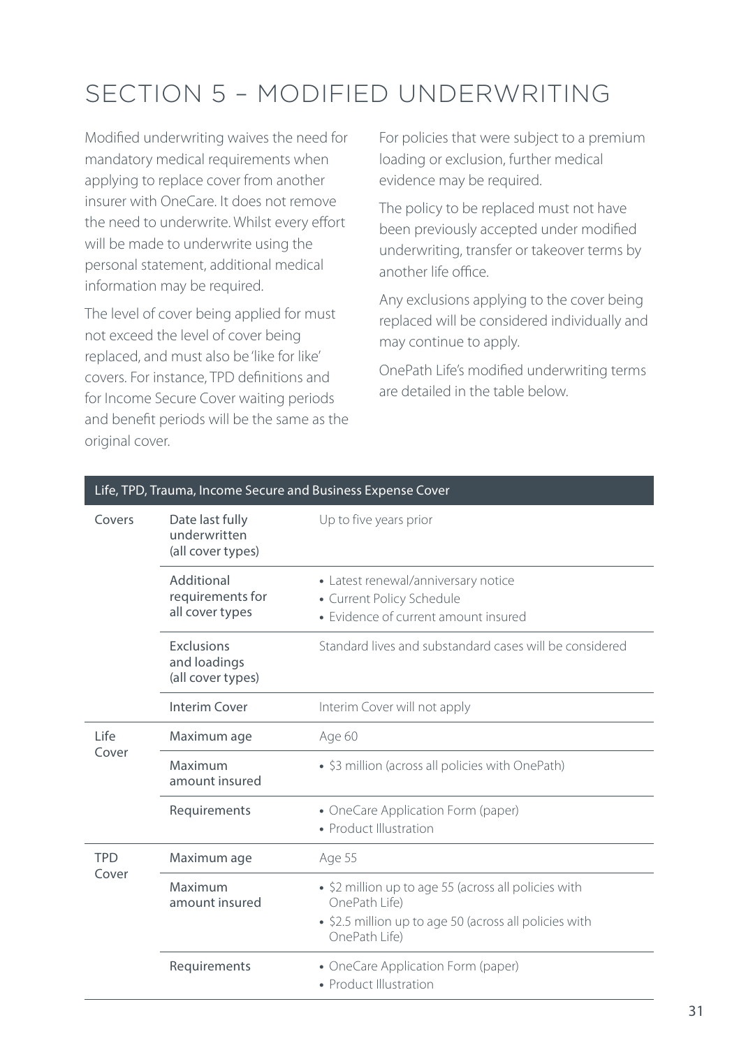# SECTION 5 – MODIFIED UNDERWRITING

Modified underwriting waives the need for mandatory medical requirements when applying to replace cover from another insurer with OneCare. It does not remove the need to underwrite. Whilst every effort will be made to underwrite using the personal statement, additional medical information may be required.

The level of cover being applied for must not exceed the level of cover being replaced, and must also be 'like for like' covers. For instance, TPD definitions and for Income Secure Cover waiting periods and benefit periods will be the same as the original cover.

For policies that were subject to a premium loading or exclusion, further medical evidence may be required.

The policy to be replaced must not have been previously accepted under modified underwriting, transfer or takeover terms by another life office.

Any exclusions applying to the cover being replaced will be considered individually and may continue to apply.

OnePath Life's modified underwriting terms are detailed in the table below.

| Life, TPD, Trauma, Income Secure and Business Expense Cover | | |
|---|---|---|
| Covers | Date last fully underwritten (all cover types) | Up to five years prior |
| | Additional requirements for all cover types | • Latest renewal/anniversary notice<br>• Current Policy Schedule<br>• Evidence of current amount insured |
| | Exclusions and loadings (all cover types) | Standard lives and substandard cases will be considered |
| | Interim Cover | Interim Cover will not apply |
| Life Cover | Maximum age | Age 60 |
| | Maximum amount insured | • $3 million (across all policies with OnePath) |
| | Requirements | • OneCare Application Form (paper)<br>• Product Illustration |
| TPD Cover | Maximum age | Age 55 |
| | Maximum amount insured | • $2 million up to age 55 (across all policies with OnePath Life)<br>• $2.5 million up to age 50 (across all policies with OnePath Life) |
| | Requirements | • OneCare Application Form (paper)<br>• Product Illustration |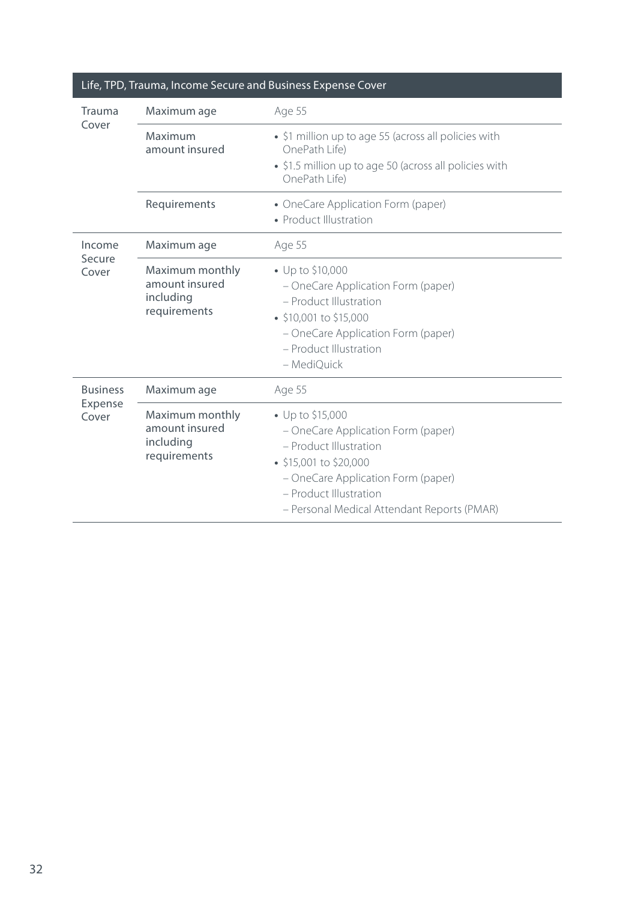| Life, TPD, Trauma, Income Secure and Business Expense Cover | | |
|---|---|---|
| Trauma Cover | Maximum age | Age 55 |
| | Maximum amount insured | • $1 million up to age 55 (across all policies with OnePath Life)<br>• $1.5 million up to age 50 (across all policies with OnePath Life) |
| | Requirements | • OneCare Application Form (paper)<br>• Product Illustration |
| Income Secure Cover | Maximum age | Age 55 |
| | Maximum monthly amount insured including requirements | • Up to $10,000<br>– OneCare Application Form (paper)<br>– Product Illustration<br>• $10,001 to $15,000<br>– OneCare Application Form (paper)<br>– Product Illustration<br>– MediQuick |
| Business Expense Cover | Maximum age | Age 55 |
| | Maximum monthly amount insured including requirements | • Up to $15,000<br>– OneCare Application Form (paper)<br>– Product Illustration<br>• $15,001 to $20,000<br>– OneCare Application Form (paper)<br>– Product Illustration<br>– Personal Medical Attendant Reports (PMAR) |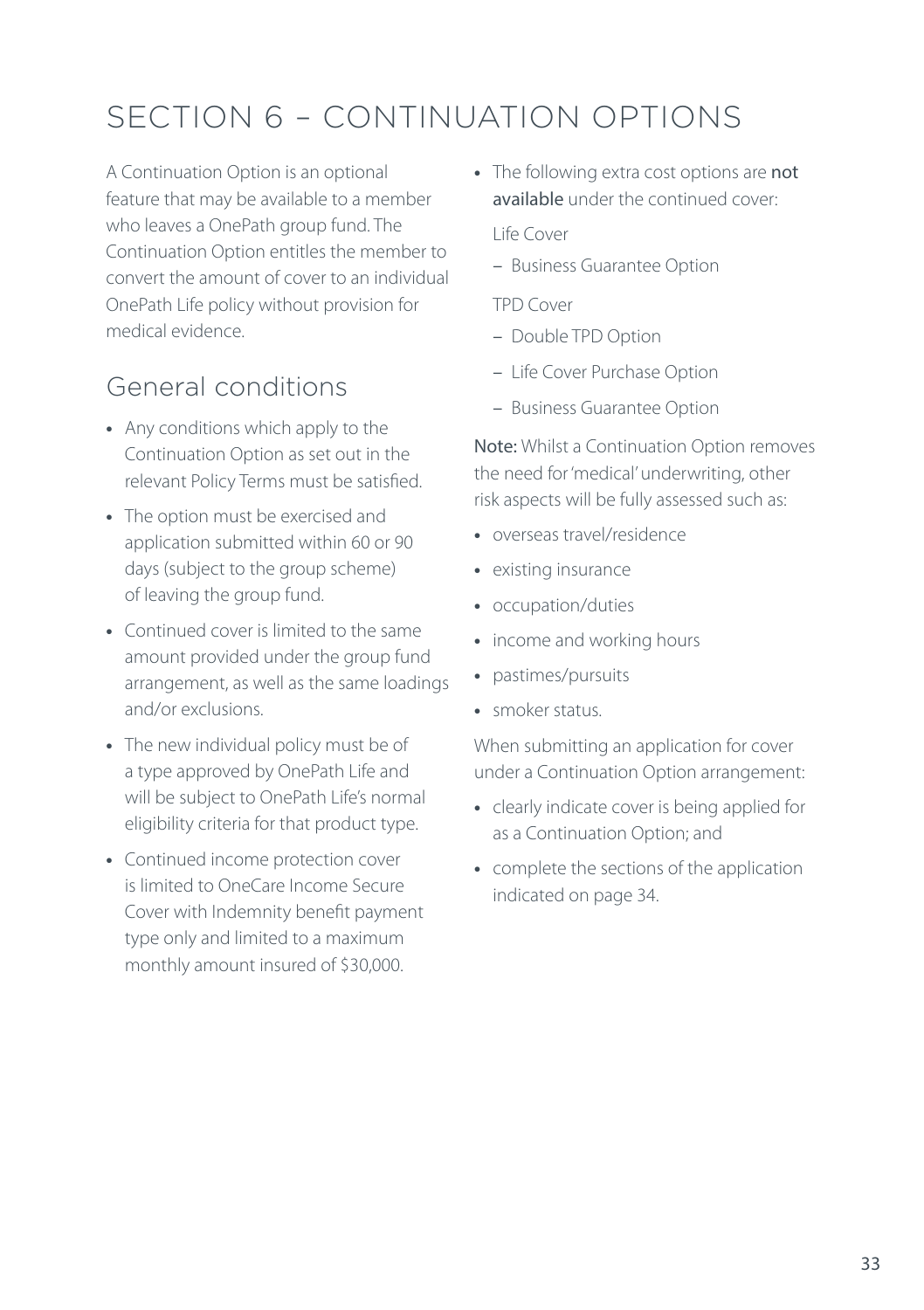# SECTION 6 – CONTINUATION OPTIONS

A Continuation Option is an optional feature that may be available to a member who leaves a OnePath group fund. The Continuation Option entitles the member to convert the amount of cover to an individual OnePath Life policy without provision for medical evidence.

## General conditions

- Any conditions which apply to the Continuation Option as set out in the relevant Policy Terms must be satisfied.
- The option must be exercised and application submitted within 60 or 90 days (subject to the group scheme) of leaving the group fund.
- Continued cover is limited to the same amount provided under the group fund arrangement, as well as the same loadings and/or exclusions.
- The new individual policy must be of a type approved by OnePath Life and will be subject to OnePath Life's normal eligibility criteria for that product type.
- Continued income protection cover is limited to OneCare Income Secure Cover with Indemnity benefit payment type only and limited to a maximum monthly amount insured of $30,000.
- The following extra cost options are **not available** under the continued cover:

  Life Cover

  – Business Guarantee Option

  TPD Cover

  – Double TPD Option

  – Life Cover Purchase Option

  – Business Guarantee Option

**Note:** Whilst a Continuation Option removes the need for 'medical' underwriting, other risk aspects will be fully assessed such as:

- overseas travel/residence
- existing insurance
- occupation/duties
- income and working hours
- pastimes/pursuits
- smoker status.

When submitting an application for cover under a Continuation Option arrangement:

- clearly indicate cover is being applied for as a Continuation Option; and
- complete the sections of the application indicated on page 34.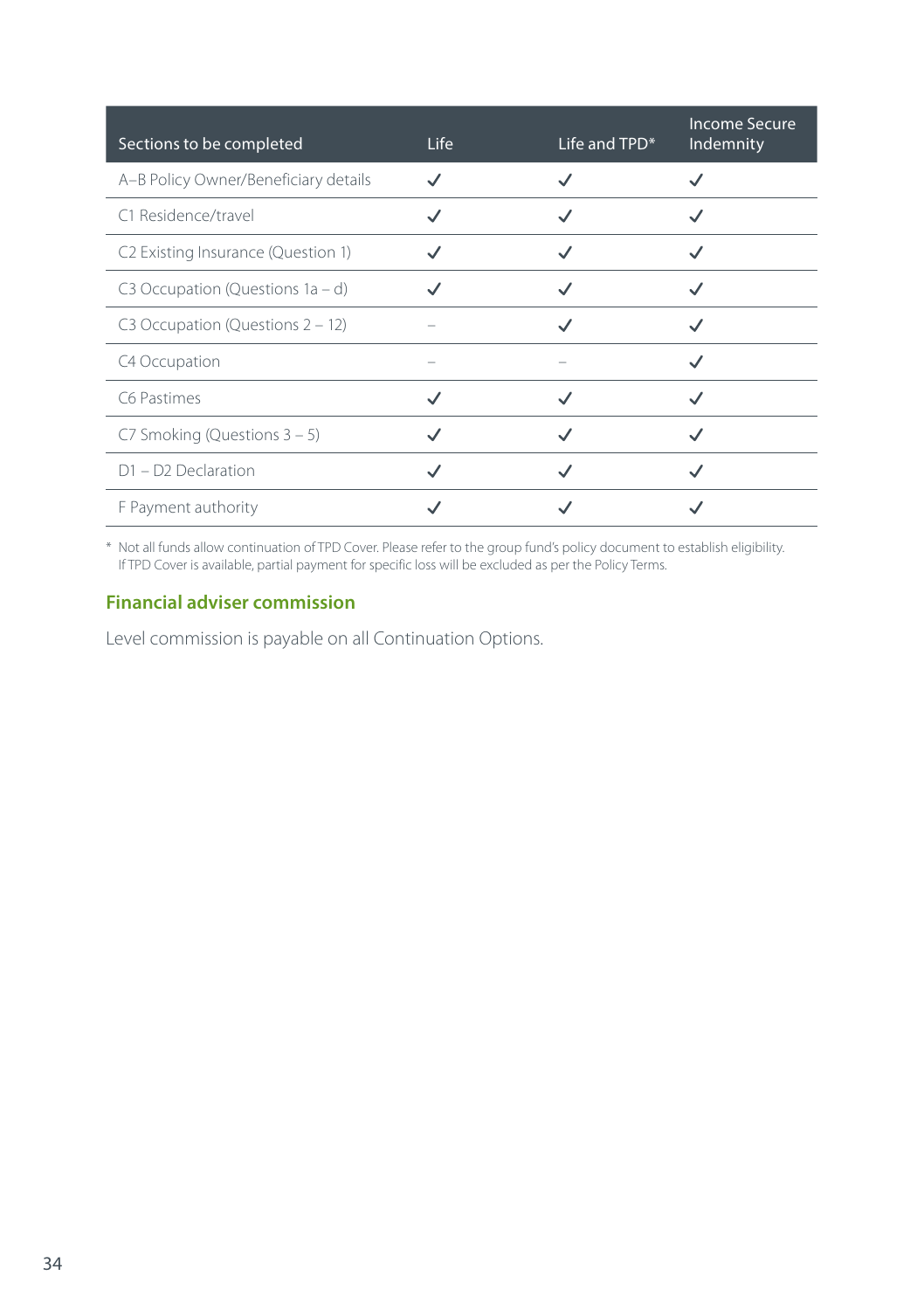| Sections to be completed | Life | Life and TPD* | Income Secure Indemnity |
|---|---|---|---|
| A–B Policy Owner/Beneficiary details | ✓ | ✓ | ✓ |
| C1 Residence/travel | ✓ | ✓ | ✓ |
| C2 Existing Insurance (Question 1) | ✓ | ✓ | ✓ |
| C3 Occupation (Questions 1a – d) | ✓ | ✓ | ✓ |
| C3 Occupation (Questions 2 – 12) | – | ✓ | ✓ |
| C4 Occupation | – | – | ✓ |
| C6 Pastimes | ✓ | ✓ | ✓ |
| C7 Smoking (Questions 3 – 5) | ✓ | ✓ | ✓ |
| D1 – D2 Declaration | ✓ | ✓ | ✓ |
| F Payment authority | ✓ | ✓ | ✓ |

* Not all funds allow continuation of TPD Cover. Please refer to the group fund's policy document to establish eligibility. If TPD Cover is available, partial payment for specific loss will be excluded as per the Policy Terms.

## Financial adviser commission

Level commission is payable on all Continuation Options.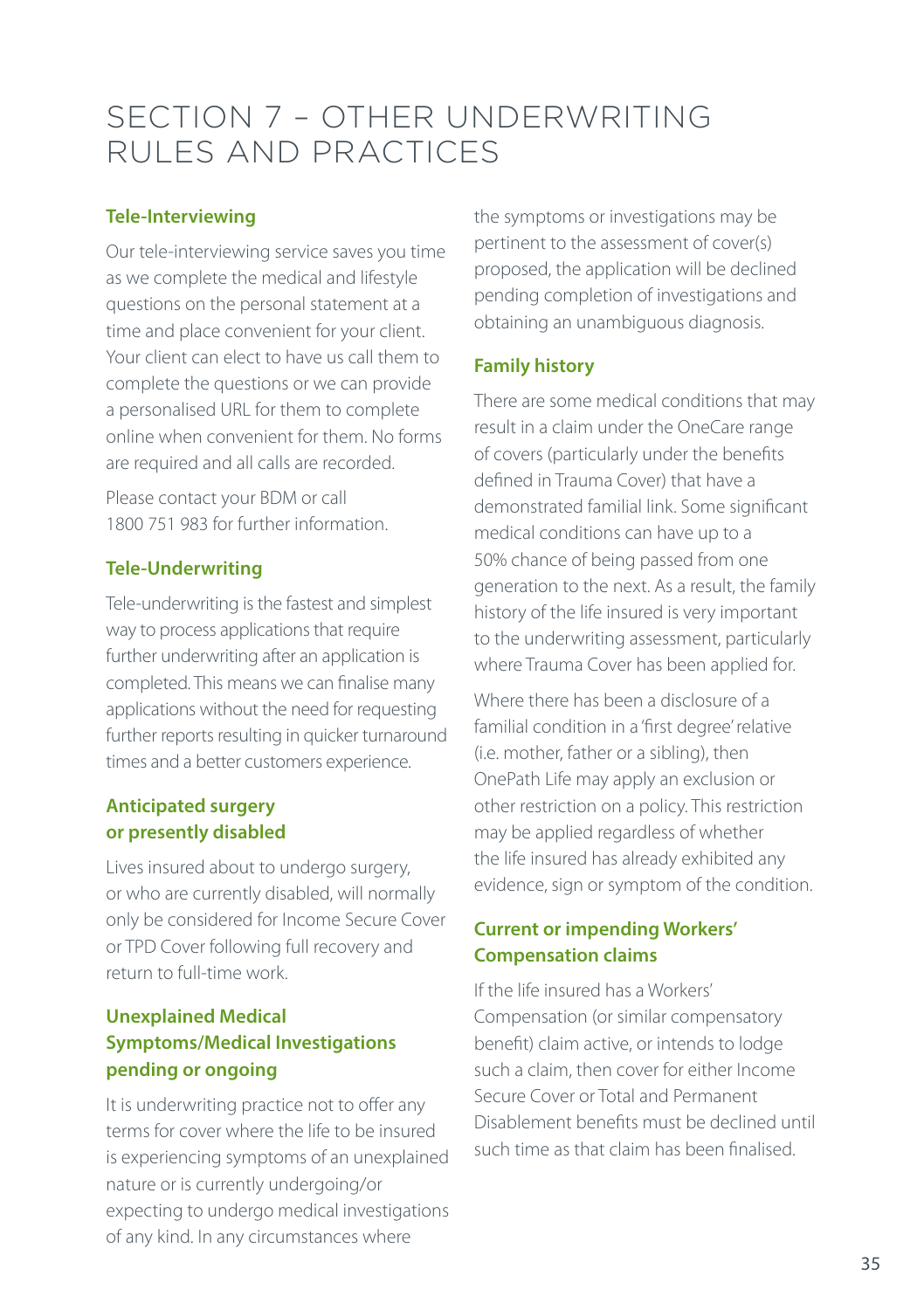# SECTION 7 – OTHER UNDERWRITING RULES AND PRACTICES

### Tele-Interviewing

Our tele-interviewing service saves you time as we complete the medical and lifestyle questions on the personal statement at a time and place convenient for your client. Your client can elect to have us call them to complete the questions or we can provide a personalised URL for them to complete online when convenient for them. No forms are required and all calls are recorded.

Please contact your BDM or call 1800 751 983 for further information.

### Tele-Underwriting

Tele-underwriting is the fastest and simplest way to process applications that require further underwriting after an application is completed. This means we can finalise many applications without the need for requesting further reports resulting in quicker turnaround times and a better customers experience.

### Anticipated surgery or presently disabled

Lives insured about to undergo surgery, or who are currently disabled, will normally only be considered for Income Secure Cover or TPD Cover following full recovery and return to full-time work.

### Unexplained Medical Symptoms/Medical Investigations pending or ongoing

It is underwriting practice not to offer any terms for cover where the life to be insured is experiencing symptoms of an unexplained nature or is currently undergoing/or expecting to undergo medical investigations of any kind. In any circumstances where the symptoms or investigations may be pertinent to the assessment of cover(s) proposed, the application will be declined pending completion of investigations and obtaining an unambiguous diagnosis.

### Family history

There are some medical conditions that may result in a claim under the OneCare range of covers (particularly under the benefits defined in Trauma Cover) that have a demonstrated familial link. Some significant medical conditions can have up to a 50% chance of being passed from one generation to the next. As a result, the family history of the life insured is very important to the underwriting assessment, particularly where Trauma Cover has been applied for.

Where there has been a disclosure of a familial condition in a 'first degree' relative (i.e. mother, father or a sibling), then OnePath Life may apply an exclusion or other restriction on a policy. This restriction may be applied regardless of whether the life insured has already exhibited any evidence, sign or symptom of the condition.

### Current or impending Workers' Compensation claims

If the life insured has a Workers' Compensation (or similar compensatory benefit) claim active, or intends to lodge such a claim, then cover for either Income Secure Cover or Total and Permanent Disablement benefits must be declined until such time as that claim has been finalised.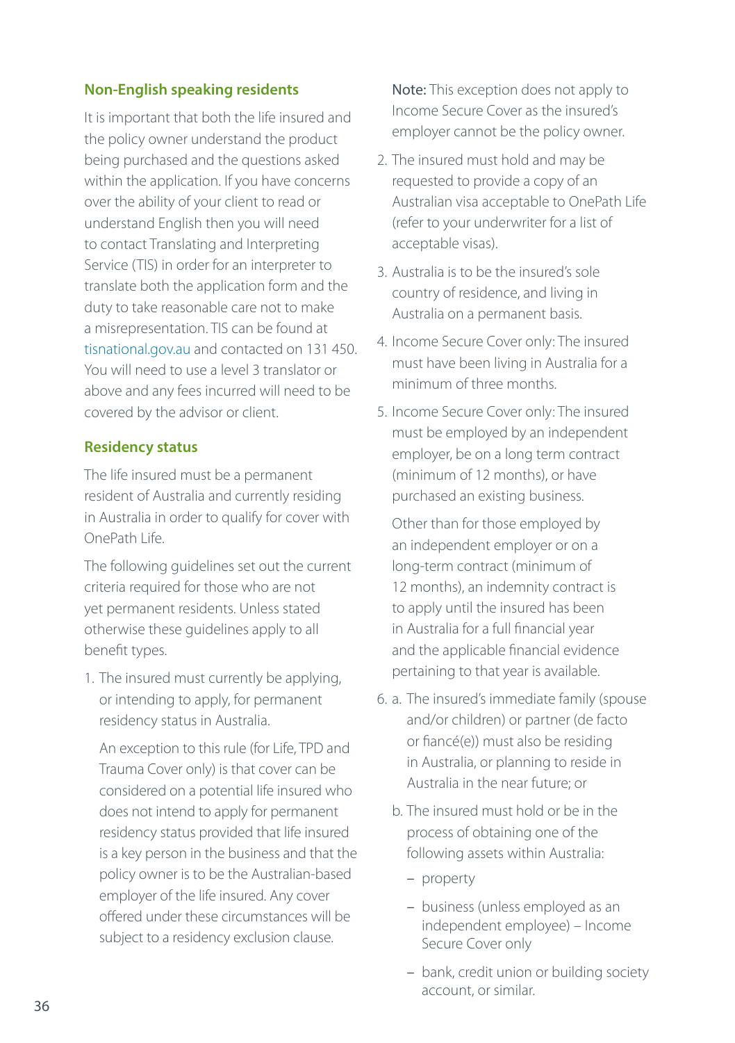## Non-English speaking residents

It is important that both the life insured and the policy owner understand the product being purchased and the questions asked within the application. If you have concerns over the ability of your client to read or understand English then you will need to contact Translating and Interpreting Service (TIS) in order for an interpreter to translate both the application form and the duty to take reasonable care not to make a misrepresentation. TIS can be found at tisnational.gov.au and contacted on 131 450. You will need to use a level 3 translator or above and any fees incurred will need to be covered by the advisor or client.

## Residency status

The life insured must be a permanent resident of Australia and currently residing in Australia in order to qualify for cover with OnePath Life.

The following guidelines set out the current criteria required for those who are not yet permanent residents. Unless stated otherwise these guidelines apply to all benefit types.

1. The insured must currently be applying, or intending to apply, for permanent residency status in Australia.

   An exception to this rule (for Life, TPD and Trauma Cover only) is that cover can be considered on a potential life insured who does not intend to apply for permanent residency status provided that life insured is a key person in the business and that the policy owner is to be the Australian-based employer of the life insured. Any cover offered under these circumstances will be subject to a residency exclusion clause.

   **Note:** This exception does not apply to Income Secure Cover as the insured's employer cannot be the policy owner.

2. The insured must hold and may be requested to provide a copy of an Australian visa acceptable to OnePath Life (refer to your underwriter for a list of acceptable visas).
3. Australia is to be the insured's sole country of residence, and living in Australia on a permanent basis.
4. Income Secure Cover only: The insured must have been living in Australia for a minimum of three months.
5. Income Secure Cover only: The insured must be employed by an independent employer, be on a long term contract (minimum of 12 months), or have purchased an existing business.

   Other than for those employed by an independent employer or on a long-term contract (minimum of 12 months), an indemnity contract is to apply until the insured has been in Australia for a full financial year and the applicable financial evidence pertaining to that year is available.

6. a. The insured's immediate family (spouse and/or children) or partner (de facto or fiancé(e)) must also be residing in Australia, or planning to reside in Australia in the near future; or

   b. The insured must hold or be in the process of obtaining one of the following assets within Australia:

   - property
   - business (unless employed as an independent employee) – Income Secure Cover only
   - bank, credit union or building society account, or similar.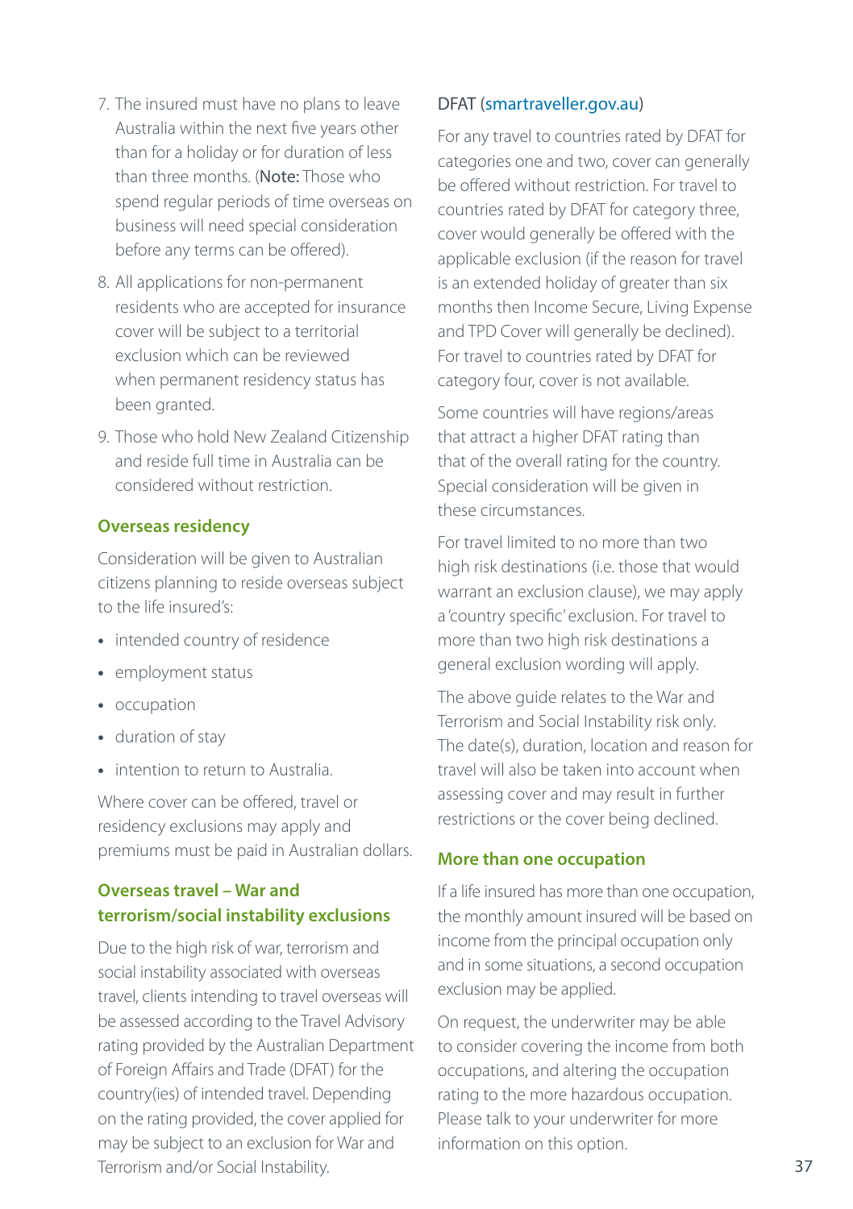7. The insured must have no plans to leave Australia within the next five years other than for a holiday or for duration of less than three months. (**Note:** Those who spend regular periods of time overseas on business will need special consideration before any terms can be offered).
8. All applications for non-permanent residents who are accepted for insurance cover will be subject to a territorial exclusion which can be reviewed when permanent residency status has been granted.
9. Those who hold New Zealand Citizenship and reside full time in Australia can be considered without restriction.

### Overseas residency

Consideration will be given to Australian citizens planning to reside overseas subject to the life insured's:

- intended country of residence
- employment status
- occupation
- duration of stay
- intention to return to Australia.

Where cover can be offered, travel or residency exclusions may apply and premiums must be paid in Australian dollars.

### Overseas travel – War and terrorism/social instability exclusions

Due to the high risk of war, terrorism and social instability associated with overseas travel, clients intending to travel overseas will be assessed according to the Travel Advisory rating provided by the Australian Department of Foreign Affairs and Trade (DFAT) for the country(ies) of intended travel. Depending on the rating provided, the cover applied for may be subject to an exclusion for War and Terrorism and/or Social Instability.

DFAT (smartraveller.gov.au)

For any travel to countries rated by DFAT for categories one and two, cover can generally be offered without restriction. For travel to countries rated by DFAT for category three, cover would generally be offered with the applicable exclusion (if the reason for travel is an extended holiday of greater than six months then Income Secure, Living Expense and TPD Cover will generally be declined). For travel to countries rated by DFAT for category four, cover is not available.

Some countries will have regions/areas that attract a higher DFAT rating than that of the overall rating for the country. Special consideration will be given in these circumstances.

For travel limited to no more than two high risk destinations (i.e. those that would warrant an exclusion clause), we may apply a 'country specific' exclusion. For travel to more than two high risk destinations a general exclusion wording will apply.

The above guide relates to the War and Terrorism and Social Instability risk only. The date(s), duration, location and reason for travel will also be taken into account when assessing cover and may result in further restrictions or the cover being declined.

### More than one occupation

If a life insured has more than one occupation, the monthly amount insured will be based on income from the principal occupation only and in some situations, a second occupation exclusion may be applied.

On request, the underwriter may be able to consider covering the income from both occupations, and altering the occupation rating to the more hazardous occupation. Please talk to your underwriter for more information on this option.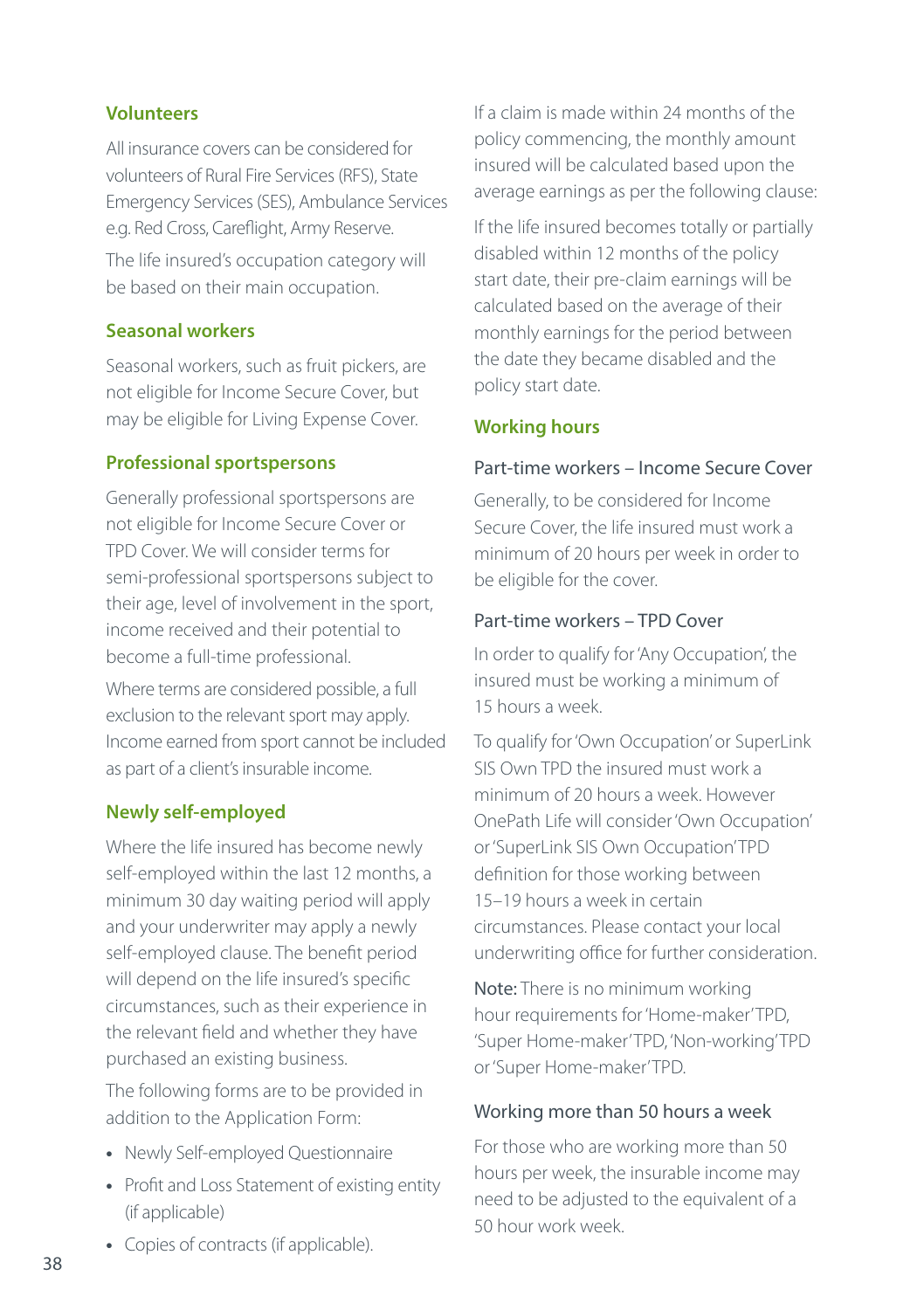### Volunteers

All insurance covers can be considered for volunteers of Rural Fire Services (RFS), State Emergency Services (SES), Ambulance Services e.g. Red Cross, Careflight, Army Reserve.

The life insured's occupation category will be based on their main occupation.

### Seasonal workers

Seasonal workers, such as fruit pickers, are not eligible for Income Secure Cover, but may be eligible for Living Expense Cover.

### Professional sportspersons

Generally professional sportspersons are not eligible for Income Secure Cover or TPD Cover. We will consider terms for semi-professional sportspersons subject to their age, level of involvement in the sport, income received and their potential to become a full-time professional.

Where terms are considered possible, a full exclusion to the relevant sport may apply. Income earned from sport cannot be included as part of a client's insurable income.

### Newly self-employed

Where the life insured has become newly self-employed within the last 12 months, a minimum 30 day waiting period will apply and your underwriter may apply a newly self-employed clause. The benefit period will depend on the life insured's specific circumstances, such as their experience in the relevant field and whether they have purchased an existing business.

The following forms are to be provided in addition to the Application Form:

- Newly Self-employed Questionnaire
- Profit and Loss Statement of existing entity (if applicable)
- Copies of contracts (if applicable).

If a claim is made within 24 months of the policy commencing, the monthly amount insured will be calculated based upon the average earnings as per the following clause:

If the life insured becomes totally or partially disabled within 12 months of the policy start date, their pre-claim earnings will be calculated based on the average of their monthly earnings for the period between the date they became disabled and the policy start date.

### Working hours

#### Part-time workers – Income Secure Cover

Generally, to be considered for Income Secure Cover, the life insured must work a minimum of 20 hours per week in order to be eligible for the cover.

#### Part-time workers – TPD Cover

In order to qualify for 'Any Occupation', the insured must be working a minimum of 15 hours a week.

To qualify for 'Own Occupation' or SuperLink SIS Own TPD the insured must work a minimum of 20 hours a week. However OnePath Life will consider 'Own Occupation' or 'SuperLink SIS Own Occupation' TPD definition for those working between 15–19 hours a week in certain circumstances. Please contact your local underwriting office for further consideration.

**Note:** There is no minimum working hour requirements for 'Home-maker' TPD, 'Super Home-maker' TPD, 'Non-working' TPD or 'Super Home-maker' TPD.

#### Working more than 50 hours a week

For those who are working more than 50 hours per week, the insurable income may need to be adjusted to the equivalent of a 50 hour work week.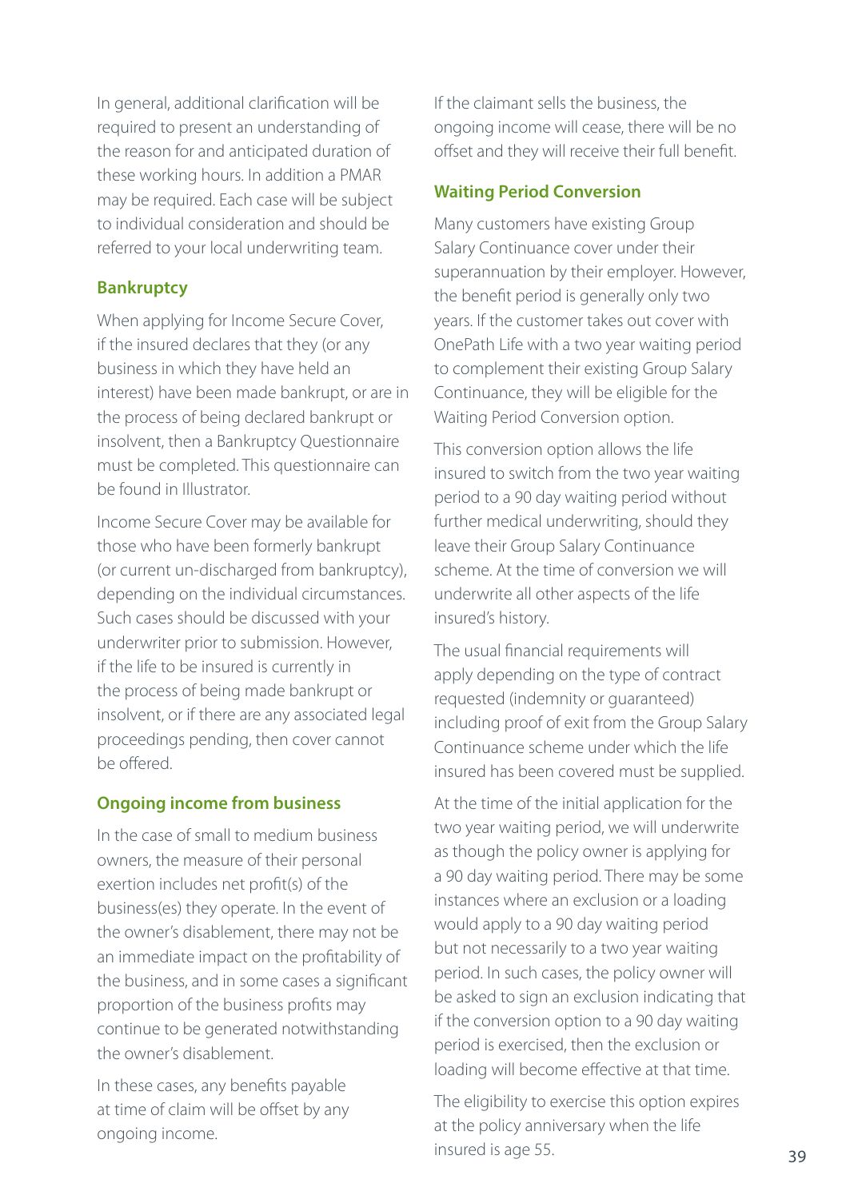In general, additional clarification will be required to present an understanding of the reason for and anticipated duration of these working hours. In addition a PMAR may be required. Each case will be subject to individual consideration and should be referred to your local underwriting team.

### Bankruptcy

When applying for Income Secure Cover, if the insured declares that they (or any business in which they have held an interest) have been made bankrupt, or are in the process of being declared bankrupt or insolvent, then a Bankruptcy Questionnaire must be completed. This questionnaire can be found in Illustrator.

Income Secure Cover may be available for those who have been formerly bankrupt (or current un-discharged from bankruptcy), depending on the individual circumstances. Such cases should be discussed with your underwriter prior to submission. However, if the life to be insured is currently in the process of being made bankrupt or insolvent, or if there are any associated legal proceedings pending, then cover cannot be offered.

### Ongoing income from business

In the case of small to medium business owners, the measure of their personal exertion includes net profit(s) of the business(es) they operate. In the event of the owner's disablement, there may not be an immediate impact on the profitability of the business, and in some cases a significant proportion of the business profits may continue to be generated notwithstanding the owner's disablement.

In these cases, any benefits payable at time of claim will be offset by any ongoing income.

If the claimant sells the business, the ongoing income will cease, there will be no offset and they will receive their full benefit.

### Waiting Period Conversion

Many customers have existing Group Salary Continuance cover under their superannuation by their employer. However, the benefit period is generally only two years. If the customer takes out cover with OnePath Life with a two year waiting period to complement their existing Group Salary Continuance, they will be eligible for the Waiting Period Conversion option.

This conversion option allows the life insured to switch from the two year waiting period to a 90 day waiting period without further medical underwriting, should they leave their Group Salary Continuance scheme. At the time of conversion we will underwrite all other aspects of the life insured's history.

The usual financial requirements will apply depending on the type of contract requested (indemnity or guaranteed) including proof of exit from the Group Salary Continuance scheme under which the life insured has been covered must be supplied.

At the time of the initial application for the two year waiting period, we will underwrite as though the policy owner is applying for a 90 day waiting period. There may be some instances where an exclusion or a loading would apply to a 90 day waiting period but not necessarily to a two year waiting period. In such cases, the policy owner will be asked to sign an exclusion indicating that if the conversion option to a 90 day waiting period is exercised, then the exclusion or loading will become effective at that time.

The eligibility to exercise this option expires at the policy anniversary when the life insured is age 55.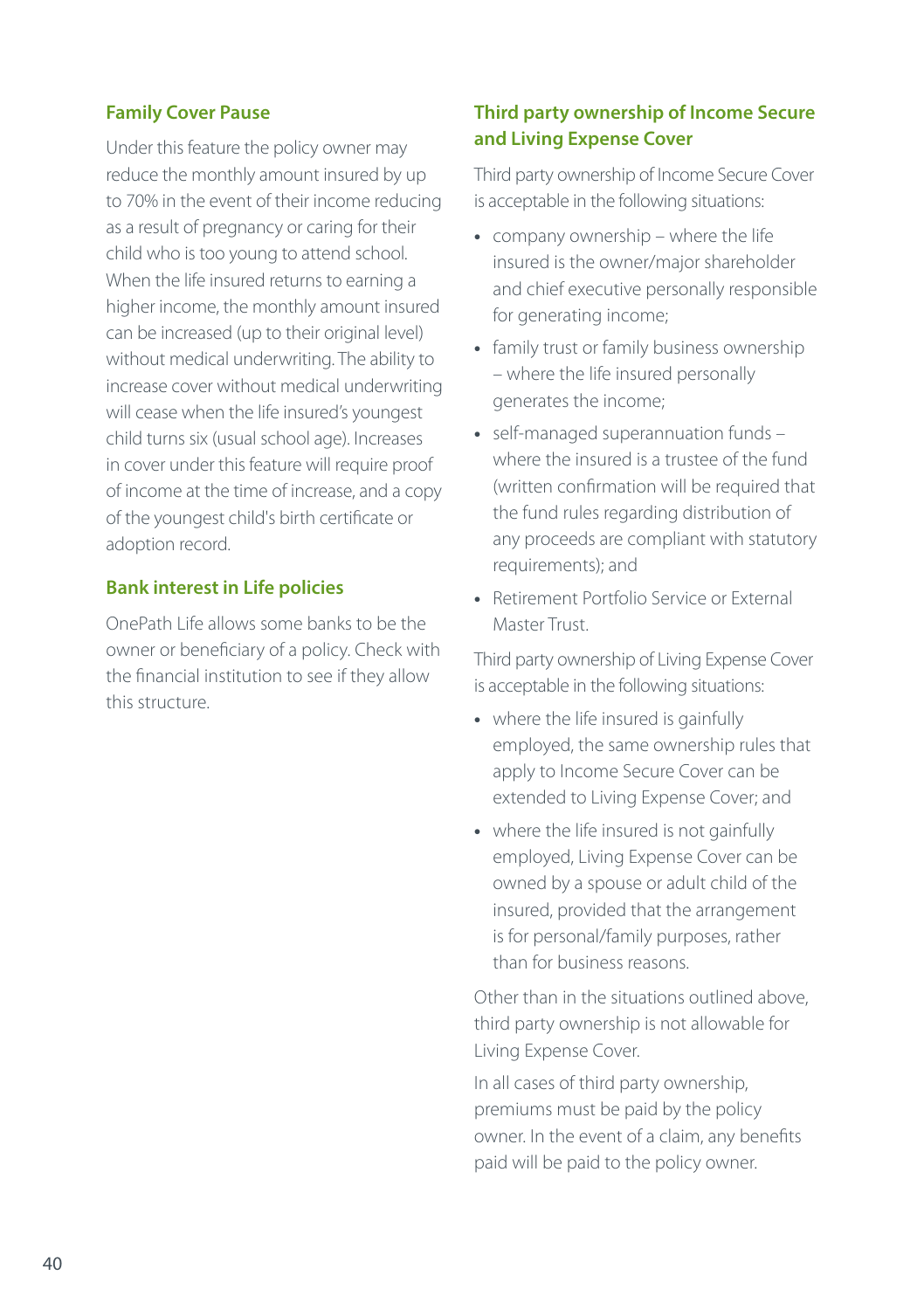## Family Cover Pause

Under this feature the policy owner may reduce the monthly amount insured by up to 70% in the event of their income reducing as a result of pregnancy or caring for their child who is too young to attend school. When the life insured returns to earning a higher income, the monthly amount insured can be increased (up to their original level) without medical underwriting. The ability to increase cover without medical underwriting will cease when the life insured's youngest child turns six (usual school age). Increases in cover under this feature will require proof of income at the time of increase, and a copy of the youngest child's birth certificate or adoption record.

## Bank interest in Life policies

OnePath Life allows some banks to be the owner or beneficiary of a policy. Check with the financial institution to see if they allow this structure.

## Third party ownership of Income Secure and Living Expense Cover

Third party ownership of Income Secure Cover is acceptable in the following situations:

- company ownership – where the life insured is the owner/major shareholder and chief executive personally responsible for generating income;
- family trust or family business ownership – where the life insured personally generates the income;
- self-managed superannuation funds – where the insured is a trustee of the fund (written confirmation will be required that the fund rules regarding distribution of any proceeds are compliant with statutory requirements); and
- Retirement Portfolio Service or External Master Trust.

Third party ownership of Living Expense Cover is acceptable in the following situations:

- where the life insured is gainfully employed, the same ownership rules that apply to Income Secure Cover can be extended to Living Expense Cover; and
- where the life insured is not gainfully employed, Living Expense Cover can be owned by a spouse or adult child of the insured, provided that the arrangement is for personal/family purposes, rather than for business reasons.

Other than in the situations outlined above, third party ownership is not allowable for Living Expense Cover.

In all cases of third party ownership, premiums must be paid by the policy owner. In the event of a claim, any benefits paid will be paid to the policy owner.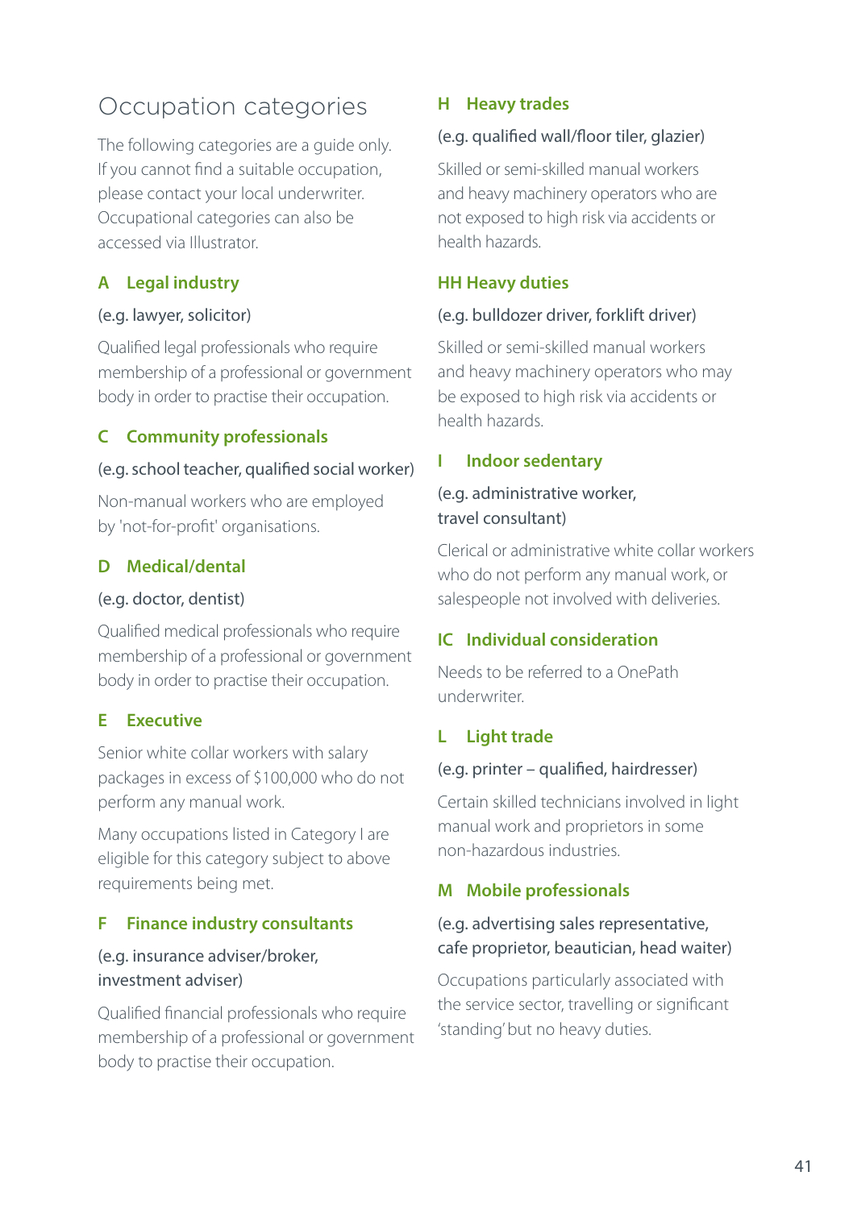# Occupation categories

The following categories are a guide only. If you cannot find a suitable occupation, please contact your local underwriter. Occupational categories can also be accessed via Illustrator.

### A Legal industry

(e.g. lawyer, solicitor)

Qualified legal professionals who require membership of a professional or government body in order to practise their occupation.

### C Community professionals

(e.g. school teacher, qualified social worker)

Non-manual workers who are employed by 'not-for-profit' organisations.

### D Medical/dental

(e.g. doctor, dentist)

Qualified medical professionals who require membership of a professional or government body in order to practise their occupation.

### E Executive

Senior white collar workers with salary packages in excess of $100,000 who do not perform any manual work.

Many occupations listed in Category I are eligible for this category subject to above requirements being met.

### F Finance industry consultants

(e.g. insurance adviser/broker, investment adviser)

Qualified financial professionals who require membership of a professional or government body to practise their occupation.

### H Heavy trades

(e.g. qualified wall/floor tiler, glazier)

Skilled or semi-skilled manual workers and heavy machinery operators who are not exposed to high risk via accidents or health hazards.

### HH Heavy duties

(e.g. bulldozer driver, forklift driver)

Skilled or semi-skilled manual workers and heavy machinery operators who may be exposed to high risk via accidents or health hazards.

### I Indoor sedentary

(e.g. administrative worker, travel consultant)

Clerical or administrative white collar workers who do not perform any manual work, or salespeople not involved with deliveries.

### IC Individual consideration

Needs to be referred to a OnePath underwriter.

### L Light trade

(e.g. printer – qualified, hairdresser)

Certain skilled technicians involved in light manual work and proprietors in some non-hazardous industries.

### M Mobile professionals

(e.g. advertising sales representative, cafe proprietor, beautician, head waiter)

Occupations particularly associated with the service sector, travelling or significant 'standing' but no heavy duties.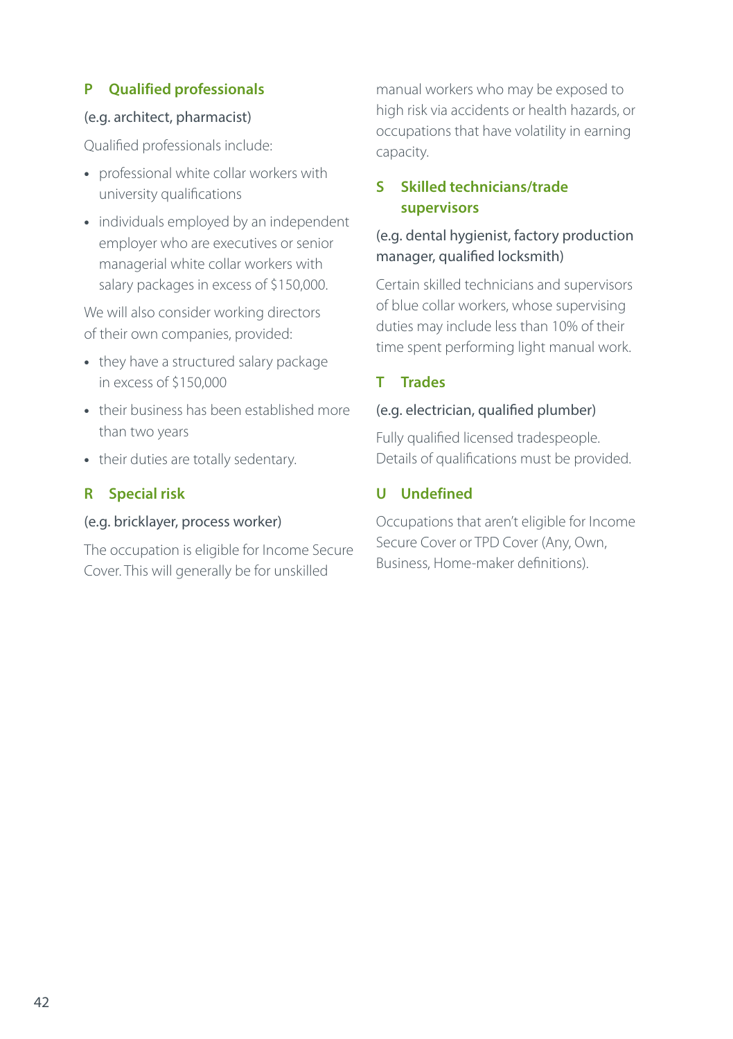### P Qualified professionals

(e.g. architect, pharmacist)

Qualified professionals include:

- professional white collar workers with university qualifications
- individuals employed by an independent employer who are executives or senior managerial white collar workers with salary packages in excess of $150,000.

We will also consider working directors of their own companies, provided:

- they have a structured salary package in excess of $150,000
- their business has been established more than two years
- their duties are totally sedentary.

### R Special risk

(e.g. bricklayer, process worker)

The occupation is eligible for Income Secure Cover. This will generally be for unskilled manual workers who may be exposed to high risk via accidents or health hazards, or occupations that have volatility in earning capacity.

### S Skilled technicians/trade supervisors

(e.g. dental hygienist, factory production manager, qualified locksmith)

Certain skilled technicians and supervisors of blue collar workers, whose supervising duties may include less than 10% of their time spent performing light manual work.

### T Trades

(e.g. electrician, qualified plumber)

Fully qualified licensed tradespeople. Details of qualifications must be provided.

### U Undefined

Occupations that aren't eligible for Income Secure Cover or TPD Cover (Any, Own, Business, Home-maker definitions).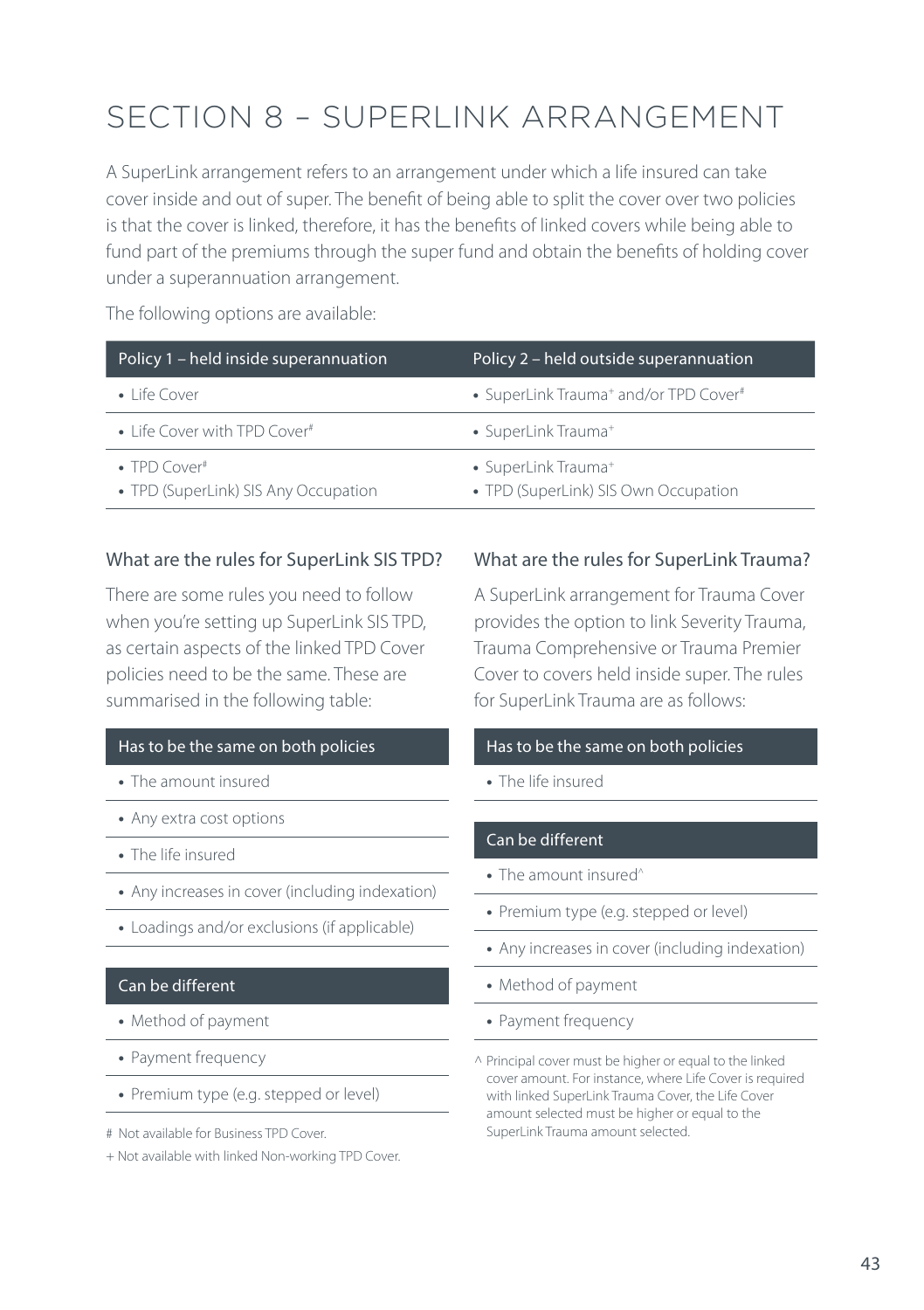# SECTION 8 – SUPERLINK ARRANGEMENT

A SuperLink arrangement refers to an arrangement under which a life insured can take cover inside and out of super. The benefit of being able to split the cover over two policies is that the cover is linked, therefore, it has the benefits of linked covers while being able to fund part of the premiums through the super fund and obtain the benefits of holding cover under a superannuation arrangement.

The following options are available:

| Policy 1 – held inside superannuation | Policy 2 – held outside superannuation |
|---|---|
| • Life Cover | • SuperLink Trauma+ and/or TPD Cover# |
| • Life Cover with TPD Cover# | • SuperLink Trauma+ |
| • TPD Cover#<br>• TPD (SuperLink) SIS Any Occupation | • SuperLink Trauma+<br>• TPD (SuperLink) SIS Own Occupation |

## What are the rules for SuperLink SIS TPD?

There are some rules you need to follow when you're setting up SuperLink SIS TPD, as certain aspects of the linked TPD Cover policies need to be the same. These are summarised in the following table:

| Has to be the same on both policies |
|---|
| • The amount insured |
| • Any extra cost options |
| • The life insured |
| • Any increases in cover (including indexation) |
| • Loadings and/or exclusions (if applicable) |

| Can be different |
|---|
| • Method of payment |
| • Payment frequency |
| • Premium type (e.g. stepped or level) |

# Not available for Business TPD Cover.

+ Not available with linked Non-working TPD Cover.

## What are the rules for SuperLink Trauma?

A SuperLink arrangement for Trauma Cover provides the option to link Severity Trauma, Trauma Comprehensive or Trauma Premier Cover to covers held inside super. The rules for SuperLink Trauma are as follows:

| Has to be the same on both policies |
|---|
| • The life insured |

| Can be different |
|---|
| • The amount insured^ |
| • Premium type (e.g. stepped or level) |
| • Any increases in cover (including indexation) |
| • Method of payment |
| • Payment frequency |

^ Principal cover must be higher or equal to the linked cover amount. For instance, where Life Cover is required with linked SuperLink Trauma Cover, the Life Cover amount selected must be higher or equal to the SuperLink Trauma amount selected.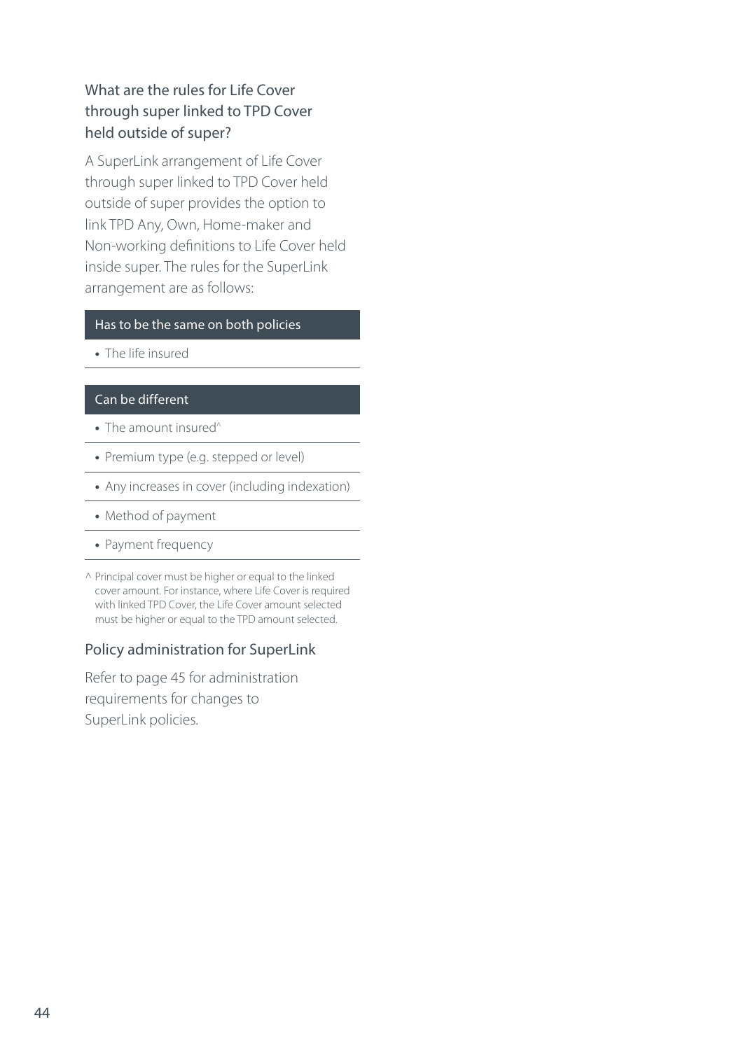### What are the rules for Life Cover through super linked to TPD Cover held outside of super?

A SuperLink arrangement of Life Cover through super linked to TPD Cover held outside of super provides the option to link TPD Any, Own, Home-maker and Non-working definitions to Life Cover held inside super. The rules for the SuperLink arrangement are as follows:

| Has to be the same on both policies |
| --- |
| • The life insured |

| Can be different |
| --- |
| • The amount insured^ |
| • Premium type (e.g. stepped or level) |
| • Any increases in cover (including indexation) |
| • Method of payment |
| • Payment frequency |

^ Principal cover must be higher or equal to the linked cover amount. For instance, where Life Cover is required with linked TPD Cover, the Life Cover amount selected must be higher or equal to the TPD amount selected.

### Policy administration for SuperLink

Refer to page 45 for administration requirements for changes to SuperLink policies.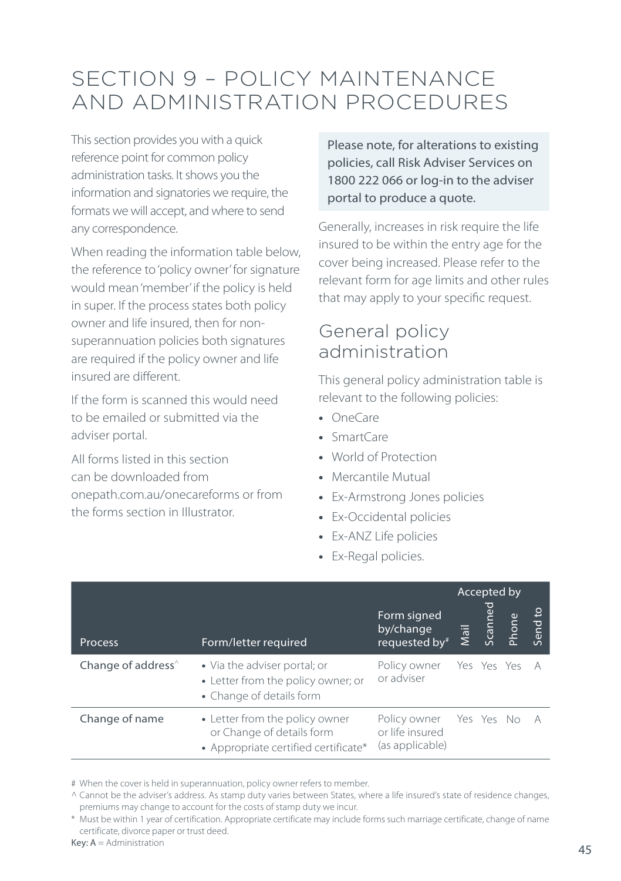# SECTION 9 – POLICY MAINTENANCE AND ADMINISTRATION PROCEDURES

This section provides you with a quick reference point for common policy administration tasks. It shows you the information and signatories we require, the formats we will accept, and where to send any correspondence.

When reading the information table below, the reference to 'policy owner' for signature would mean 'member' if the policy is held in super. If the process states both policy owner and life insured, then for non-superannuation policies both signatures are required if the policy owner and life insured are different.

If the form is scanned this would need to be emailed or submitted via the adviser portal.

All forms listed in this section can be downloaded from onepath.com.au/onecareforms or from the forms section in Illustrator.

**Please note, for alterations to existing policies, call Risk Adviser Services on 1800 222 066 or log-in to the adviser portal to produce a quote.**

Generally, increases in risk require the life insured to be within the entry age for the cover being increased. Please refer to the relevant form for age limits and other rules that may apply to your specific request.

## General policy administration

This general policy administration table is relevant to the following policies:

- OneCare
- SmartCare
- World of Protection
- Mercantile Mutual
- Ex-Armstrong Jones policies
- Ex-Occidental policies
- Ex-ANZ Life policies
- Ex-Regal policies.

| Process | Form/letter required | Form signed by/change requested by# | Accepted by | | | Send to |
|---|---|---|---|---|---|---|
| | | | Mail | Scanned | Phone | |
| Change of address^ | • Via the adviser portal; or<br>• Letter from the policy owner; or<br>• Change of details form | Policy owner or adviser | Yes | Yes | Yes | A |
| Change of name | • Letter from the policy owner or Change of details form<br>• Appropriate certified certificate* | Policy owner or life insured (as applicable) | Yes | Yes | No | A |

# When the cover is held in superannuation, policy owner refers to member.

^ Cannot be the adviser's address. As stamp duty varies between States, where a life insured's state of residence changes, premiums may change to account for the costs of stamp duty we incur.

* Must be within 1 year of certification. Appropriate certificate may include forms such marriage certificate, change of name certificate, divorce paper or trust deed.

**Key: A** = Administration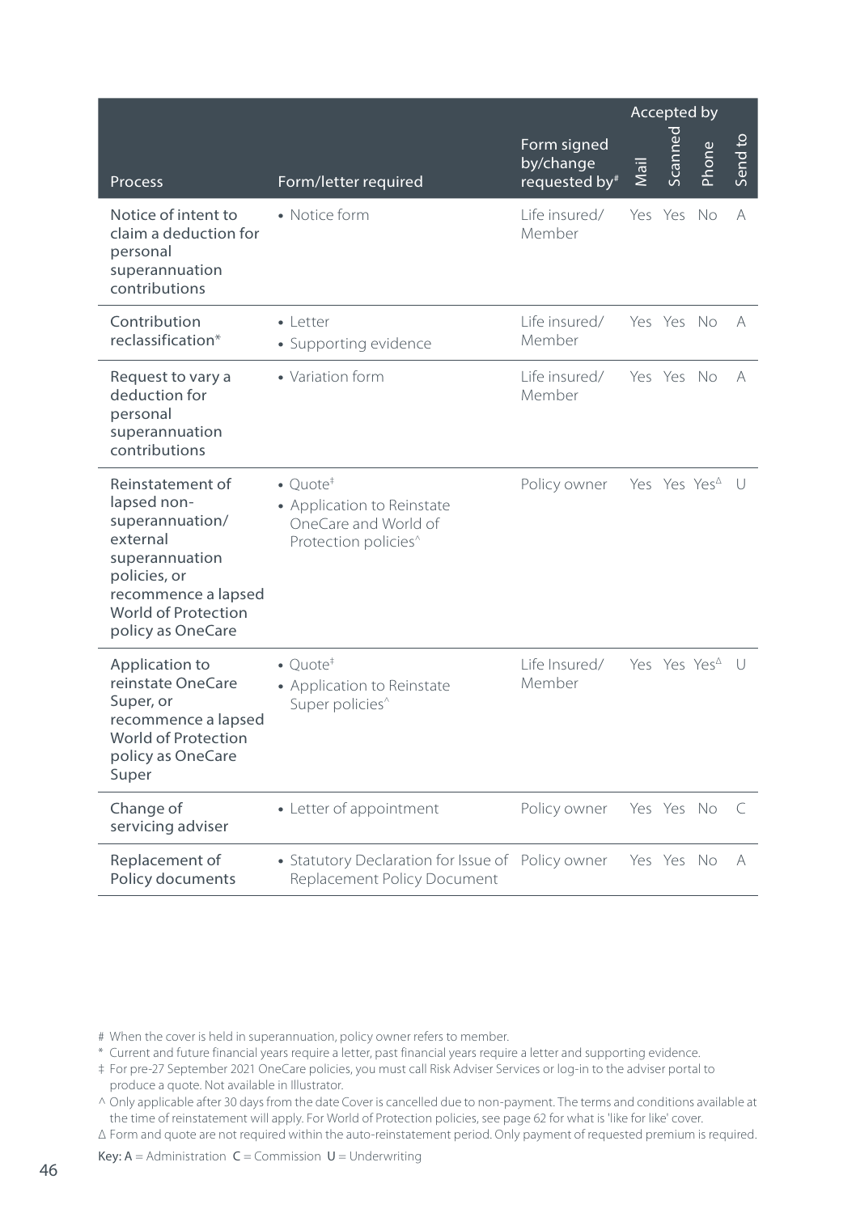| Process | Form/letter required | Form signed by/change requested by# | Accepted by | | | Send to |
|---|---|---|---|---|---|---|
| | | | Mail | Scanned | Phone | |
| Notice of intent to claim a deduction for personal superannuation contributions | • Notice form | Life insured/ Member | Yes | Yes | No | A |
| Contribution reclassification* | • Letter<br>• Supporting evidence | Life insured/ Member | Yes | Yes | No | A |
| Request to vary a deduction for personal superannuation contributions | • Variation form | Life insured/ Member | Yes | Yes | No | A |
| Reinstatement of lapsed non-superannuation/ external superannuation policies, or recommence a lapsed World of Protection policy as OneCare | • Quote‡<br>• Application to Reinstate OneCare and World of Protection policies^ | Policy owner | Yes | Yes | Yes∆ | U |
| Application to reinstate OneCare Super, or recommence a lapsed World of Protection policy as OneCare Super | • Quote‡<br>• Application to Reinstate Super policies^ | Life Insured/ Member | Yes | Yes | Yes∆ | U |
| Change of servicing adviser | • Letter of appointment | Policy owner | Yes | Yes | No | C |
| Replacement of Policy documents | • Statutory Declaration for Issue of Replacement Policy Document | Policy owner | Yes | Yes | No | A |

\# When the cover is held in superannuation, policy owner refers to member.

\* Current and future financial years require a letter, past financial years require a letter and supporting evidence.

‡ For pre-27 September 2021 OneCare policies, you must call Risk Adviser Services or log-in to the adviser portal to produce a quote. Not available in Illustrator.

^ Only applicable after 30 days from the date Cover is cancelled due to non-payment. The terms and conditions available at the time of reinstatement will apply. For World of Protection policies, see page 62 for what is 'like for like' cover.

∆ Form and quote are not required within the auto-reinstatement period. Only payment of requested premium is required.

**Key:** **A** = Administration **C** = Commission **U** = Underwriting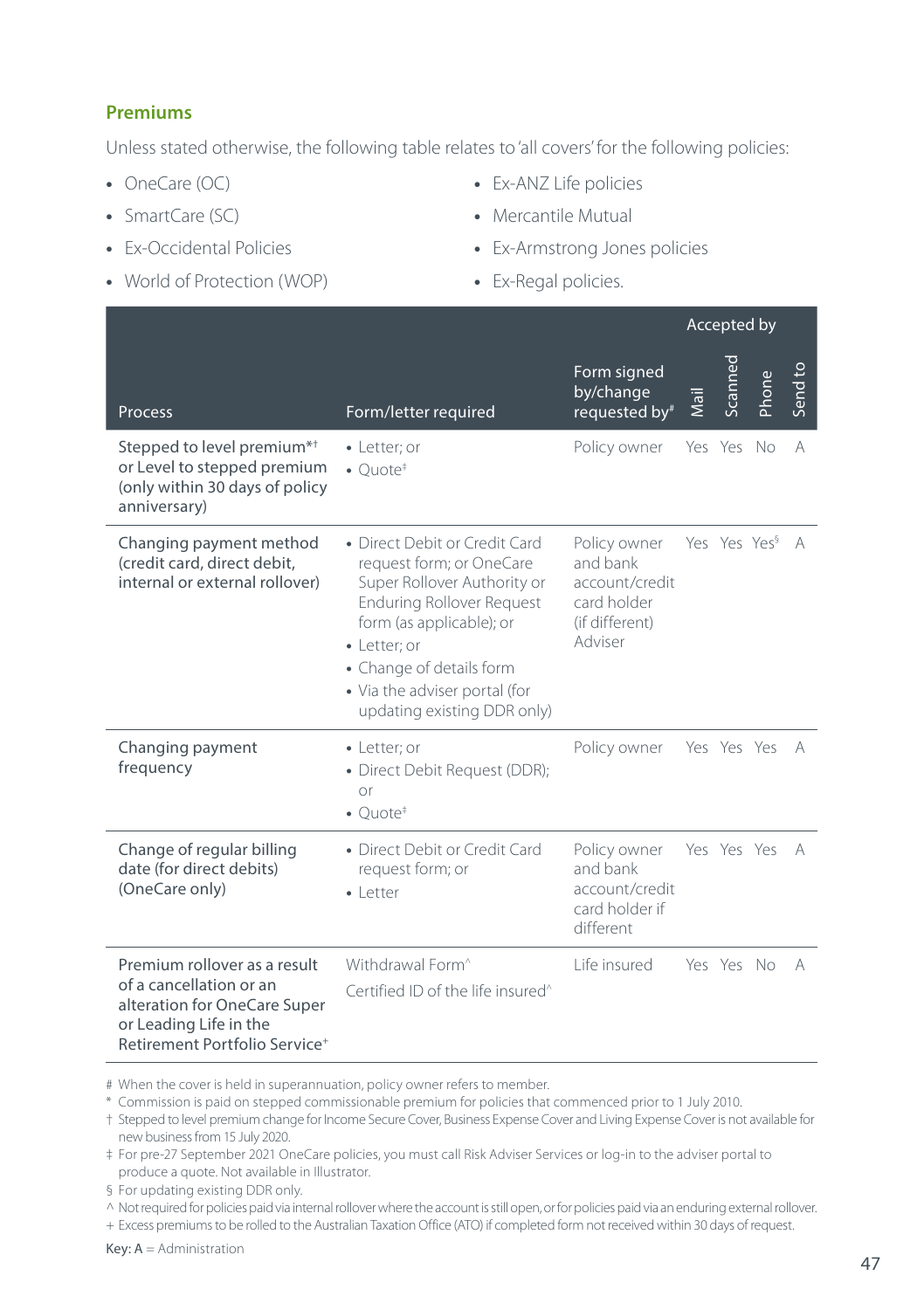## Premiums

Unless stated otherwise, the following table relates to 'all covers' for the following policies:

- OneCare (OC)
- SmartCare (SC)
- Ex-Occidental Policies
- World of Protection (WOP)
- Ex-ANZ Life policies
- Mercantile Mutual
- Ex-Armstrong Jones policies
- Ex-Regal policies.

| Process | Form/letter required | Form signed by/change requested by# | Accepted by | | | |
|---|---|---|---|---|---|---|
| | | | Mail | Scanned | Phone | Send to |
| Stepped to level premium*† or Level to stepped premium (only within 30 days of policy anniversary) | • Letter; or<br>• Quote‡ | Policy owner | Yes | Yes | No | A |
| Changing payment method (credit card, direct debit, internal or external rollover) | • Direct Debit or Credit Card request form; or OneCare Super Rollover Authority or Enduring Rollover Request form (as applicable); or<br>• Letter; or<br>• Change of details form<br>• Via the adviser portal (for updating existing DDR only) | Policy owner and bank account/credit card holder (if different) Adviser | Yes | Yes | Yes§ | A |
| Changing payment frequency | • Letter; or<br>• Direct Debit Request (DDR); or<br>• Quote‡ | Policy owner | Yes | Yes | Yes | A |
| Change of regular billing date (for direct debits) (OneCare only) | • Direct Debit or Credit Card request form; or<br>• Letter | Policy owner and bank account/credit card holder if different | Yes | Yes | Yes | A |
| Premium rollover as a result of a cancellation or an alteration for OneCare Super or Leading Life in the Retirement Portfolio Service+ | Withdrawal Form^<br>Certified ID of the life insured^ | Life insured | Yes | Yes | No | A |

# When the cover is held in superannuation, policy owner refers to member.
* Commission is paid on stepped commissionable premium for policies that commenced prior to 1 July 2010.
† Stepped to level premium change for Income Secure Cover, Business Expense Cover and Living Expense Cover is not available for new business from 15 July 2020.
‡ For pre-27 September 2021 OneCare policies, you must call Risk Adviser Services or log-in to the adviser portal to produce a quote. Not available in Illustrator.
§ For updating existing DDR only.
^ Not required for policies paid via internal rollover where the account is still open, or for policies paid via an enduring external rollover.
+ Excess premiums to be rolled to the Australian Taxation Office (ATO) if completed form not received within 30 days of request.

**Key: A** = Administration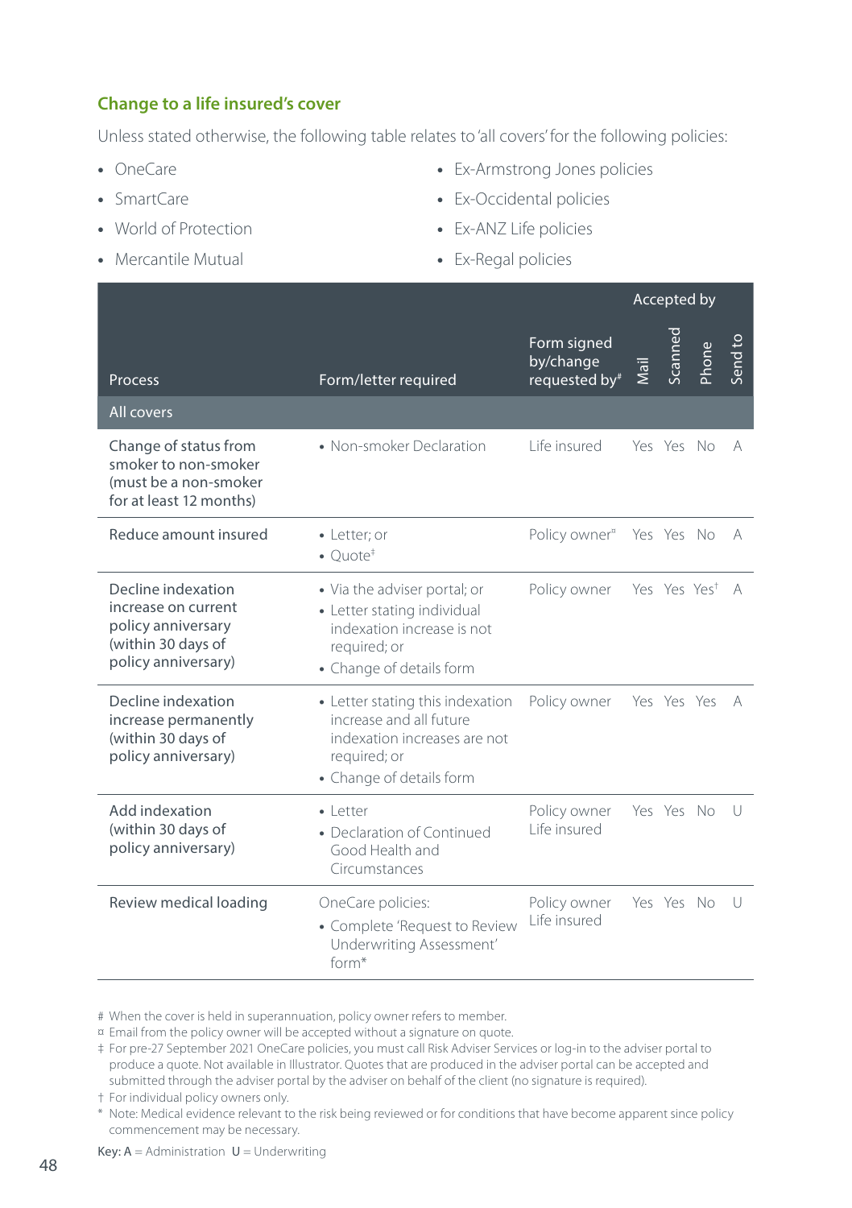## Change to a life insured's cover

Unless stated otherwise, the following table relates to 'all covers' for the following policies:

- OneCare
- SmartCare
- World of Protection
- Mercantile Mutual
- Ex-Armstrong Jones policies
- Ex-Occidental policies
- Ex-ANZ Life policies
- Ex-Regal policies

| Process | Form/letter required | Form signed by/change requested by# | Accepted by | | | |
|---|---|---|---|---|---|---|
| | | | Mail | Scanned | Phone | Send to |
| **All covers** | | | | | | |
| Change of status from smoker to non-smoker (must be a non-smoker for at least 12 months) | • Non-smoker Declaration | Life insured | Yes | Yes | No | A |
| Reduce amount insured | • Letter; or<br>• Quote‡ | Policy owner¤ | Yes | Yes | No | A |
| Decline indexation increase on current policy anniversary (within 30 days of policy anniversary) | • Via the adviser portal; or<br>• Letter stating individual indexation increase is not required; or<br>• Change of details form | Policy owner | Yes | Yes | Yes† | A |
| Decline indexation increase permanently (within 30 days of policy anniversary) | • Letter stating this indexation increase and all future indexation increases are not required; or<br>• Change of details form | Policy owner | Yes | Yes | Yes | A |
| Add indexation (within 30 days of policy anniversary) | • Letter<br>• Declaration of Continued Good Health and Circumstances | Policy owner<br>Life insured | Yes | Yes | No | U |
| Review medical loading | OneCare policies:<br>• Complete 'Request to Review Underwriting Assessment' form* | Policy owner<br>Life insured | Yes | Yes | No | U |

# When the cover is held in superannuation, policy owner refers to member.

¤ Email from the policy owner will be accepted without a signature on quote.

‡ For pre-27 September 2021 OneCare policies, you must call Risk Adviser Services or log-in to the adviser portal to produce a quote. Not available in Illustrator. Quotes that are produced in the adviser portal can be accepted and submitted through the adviser portal by the adviser on behalf of the client (no signature is required).

† For individual policy owners only.

* Note: Medical evidence relevant to the risk being reviewed or for conditions that have become apparent since policy commencement may be necessary.

**Key:** A = Administration U = Underwriting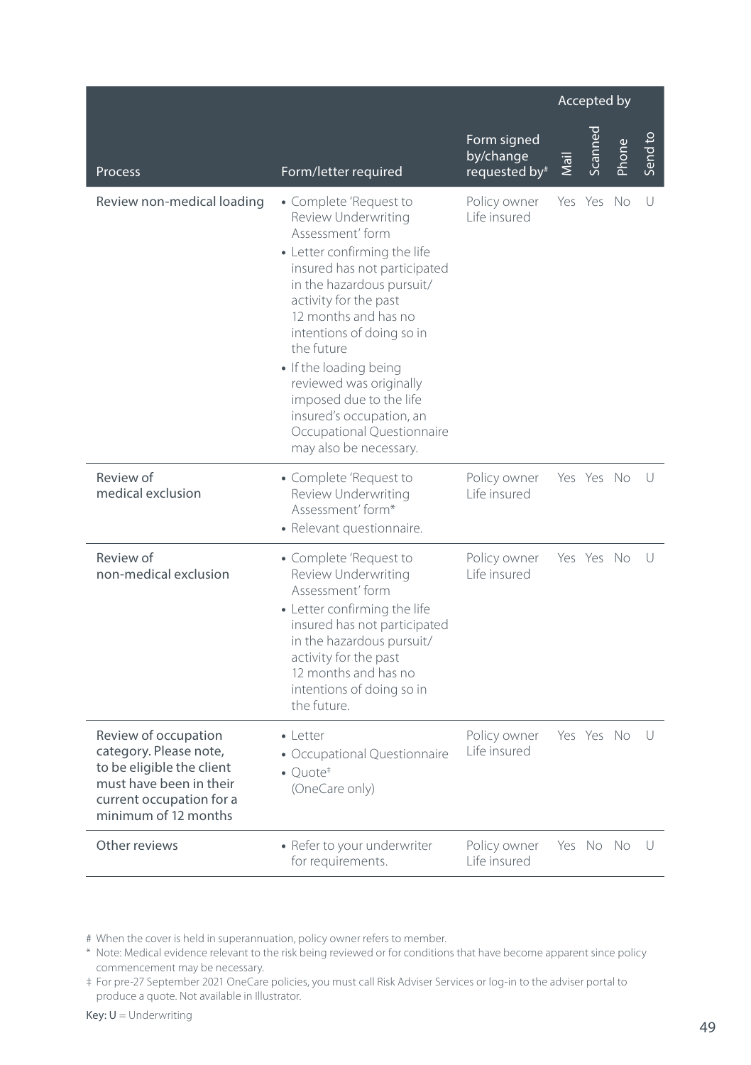| Process | Form/letter required | Form signed by/change requested by# | Accepted by | | | |
|---|---|---|---|---|---|---|
| | | | Mail | Scanned | Phone | Send to |
| Review non-medical loading | • Complete 'Request to Review Underwriting Assessment' form<br>• Letter confirming the life insured has not participated in the hazardous pursuit/activity for the past 12 months and has no intentions of doing so in the future<br>• If the loading being reviewed was originally imposed due to the life insured's occupation, an Occupational Questionnaire may also be necessary. | Policy owner<br>Life insured | Yes | Yes | No | U |
| Review of medical exclusion | • Complete 'Request to Review Underwriting Assessment' form*<br>• Relevant questionnaire. | Policy owner<br>Life insured | Yes | Yes | No | U |
| Review of non-medical exclusion | • Complete 'Request to Review Underwriting Assessment' form<br>• Letter confirming the life insured has not participated in the hazardous pursuit/activity for the past 12 months and has no intentions of doing so in the future. | Policy owner<br>Life insured | Yes | Yes | No | U |
| Review of occupation category. Please note, to be eligible the client must have been in their current occupation for a minimum of 12 months | • Letter<br>• Occupational Questionnaire<br>• Quote‡ (OneCare only) | Policy owner<br>Life insured | Yes | Yes | No | U |
| Other reviews | • Refer to your underwriter for requirements. | Policy owner<br>Life insured | Yes | No | No | U |

# When the cover is held in superannuation, policy owner refers to member.

* Note: Medical evidence relevant to the risk being reviewed or for conditions that have become apparent since policy commencement may be necessary.

‡ For pre-27 September 2021 OneCare policies, you must call Risk Adviser Services or log-in to the adviser portal to produce a quote. Not available in Illustrator.

**Key: U** = Underwriting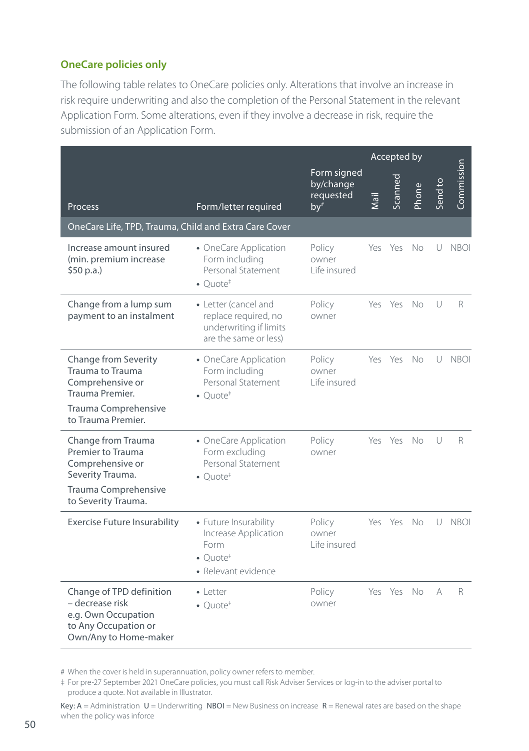## OneCare policies only

The following table relates to OneCare policies only. Alterations that involve an increase in risk require underwriting and also the completion of the Personal Statement in the relevant Application Form. Some alterations, even if they involve a decrease in risk, require the submission of an Application Form.

| Process | Form/letter required | Form signed by/change requested by# | Accepted by | | | Send to | Commission |
|---|---|---|---|---|---|---|---|
| | | | Mail | Scanned | Phone | | |
| **OneCare Life, TPD, Trauma, Child and Extra Care Cover** | | | | | | | |
| Increase amount insured (min. premium increase $50 p.a.) | • OneCare Application Form including Personal Statement<br>• Quote‡ | Policy owner<br>Life insured | Yes | Yes | No | U | NBOI |
| Change from a lump sum payment to an instalment | • Letter (cancel and replace required, no underwriting if limits are the same or less) | Policy owner | Yes | Yes | No | U | R |
| Change from Severity Trauma to Trauma Comprehensive or Trauma Premier.<br>Trauma Comprehensive to Trauma Premier. | • OneCare Application Form including Personal Statement<br>• Quote‡ | Policy owner<br>Life insured | Yes | Yes | No | U | NBOI |
| Change from Trauma Premier to Trauma Comprehensive or Severity Trauma.<br>Trauma Comprehensive to Severity Trauma. | • OneCare Application Form excluding Personal Statement<br>• Quote‡ | Policy owner | Yes | Yes | No | U | R |
| Exercise Future Insurability | • Future Insurability Increase Application Form<br>• Quote‡<br>• Relevant evidence | Policy owner<br>Life insured | Yes | Yes | No | U | NBOI |
| Change of TPD definition – decrease risk e.g. Own Occupation to Any Occupation or Own/Any to Home-maker | • Letter<br>• Quote‡ | Policy owner | Yes | Yes | No | A | R |

# When the cover is held in superannuation, policy owner refers to member.

‡ For pre-27 September 2021 OneCare policies, you must call Risk Adviser Services or log-in to the adviser portal to produce a quote. Not available in Illustrator.

Key: A = Administration U = Underwriting NBOI = New Business on increase R = Renewal rates are based on the shape when the policy was inforce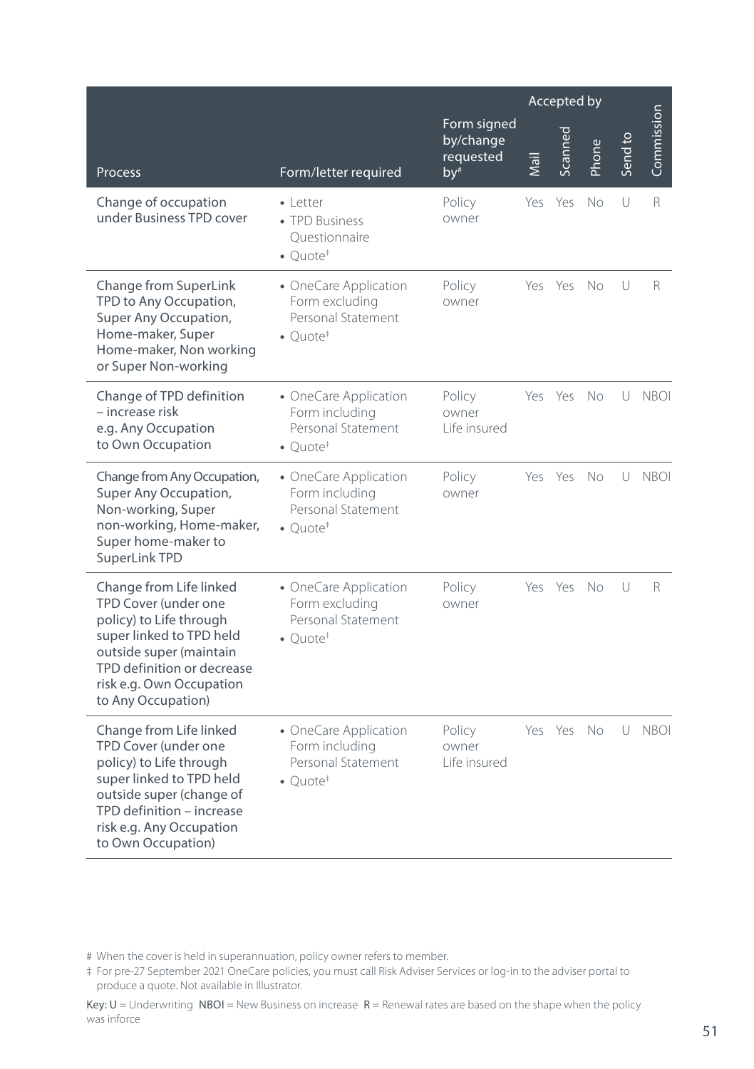| Process | Form/letter required | Form signed by/change requested by# | Accepted by | | | Send to | Commission |
|---|---|---|---|---|---|---|---|
| | | | Mail | Scanned | Phone | | |
| Change of occupation under Business TPD cover | • Letter<br>• TPD Business Questionnaire<br>• Quote‡ | Policy owner | Yes | Yes | No | U | R |
| Change from SuperLink TPD to Any Occupation, Super Any Occupation, Home-maker, Super Home-maker, Non working or Super Non-working | • OneCare Application Form excluding Personal Statement<br>• Quote‡ | Policy owner | Yes | Yes | No | U | R |
| Change of TPD definition – increase risk e.g. Any Occupation to Own Occupation | • OneCare Application Form including Personal Statement<br>• Quote‡ | Policy owner<br>Life insured | Yes | Yes | No | U | NBOI |
| Change from Any Occupation, Super Any Occupation, Non-working, Super non-working, Home-maker, Super home-maker to SuperLink TPD | • OneCare Application Form including Personal Statement<br>• Quote‡ | Policy owner | Yes | Yes | No | U | NBOI |
| Change from Life linked TPD Cover (under one policy) to Life through super linked to TPD held outside super (maintain TPD definition or decrease risk e.g. Own Occupation to Any Occupation) | • OneCare Application Form excluding Personal Statement<br>• Quote‡ | Policy owner | Yes | Yes | No | U | R |
| Change from Life linked TPD Cover (under one policy) to Life through super linked to TPD held outside super (change of TPD definition – increase risk e.g. Any Occupation to Own Occupation) | • OneCare Application Form including Personal Statement<br>• Quote‡ | Policy owner<br>Life insured | Yes | Yes | No | U | NBOI |

# When the cover is held in superannuation, policy owner refers to member.

‡ For pre-27 September 2021 OneCare policies, you must call Risk Adviser Services or log-in to the adviser portal to produce a quote. Not available in Illustrator.

**Key:** **U** = Underwriting **NBOI** = New Business on increase **R** = Renewal rates are based on the shape when the policy was inforce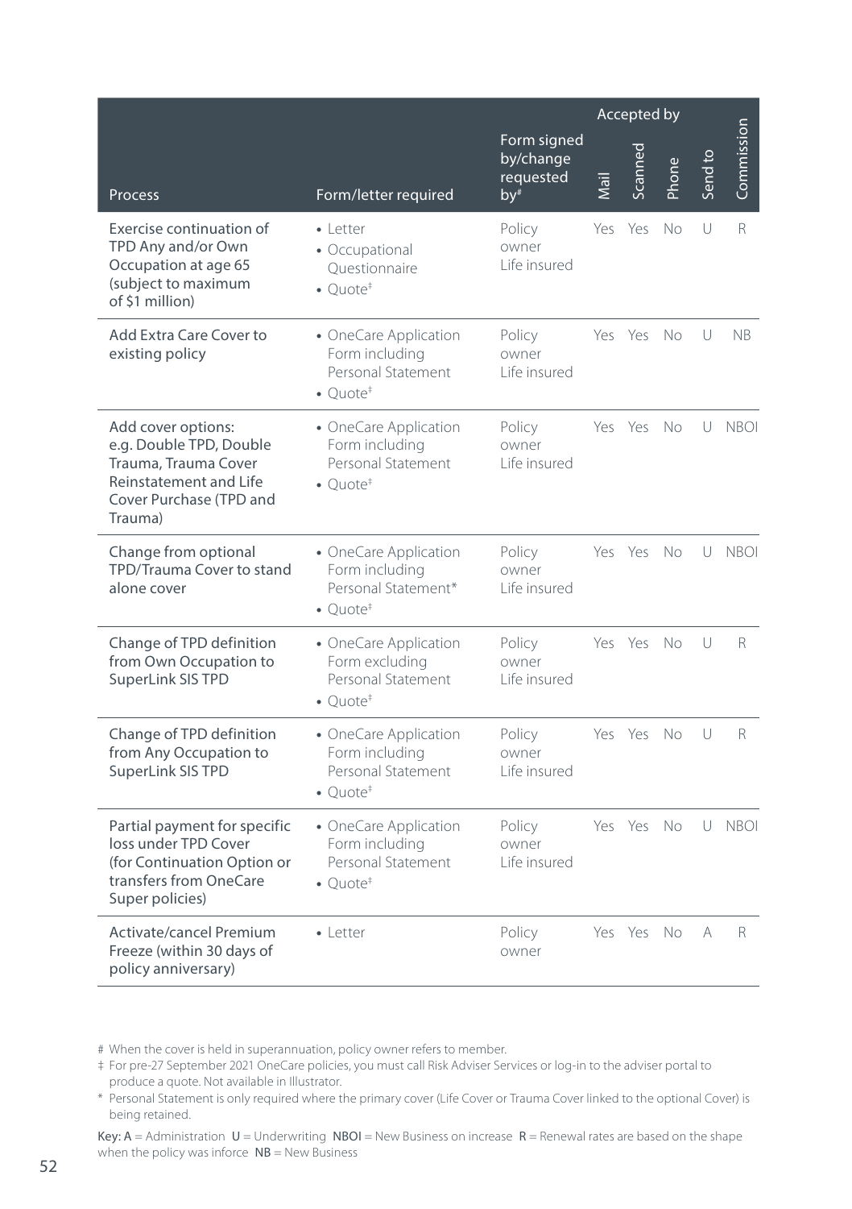| Process | Form/letter required | Form signed by/change requested by# | Accepted by | | | Send to | Commission |
|---|---|---|---|---|---|---|---|
| | | | Mail | Scanned | Phone | | |
| Exercise continuation of TPD Any and/or Own Occupation at age 65 (subject to maximum of $1 million) | • Letter<br>• Occupational Questionnaire<br>• Quote‡ | Policy owner<br>Life insured | Yes | Yes | No | U | R |
| Add Extra Care Cover to existing policy | • OneCare Application Form including Personal Statement<br>• Quote‡ | Policy owner<br>Life insured | Yes | Yes | No | U | NB |
| Add cover options: e.g. Double TPD, Double Trauma, Trauma Cover Reinstatement and Life Cover Purchase (TPD and Trauma) | • OneCare Application Form including Personal Statement<br>• Quote‡ | Policy owner<br>Life insured | Yes | Yes | No | U | NBOI |
| Change from optional TPD/Trauma Cover to stand alone cover | • OneCare Application Form including Personal Statement*<br>• Quote‡ | Policy owner<br>Life insured | Yes | Yes | No | U | NBOI |
| Change of TPD definition from Own Occupation to SuperLink SIS TPD | • OneCare Application Form excluding Personal Statement<br>• Quote‡ | Policy owner<br>Life insured | Yes | Yes | No | U | R |
| Change of TPD definition from Any Occupation to SuperLink SIS TPD | • OneCare Application Form including Personal Statement<br>• Quote‡ | Policy owner<br>Life insured | Yes | Yes | No | U | R |
| Partial payment for specific loss under TPD Cover (for Continuation Option or transfers from OneCare Super policies) | • OneCare Application Form including Personal Statement<br>• Quote‡ | Policy owner<br>Life insured | Yes | Yes | No | U | NBOI |
| Activate/cancel Premium Freeze (within 30 days of policy anniversary) | • Letter | Policy owner | Yes | Yes | No | A | R |

# When the cover is held in superannuation, policy owner refers to member.

‡ For pre-27 September 2021 OneCare policies, you must call Risk Adviser Services or log-in to the adviser portal to produce a quote. Not available in Illustrator.

* Personal Statement is only required where the primary cover (Life Cover or Trauma Cover linked to the optional Cover) is being retained.

**Key:** A = Administration U = Underwriting NBOI = New Business on increase R = Renewal rates are based on the shape when the policy was inforce NB = New Business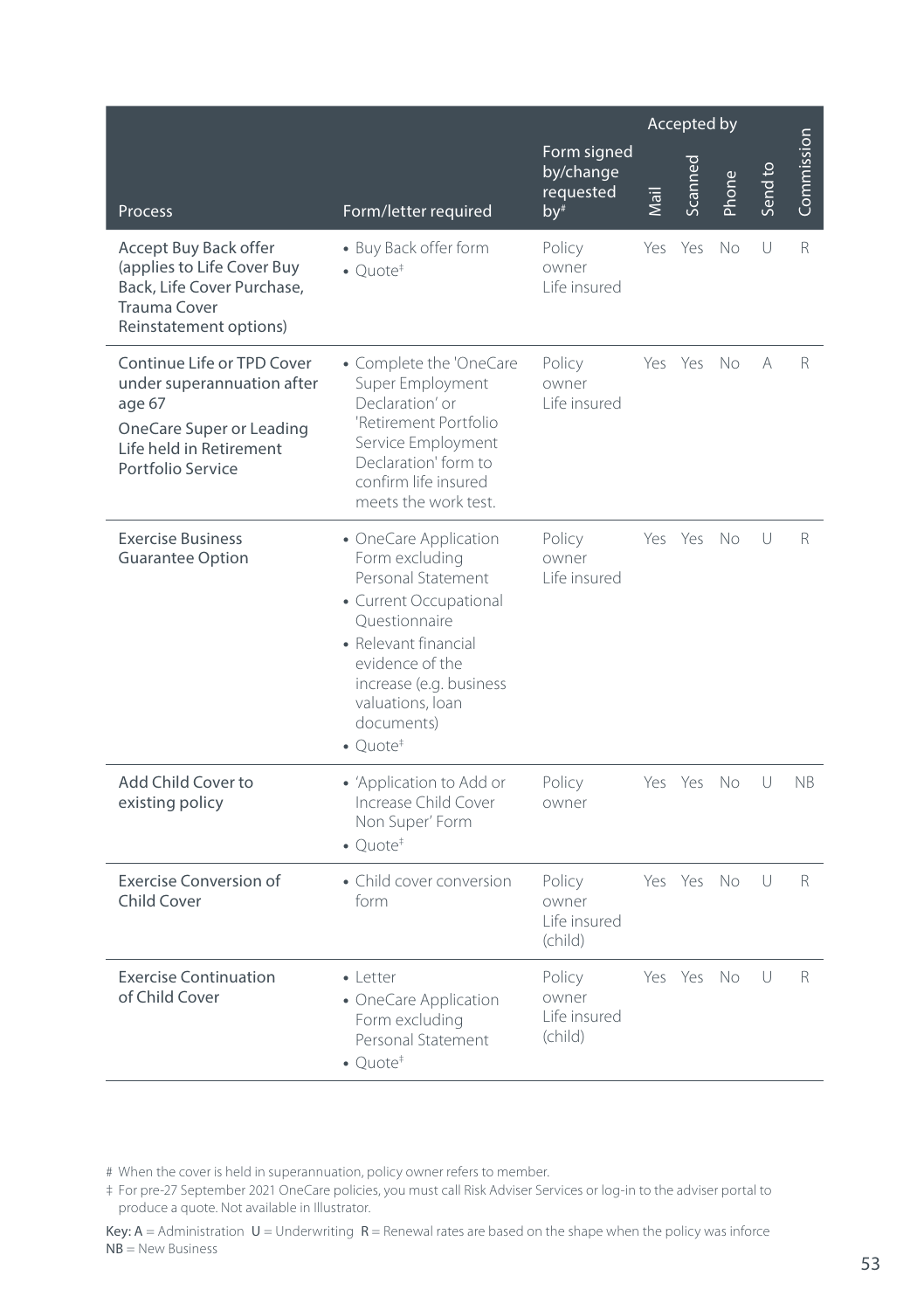| Process | Form/letter required | Form signed by/change requested by# | Accepted by | | | Send to | Commission |
|---|---|---|---|---|---|---|---|
| | | | Mail | Scanned | Phone | | |
| Accept Buy Back offer (applies to Life Cover Buy Back, Life Cover Purchase, Trauma Cover Reinstatement options) | • Buy Back offer form<br>• Quote‡ | Policy owner<br>Life insured | Yes | Yes | No | U | R |
| Continue Life or TPD Cover under superannuation after age 67<br>OneCare Super or Leading Life held in Retirement Portfolio Service | • Complete the 'OneCare Super Employment Declaration' or 'Retirement Portfolio Service Employment Declaration' form to confirm life insured meets the work test. | Policy owner<br>Life insured | Yes | Yes | No | A | R |
| Exercise Business Guarantee Option | • OneCare Application Form excluding Personal Statement<br>• Current Occupational Questionnaire<br>• Relevant financial evidence of the increase (e.g. business valuations, loan documents)<br>• Quote‡ | Policy owner<br>Life insured | Yes | Yes | No | U | R |
| Add Child Cover to existing policy | • 'Application to Add or Increase Child Cover Non Super' Form<br>• Quote‡ | Policy owner | Yes | Yes | No | U | NB |
| Exercise Conversion of Child Cover | • Child cover conversion form | Policy owner<br>Life insured (child) | Yes | Yes | No | U | R |
| Exercise Continuation of Child Cover | • Letter<br>• OneCare Application Form excluding Personal Statement<br>• Quote‡ | Policy owner<br>Life insured (child) | Yes | Yes | No | U | R |

# When the cover is held in superannuation, policy owner refers to member.

‡ For pre-27 September 2021 OneCare policies, you must call Risk Adviser Services or log-in to the adviser portal to produce a quote. Not available in Illustrator.

**Key:** **A** = Administration **U** = Underwriting **R** = Renewal rates are based on the shape when the policy was inforce
**NB** = New Business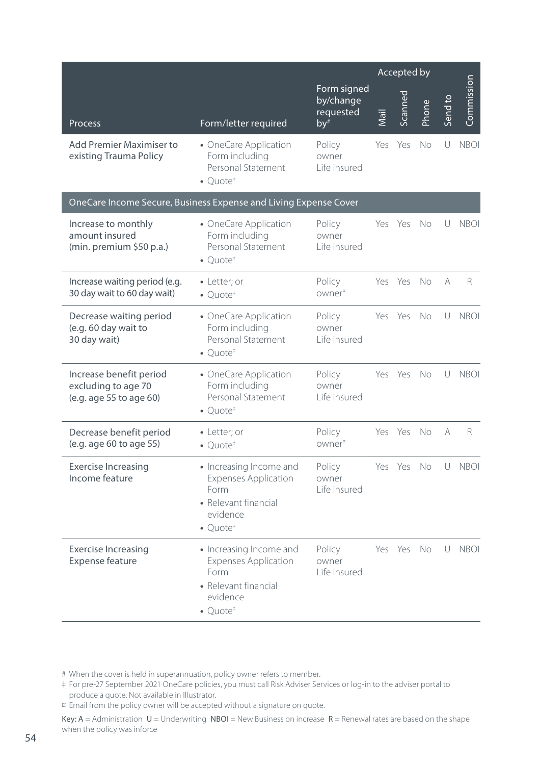| Process | Form/letter required | Form signed by/change requested by# | Accepted by | | | Send to | Commission |
|---|---|---|---|---|---|---|---|
| | | | Mail | Scanned | Phone | | |
| Add Premier Maximiser to existing Trauma Policy | • OneCare Application Form including Personal Statement<br>• Quote‡ | Policy owner<br>Life insured | Yes | Yes | No | U | NBOI |
| **OneCare Income Secure, Business Expense and Living Expense Cover** | | | | | | | |
| Increase to monthly amount insured (min. premium $50 p.a.) | • OneCare Application Form including Personal Statement<br>• Quote‡ | Policy owner<br>Life insured | Yes | Yes | No | U | NBOI |
| Increase waiting period (e.g. 30 day wait to 60 day wait) | • Letter; or<br>• Quote‡ | Policy owner¤ | Yes | Yes | No | A | R |
| Decrease waiting period (e.g. 60 day wait to 30 day wait) | • OneCare Application Form including Personal Statement<br>• Quote‡ | Policy owner<br>Life insured | Yes | Yes | No | U | NBOI |
| Increase benefit period excluding to age 70 (e.g. age 55 to age 60) | • OneCare Application Form including Personal Statement<br>• Quote‡ | Policy owner<br>Life insured | Yes | Yes | No | U | NBOI |
| Decrease benefit period (e.g. age 60 to age 55) | • Letter; or<br>• Quote‡ | Policy owner¤ | Yes | Yes | No | A | R |
| Exercise Increasing Income feature | • Increasing Income and Expenses Application Form<br>• Relevant financial evidence<br>• Quote‡ | Policy owner<br>Life insured | Yes | Yes | No | U | NBOI |
| Exercise Increasing Expense feature | • Increasing Income and Expenses Application Form<br>• Relevant financial evidence<br>• Quote‡ | Policy owner<br>Life insured | Yes | Yes | No | U | NBOI |

# When the cover is held in superannuation, policy owner refers to member.

‡ For pre-27 September 2021 OneCare policies, you must call Risk Adviser Services or log-in to the adviser portal to produce a quote. Not available in Illustrator.

¤ Email from the policy owner will be accepted without a signature on quote.

**Key:** A = Administration U = Underwriting **NBOI** = New Business on increase **R** = Renewal rates are based on the shape when the policy was inforce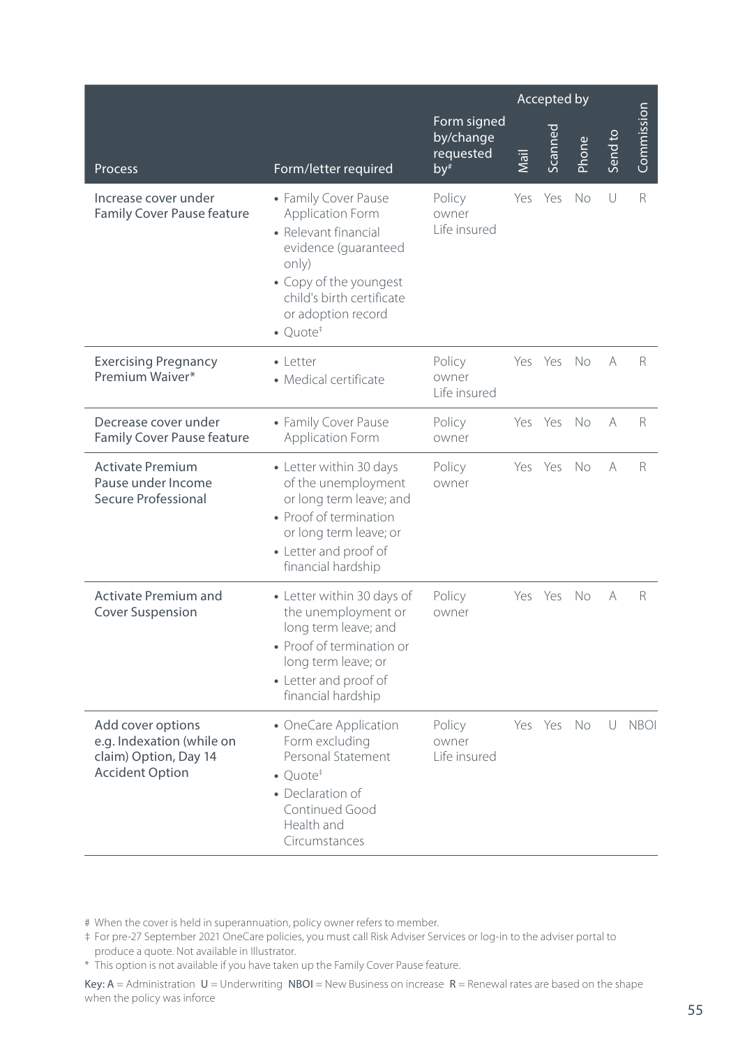| Process | Form/letter required | Form signed by/change requested by# | Accepted by | | | Send to | Commission |
|---|---|---|---|---|---|---|---|
| | | | Mail | Scanned | Phone | | |
| Increase cover under Family Cover Pause feature | • Family Cover Pause Application Form<br>• Relevant financial evidence (guaranteed only)<br>• Copy of the youngest child's birth certificate or adoption record<br>• Quote‡ | Policy owner<br>Life insured | Yes | Yes | No | U | R |
| Exercising Pregnancy Premium Waiver* | • Letter<br>• Medical certificate | Policy owner<br>Life insured | Yes | Yes | No | A | R |
| Decrease cover under Family Cover Pause feature | • Family Cover Pause Application Form | Policy owner | Yes | Yes | No | A | R |
| Activate Premium Pause under Income Secure Professional | • Letter within 30 days of the unemployment or long term leave; and<br>• Proof of termination or long term leave; or<br>• Letter and proof of financial hardship | Policy owner | Yes | Yes | No | A | R |
| Activate Premium and Cover Suspension | • Letter within 30 days of the unemployment or long term leave; and<br>• Proof of termination or long term leave; or<br>• Letter and proof of financial hardship | Policy owner | Yes | Yes | No | A | R |
| Add cover options e.g. Indexation (while on claim) Option, Day 14 Accident Option | • OneCare Application Form excluding Personal Statement<br>• Quote‡<br>• Declaration of Continued Good Health and Circumstances | Policy owner<br>Life insured | Yes | Yes | No | U | NBOI |

# When the cover is held in superannuation, policy owner refers to member.

‡ For pre-27 September 2021 OneCare policies, you must call Risk Adviser Services or log-in to the adviser portal to produce a quote. Not available in Illustrator.

* This option is not available if you have taken up the Family Cover Pause feature.

**Key:** **A** = Administration **U** = Underwriting **NBOI** = New Business on increase **R** = Renewal rates are based on the shape when the policy was inforce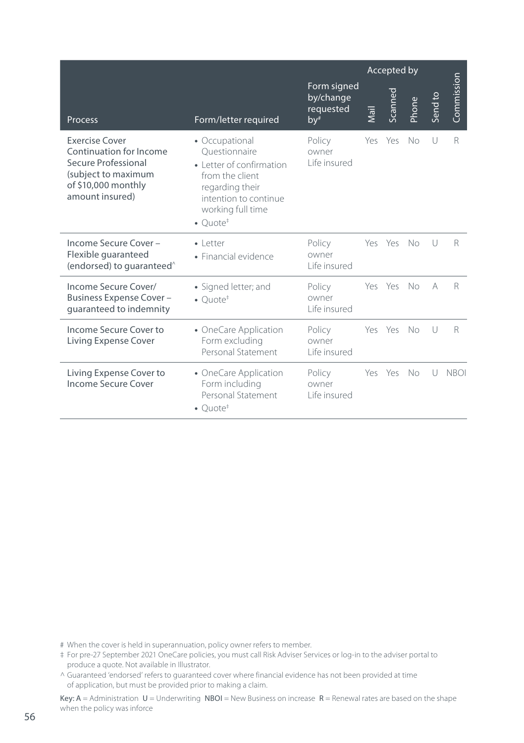| Process | Form/letter required | Form signed by/change requested by# | Accepted by | | | Send to | Commission |
|---|---|---|---|---|---|---|---|
| | | | Mail | Scanned | Phone | | |
| Exercise Cover Continuation for Income Secure Professional (subject to maximum of $10,000 monthly amount insured) | • Occupational Questionnaire<br>• Letter of confirmation from the client regarding their intention to continue working full time<br>• Quote‡ | Policy owner<br>Life insured | Yes | Yes | No | U | R |
| Income Secure Cover – Flexible guaranteed (endorsed) to guaranteed^ | • Letter<br>• Financial evidence | Policy owner<br>Life insured | Yes | Yes | No | U | R |
| Income Secure Cover/ Business Expense Cover – guaranteed to indemnity | • Signed letter; and<br>• Quote‡ | Policy owner<br>Life insured | Yes | Yes | No | A | R |
| Income Secure Cover to Living Expense Cover | • OneCare Application Form excluding Personal Statement | Policy owner<br>Life insured | Yes | Yes | No | U | R |
| Living Expense Cover to Income Secure Cover | • OneCare Application Form including Personal Statement<br>• Quote‡ | Policy owner<br>Life insured | Yes | Yes | No | U | NBOI |

# When the cover is held in superannuation, policy owner refers to member.

‡ For pre-27 September 2021 OneCare policies, you must call Risk Adviser Services or log-in to the adviser portal to produce a quote. Not available in Illustrator.

^ Guaranteed 'endorsed' refers to guaranteed cover where financial evidence has not been provided at time of application, but must be provided prior to making a claim.

**Key:** **A** = Administration **U** = Underwriting **NBOI** = New Business on increase **R** = Renewal rates are based on the shape when the policy was inforce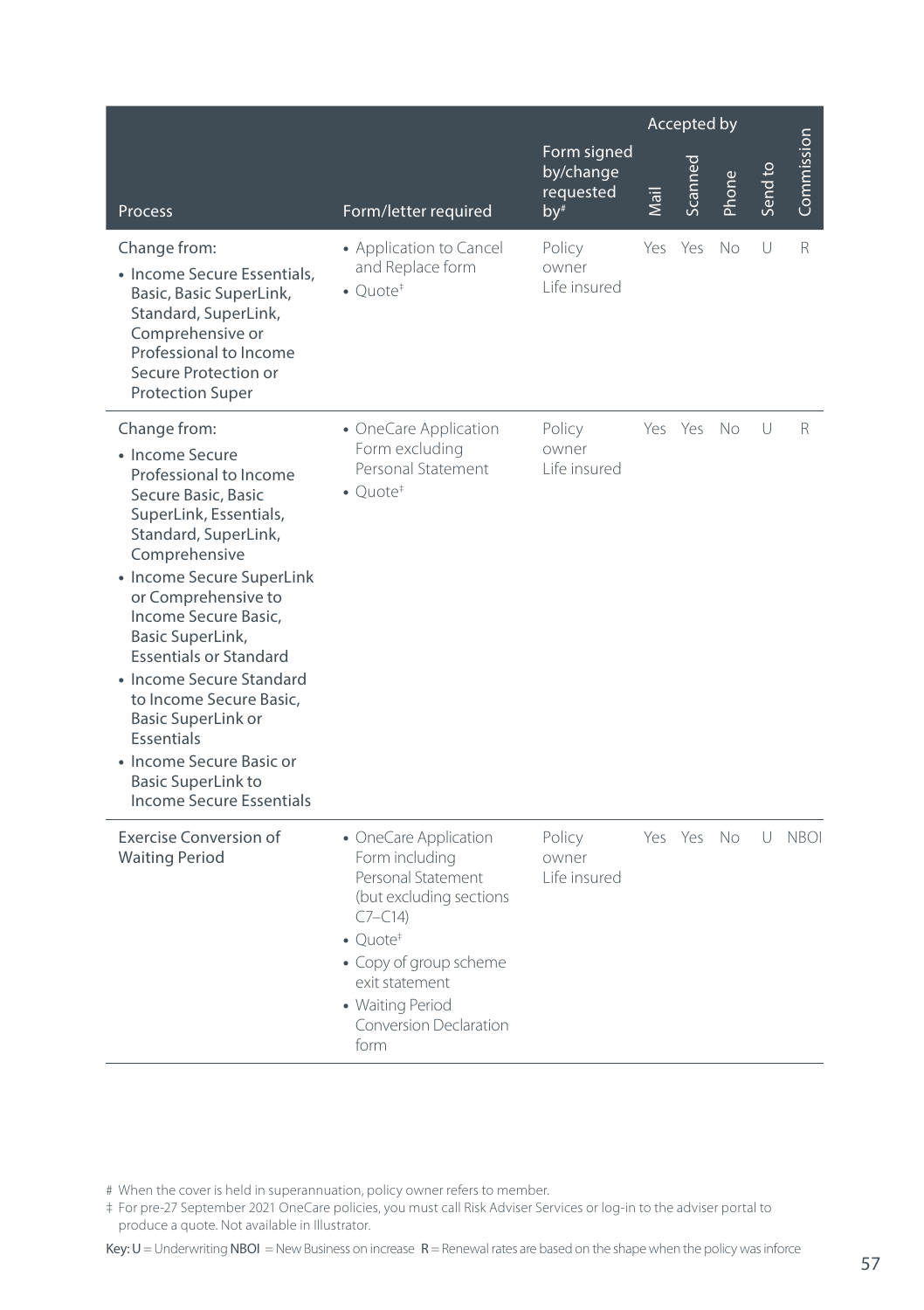| Process | Form/letter required | Form signed by/change requested by[#] | Accepted by | | | Send to | Commission |
|---|---|---|---|---|---|---|---|
| | | | Mail | Scanned | Phone | | |
| Change from:<br>• Income Secure Essentials, Basic, Basic SuperLink, Standard, SuperLink, Comprehensive or Professional to Income Secure Protection or Protection Super | • Application to Cancel and Replace form<br>• Quote[‡] | Policy owner<br>Life insured | Yes | Yes | No | U | R |
| Change from:<br>• Income Secure Professional to Income Secure Basic, Basic SuperLink, Essentials, Standard, SuperLink, Comprehensive<br>• Income Secure SuperLink or Comprehensive to Income Secure, Basic, Basic SuperLink, Essentials or Standard<br>• Income Secure Standard to Income Secure Basic, Basic SuperLink or Essentials<br>• Income Secure Basic or Basic SuperLink to Income Secure Essentials | • OneCare Application Form excluding Personal Statement<br>• Quote[‡] | Policy owner<br>Life insured | Yes | Yes | No | U | R |
| Exercise Conversion of Waiting Period | • OneCare Application Form including Personal Statement (but excluding sections C7–C14)<br>• Quote[‡]<br>• Copy of group scheme exit statement<br>• Waiting Period Conversion Declaration form | Policy owner<br>Life insured | Yes | Yes | No | U | NBOI |

# When the cover is held in superannuation, policy owner refers to member.

‡ For pre-27 September 2021 OneCare policies, you must call Risk Adviser Services or log-in to the adviser portal to produce a quote. Not available in Illustrator.

**Key:** **U** = Underwriting **NBOI** = New Business on increase **R** = Renewal rates are based on the shape when the policy was inforce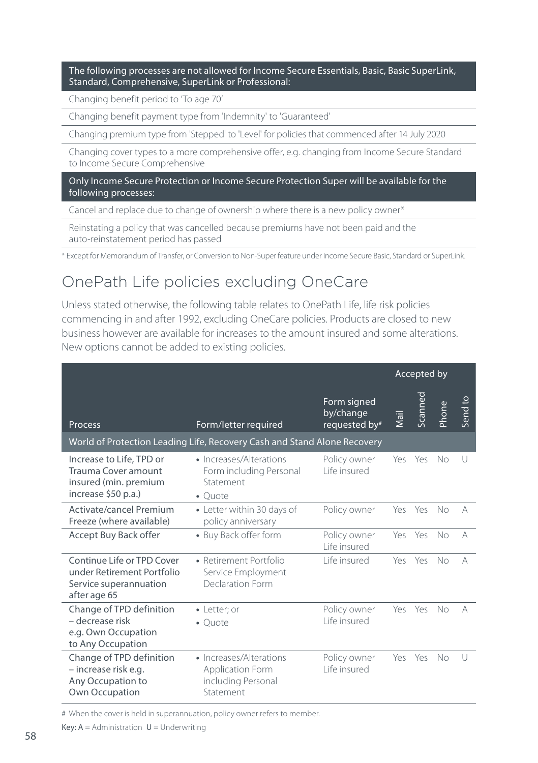| The following processes are not allowed for Income Secure Essentials, Basic, Basic SuperLink, Standard, Comprehensive, SuperLink or Professional: |
| --- |
| Changing benefit period to 'To age 70' |
| Changing benefit payment type from 'Indemnity' to 'Guaranteed' |
| Changing premium type from 'Stepped' to 'Level' for policies that commenced after 14 July 2020 |
| Changing cover types to a more comprehensive offer, e.g. changing from Income Secure Standard to Income Secure Comprehensive |
| **Only Income Secure Protection or Income Secure Protection Super will be available for the following processes:** |
| Cancel and replace due to change of ownership where there is a new policy owner* |
| Reinstating a policy that was cancelled because premiums have not been paid and the auto-reinstatement period has passed |

* Except for Memorandum of Transfer, or Conversion to Non-Super feature under Income Secure Basic, Standard or SuperLink.

## OnePath Life policies excluding OneCare

Unless stated otherwise, the following table relates to OnePath Life, life risk policies commencing in and after 1992, excluding OneCare policies. Products are closed to new business however are available for increases to the amount insured and some alterations. New options cannot be added to existing policies.

| | | | Accepted by | | | |
| --- | --- | --- | --- | --- | --- | --- |
| Process | Form/letter required | Form signed by/change requested by# | Mail | Scanned | Phone | Send to |
| **World of Protection Leading Life, Recovery Cash and Stand Alone Recovery** | | | | | | |
| Increase to Life, TPD or Trauma Cover amount insured (min. premium increase $50 p.a.) | • Increases/Alterations Form including Personal Statement<br>• Quote | Policy owner<br>Life insured | Yes | Yes | No | U |
| Activate/cancel Premium Freeze (where available) | • Letter within 30 days of policy anniversary | Policy owner | Yes | Yes | No | A |
| Accept Buy Back offer | • Buy Back offer form | Policy owner<br>Life insured | Yes | Yes | No | A |
| Continue Life or TPD Cover under Retirement Portfolio Service superannuation after age 65 | • Retirement Portfolio Service Employment Declaration Form | Life insured | Yes | Yes | No | A |
| Change of TPD definition – decrease risk e.g. Own Occupation to Any Occupation | • Letter; or<br>• Quote | Policy owner<br>Life insured | Yes | Yes | No | A |
| Change of TPD definition – increase risk e.g. Any Occupation to Own Occupation | • Increases/Alterations Application Form including Personal Statement | Policy owner<br>Life insured | Yes | Yes | No | U |

# When the cover is held in superannuation, policy owner refers to member.

**Key:** **A** = Administration **U** = Underwriting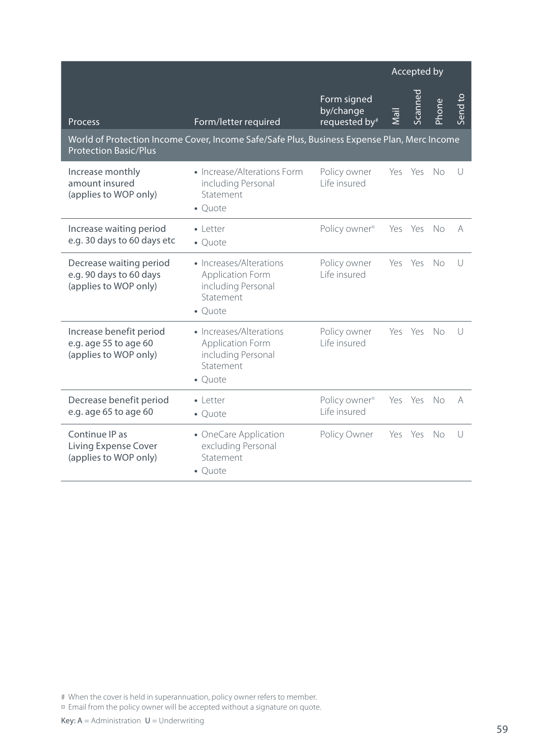| Process | Form/letter required | Form signed by/change requested by# | Accepted by | | | |
|---|---|---|---|---|---|---|
| | | | Mail | Scanned | Phone | Send to |
| **World of Protection Income Cover, Income Safe/Safe Plus, Business Expense Plan, Merc Income Protection Basic/Plus** | | | | | | |
| Increase monthly amount insured (applies to WOP only) | • Increase/Alterations Form including Personal Statement<br>• Quote | Policy owner<br>Life insured | Yes | Yes | No | U |
| Increase waiting period e.g. 30 days to 60 days etc | • Letter<br>• Quote | Policy owner¤ | Yes | Yes | No | A |
| Decrease waiting period e.g. 90 days to 60 days (applies to WOP only) | • Increases/Alterations Application Form including Personal Statement<br>• Quote | Policy owner<br>Life insured | Yes | Yes | No | U |
| Increase benefit period e.g. age 55 to age 60 (applies to WOP only) | • Increases/Alterations Application Form including Personal Statement<br>• Quote | Policy owner<br>Life insured | Yes | Yes | No | U |
| Decrease benefit period e.g. age 65 to age 60 | • Letter<br>• Quote | Policy owner¤<br>Life insured | Yes | Yes | No | A |
| Continue IP as Living Expense Cover (applies to WOP only) | • OneCare Application excluding Personal Statement<br>• Quote | Policy Owner | Yes | Yes | No | U |

# When the cover is held in superannuation, policy owner refers to member.
¤ Email from the policy owner will be accepted without a signature on quote.

**Key:** **A** = Administration **U** = Underwriting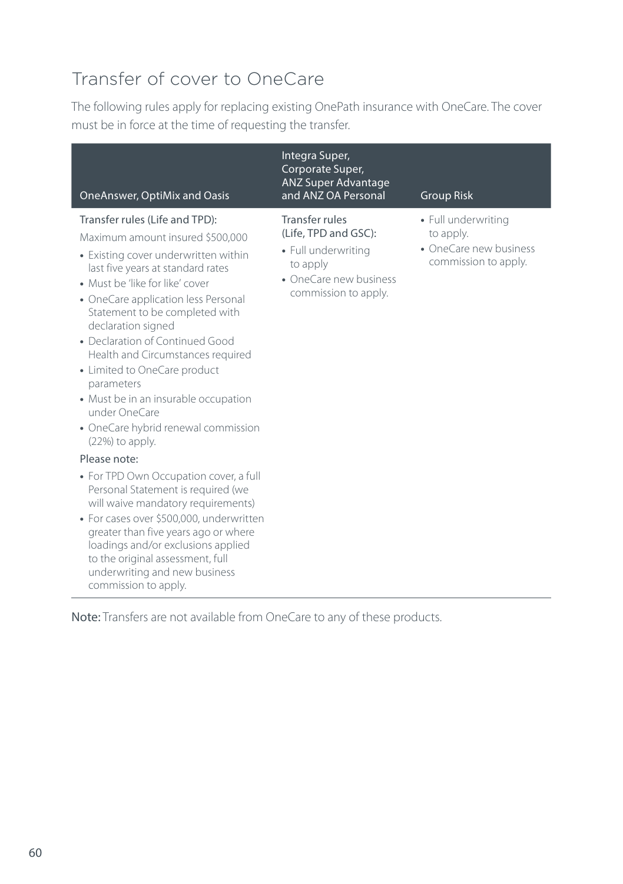# Transfer of cover to OneCare

The following rules apply for replacing existing OnePath insurance with OneCare. The cover must be in force at the time of requesting the transfer.

| OneAnswer, OptiMix and Oasis | Integra Super, Corporate Super, ANZ Super Advantage and ANZ OA Personal | Group Risk |
|---|---|---|
| Transfer rules (Life and TPD):<br>Maximum amount insured $500,000<br>• Existing cover underwritten within last five years at standard rates<br>• Must be 'like for like' cover<br>• OneCare application less Personal Statement to be completed with declaration signed<br>• Declaration of Continued Good Health and Circumstances required<br>• Limited to OneCare product parameters<br>• Must be in an insurable occupation under OneCare<br>• OneCare hybrid renewal commission (22%) to apply.<br>Please note:<br>• For TPD Own Occupation cover, a full Personal Statement is required (we will waive mandatory requirements)<br>• For cases over $500,000, underwritten greater than five years ago or where loadings and/or exclusions applied to the original assessment, full underwriting and new business commission to apply. | Transfer rules (Life, TPD and GSC):<br>• Full underwriting to apply<br>• OneCare new business commission to apply. | • Full underwriting to apply.<br>• OneCare new business commission to apply. |

**Note:** Transfers are not available from OneCare to any of these products.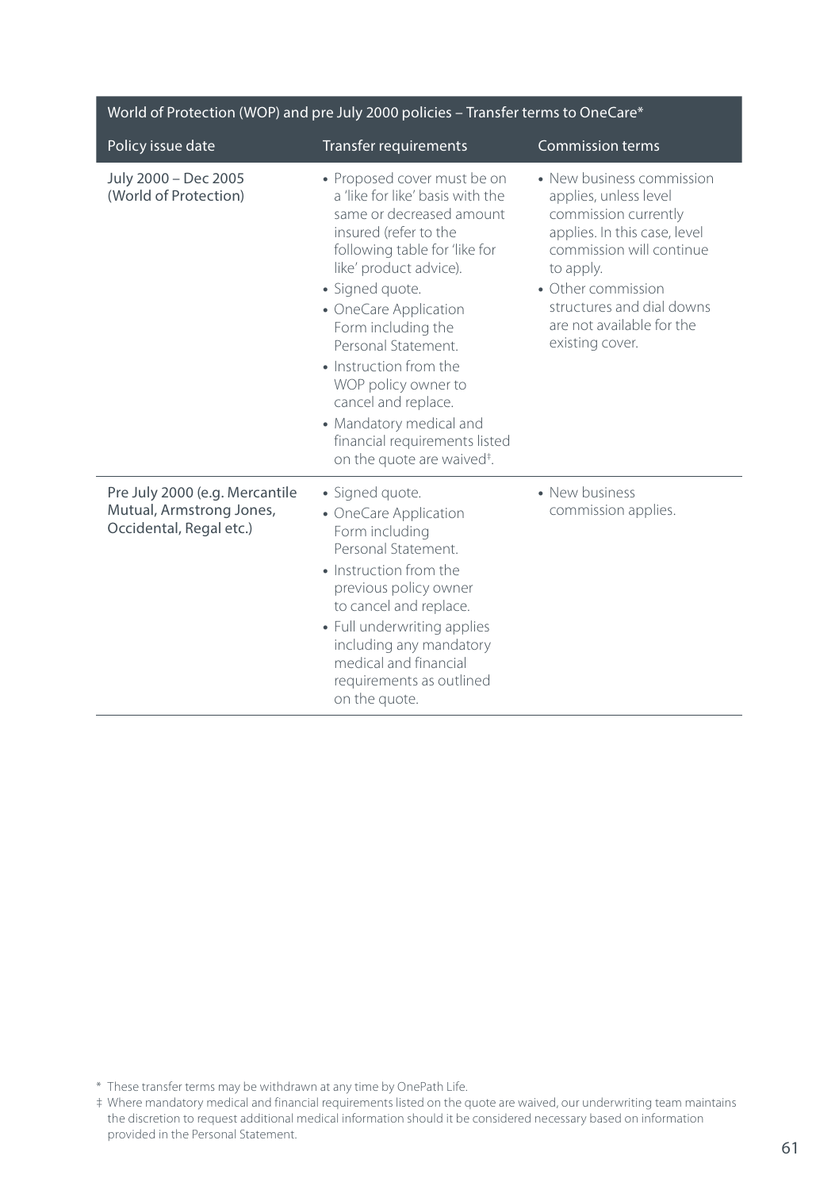| World of Protection (WOP) and pre July 2000 policies – Transfer terms to OneCare* | | |
|---|---|---|
| **Policy issue date** | **Transfer requirements** | **Commission terms** |
| July 2000 – Dec 2005 (World of Protection) | • Proposed cover must be on a 'like for like' basis with the same or decreased amount insured (refer to the following table for 'like for like' product advice).<br>• Signed quote.<br>• OneCare Application Form including the Personal Statement.<br>• Instruction from the WOP policy owner to cancel and replace.<br>• Mandatory medical and financial requirements listed on the quote are waived‡. | • New business commission applies, unless level commission currently applies. In this case, level commission will continue to apply.<br>• Other commission structures and dial downs are not available for the existing cover. |
| Pre July 2000 (e.g. Mercantile Mutual, Armstrong Jones, Occidental, Regal etc.) | • Signed quote.<br>• OneCare Application Form including Personal Statement.<br>• Instruction from the previous policy owner to cancel and replace.<br>• Full underwriting applies including any mandatory medical and financial requirements as outlined on the quote. | • New business commission applies. |

\* These transfer terms may be withdrawn at any time by OnePath Life.

‡ Where mandatory medical and financial requirements listed on the quote are waived, our underwriting team maintains the discretion to request additional medical information should it be considered necessary based on information provided in the Personal Statement.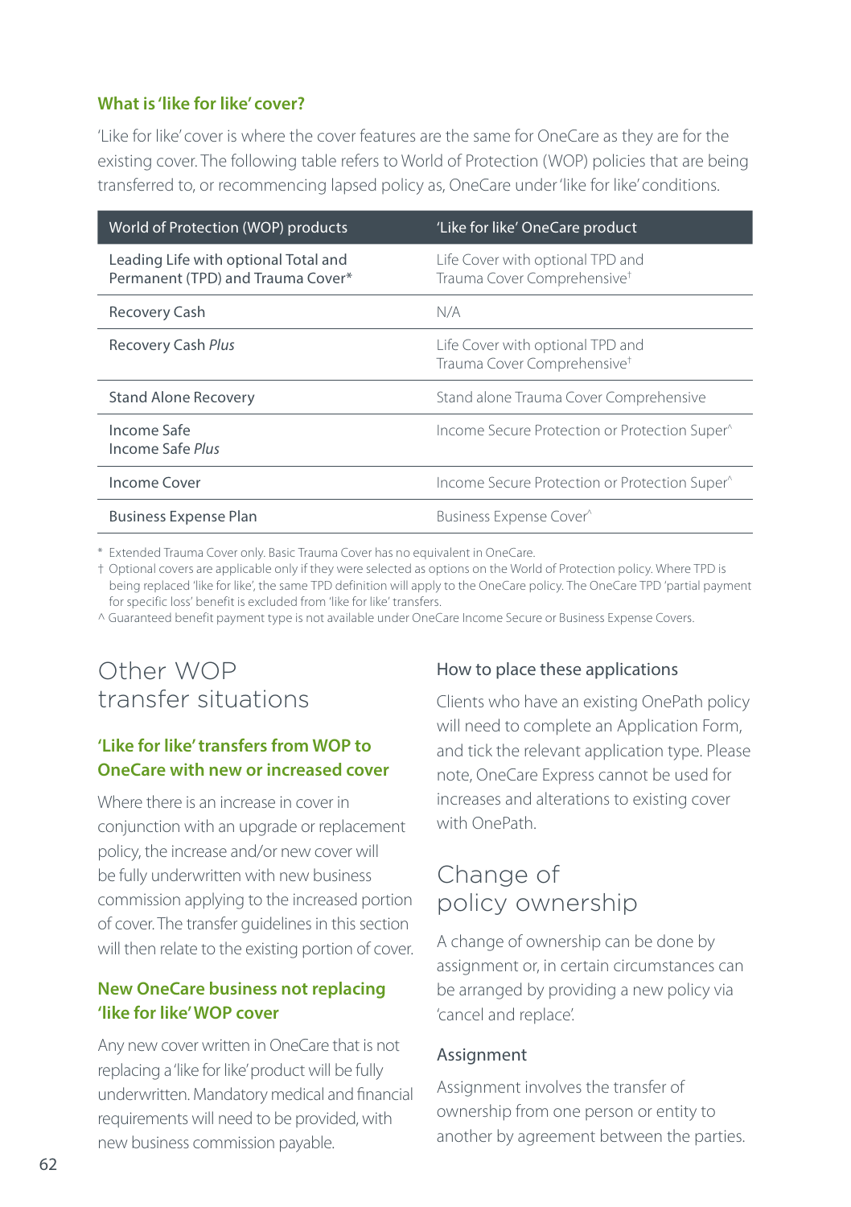### What is 'like for like' cover?

'Like for like' cover is where the cover features are the same for OneCare as they are for the existing cover. The following table refers to World of Protection (WOP) policies that are being transferred to, or recommencing lapsed policy as, OneCare under 'like for like' conditions.

| World of Protection (WOP) products | 'Like for like' OneCare product |
|---|---|
| Leading Life with optional Total and Permanent (TPD) and Trauma Cover* | Life Cover with optional TPD and Trauma Cover Comprehensive† |
| Recovery Cash | N/A |
| Recovery Cash *Plus* | Life Cover with optional TPD and Trauma Cover Comprehensive† |
| Stand Alone Recovery | Stand alone Trauma Cover Comprehensive |
| Income Safe<br>Income Safe *Plus* | Income Secure Protection or Protection Super^ |
| Income Cover | Income Secure Protection or Protection Super^ |
| Business Expense Plan | Business Expense Cover^ |

\* Extended Trauma Cover only. Basic Trauma Cover has no equivalent in OneCare.

† Optional covers are applicable only if they were selected as options on the World of Protection policy. Where TPD is being replaced 'like for like', the same TPD definition will apply to the OneCare policy. The OneCare TPD 'partial payment for specific loss' benefit is excluded from 'like for like' transfers.

^ Guaranteed benefit payment type is not available under OneCare Income Secure or Business Expense Covers.

## Other WOP transfer situations

### 'Like for like' transfers from WOP to OneCare with new or increased cover

Where there is an increase in cover in conjunction with an upgrade or replacement policy, the increase and/or new cover will be fully underwritten with new business commission applying to the increased portion of cover. The transfer guidelines in this section will then relate to the existing portion of cover.

### New OneCare business not replacing 'like for like' WOP cover

Any new cover written in OneCare that is not replacing a 'like for like' product will be fully underwritten. Mandatory medical and financial requirements will need to be provided, with new business commission payable.

### How to place these applications

Clients who have an existing OnePath policy will need to complete an Application Form, and tick the relevant application type. Please note, OneCare Express cannot be used for increases and alterations to existing cover with OnePath.

## Change of policy ownership

A change of ownership can be done by assignment or, in certain circumstances can be arranged by providing a new policy via 'cancel and replace'.

### Assignment

Assignment involves the transfer of ownership from one person or entity to another by agreement between the parties.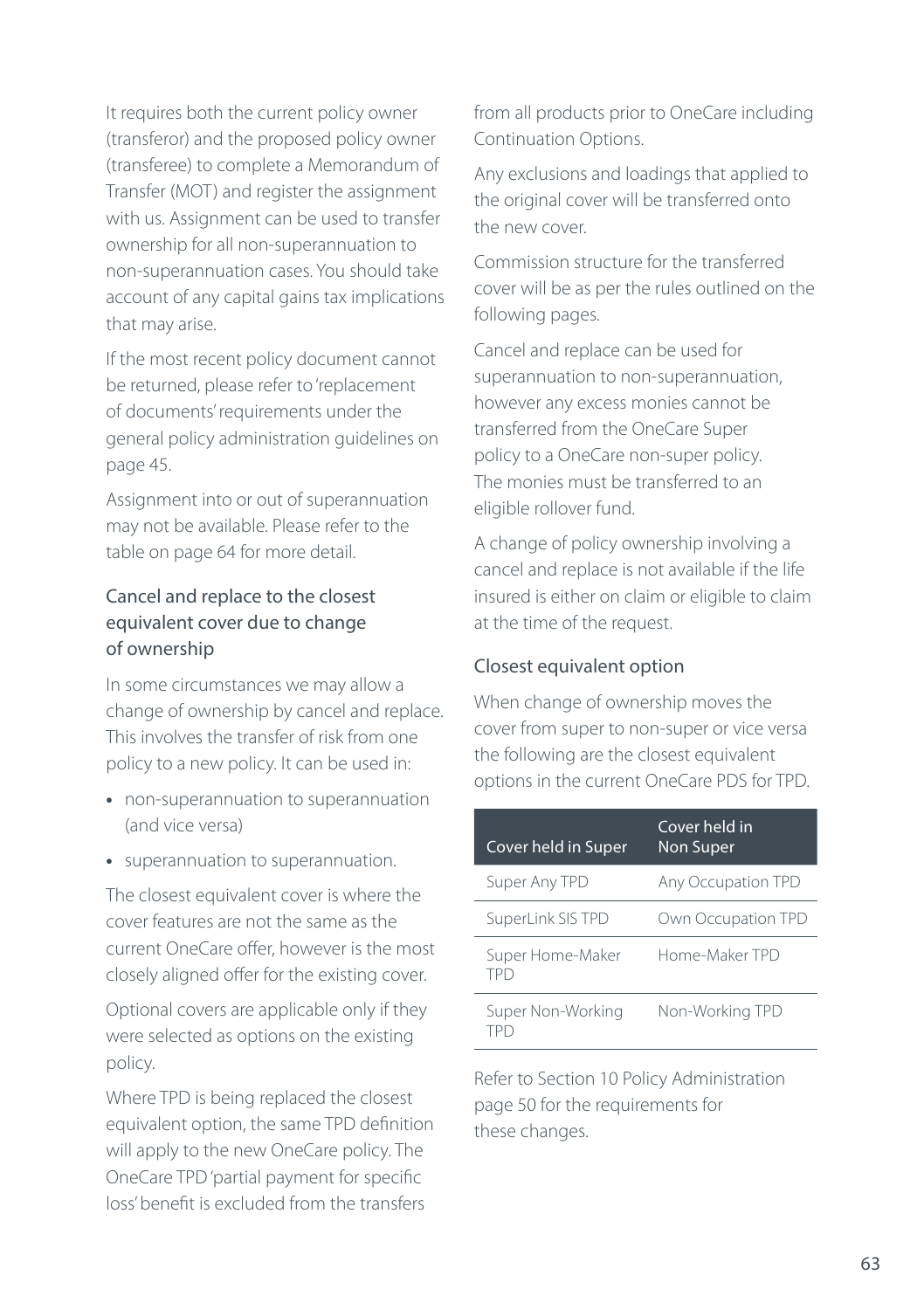It requires both the current policy owner (transferor) and the proposed policy owner (transferee) to complete a Memorandum of Transfer (MOT) and register the assignment with us. Assignment can be used to transfer ownership for all non-superannuation to non-superannuation cases. You should take account of any capital gains tax implications that may arise.

If the most recent policy document cannot be returned, please refer to 'replacement of documents' requirements under the general policy administration guidelines on page 45.

Assignment into or out of superannuation may not be available. Please refer to the table on page 64 for more detail.

### Cancel and replace to the closest equivalent cover due to change of ownership

In some circumstances we may allow a change of ownership by cancel and replace. This involves the transfer of risk from one policy to a new policy. It can be used in:

- non-superannuation to superannuation (and vice versa)
- superannuation to superannuation.

The closest equivalent cover is where the cover features are not the same as the current OneCare offer, however is the most closely aligned offer for the existing cover.

Optional covers are applicable only if they were selected as options on the existing policy.

Where TPD is being replaced the closest equivalent option, the same TPD definition will apply to the new OneCare policy. The OneCare TPD 'partial payment for specific loss' benefit is excluded from the transfers from all products prior to OneCare including Continuation Options.

Any exclusions and loadings that applied to the original cover will be transferred onto the new cover.

Commission structure for the transferred cover will be as per the rules outlined on the following pages.

Cancel and replace can be used for superannuation to non-superannuation, however any excess monies cannot be transferred from the OneCare Super policy to a OneCare non-super policy. The monies must be transferred to an eligible rollover fund.

A change of policy ownership involving a cancel and replace is not available if the life insured is either on claim or eligible to claim at the time of the request.

### Closest equivalent option

When change of ownership moves the cover from super to non-super or vice versa the following are the closest equivalent options in the current OneCare PDS for TPD.

| Cover held in Super | Cover held in Non Super |
|---|---|
| Super Any TPD | Any Occupation TPD |
| SuperLink SIS TPD | Own Occupation TPD |
| Super Home-Maker TPD | Home-Maker TPD |
| Super Non-Working TPD | Non-Working TPD |

Refer to Section 10 Policy Administration page 50 for the requirements for these changes.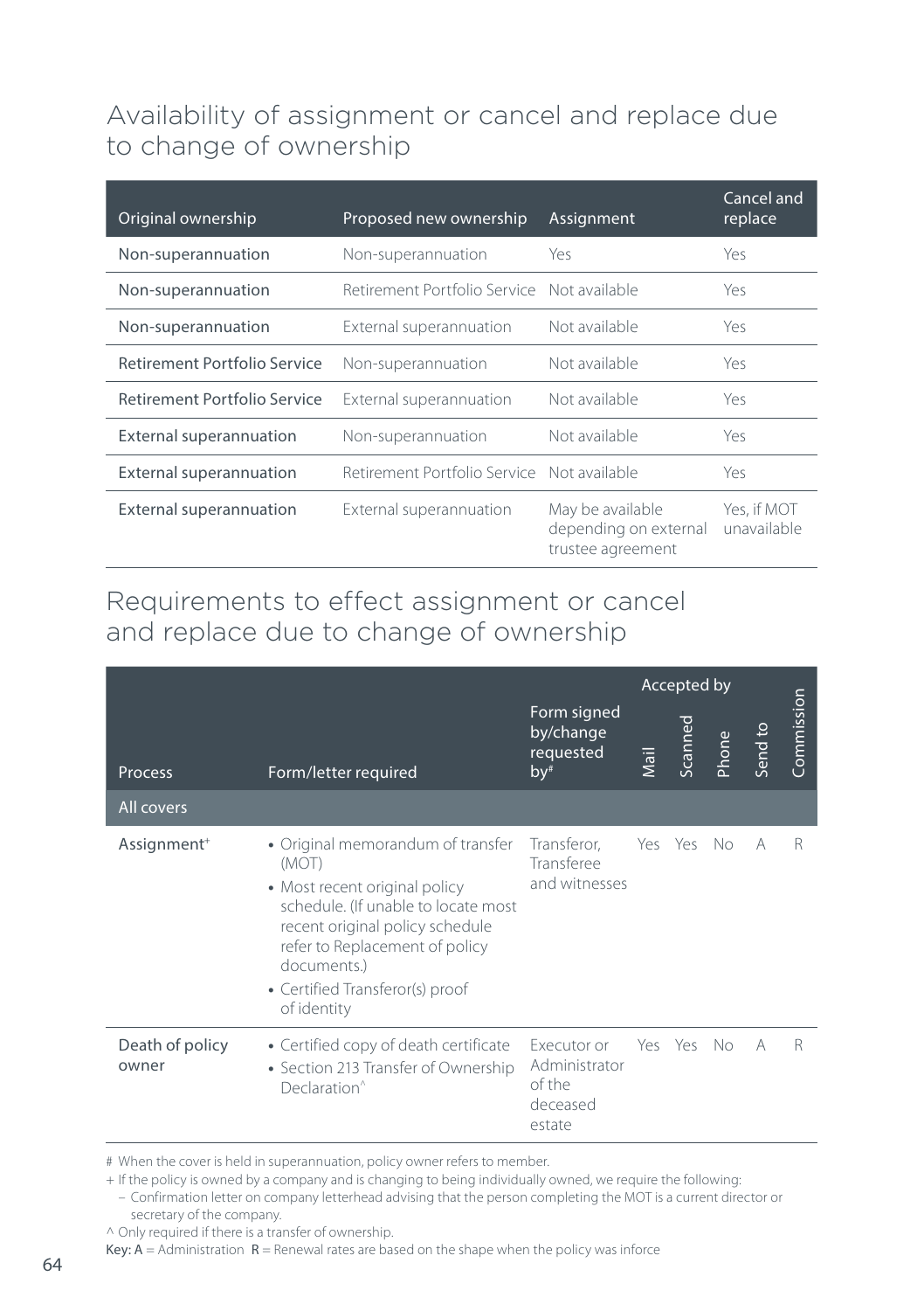## Availability of assignment or cancel and replace due to change of ownership

| Original ownership | Proposed new ownership | Assignment | Cancel and replace |
|---|---|---|---|
| Non-superannuation | Non-superannuation | Yes | Yes |
| Non-superannuation | Retirement Portfolio Service | Not available | Yes |
| Non-superannuation | External superannuation | Not available | Yes |
| Retirement Portfolio Service | Non-superannuation | Not available | Yes |
| Retirement Portfolio Service | External superannuation | Not available | Yes |
| External superannuation | Non-superannuation | Not available | Yes |
| External superannuation | Retirement Portfolio Service | Not available | Yes |
| External superannuation | External superannuation | May be available depending on external trustee agreement | Yes, if MOT unavailable |

## Requirements to effect assignment or cancel and replace due to change of ownership

| Process | Form/letter required | Form signed by/change requested by# | Accepted by | | | Send to | Commission |
|---|---|---|---|---|---|---|---|
| | | | Mail | Scanned | Phone | | |
| **All covers** | | | | | | | |
| Assignment+ | • Original memorandum of transfer (MOT)<br>• Most recent original policy schedule. (If unable to locate most recent original policy schedule refer to Replacement of policy documents.)<br>• Certified Transferor(s) proof of identity | Transferor, Transferee and witnesses | Yes | Yes | No | A | R |
| Death of policy owner | • Certified copy of death certificate<br>• Section 213 Transfer of Ownership Declaration^ | Executor or Administrator of the deceased estate | Yes | Yes | No | A | R |

\# When the cover is held in superannuation, policy owner refers to member.

\+ If the policy is owned by a company and is changing to being individually owned, we require the following:

– Confirmation letter on company letterhead advising that the person completing the MOT is a current director or secretary of the company.

^ Only required if there is a transfer of ownership.

**Key:** **A** = Administration **R** = Renewal rates are based on the shape when the policy was inforce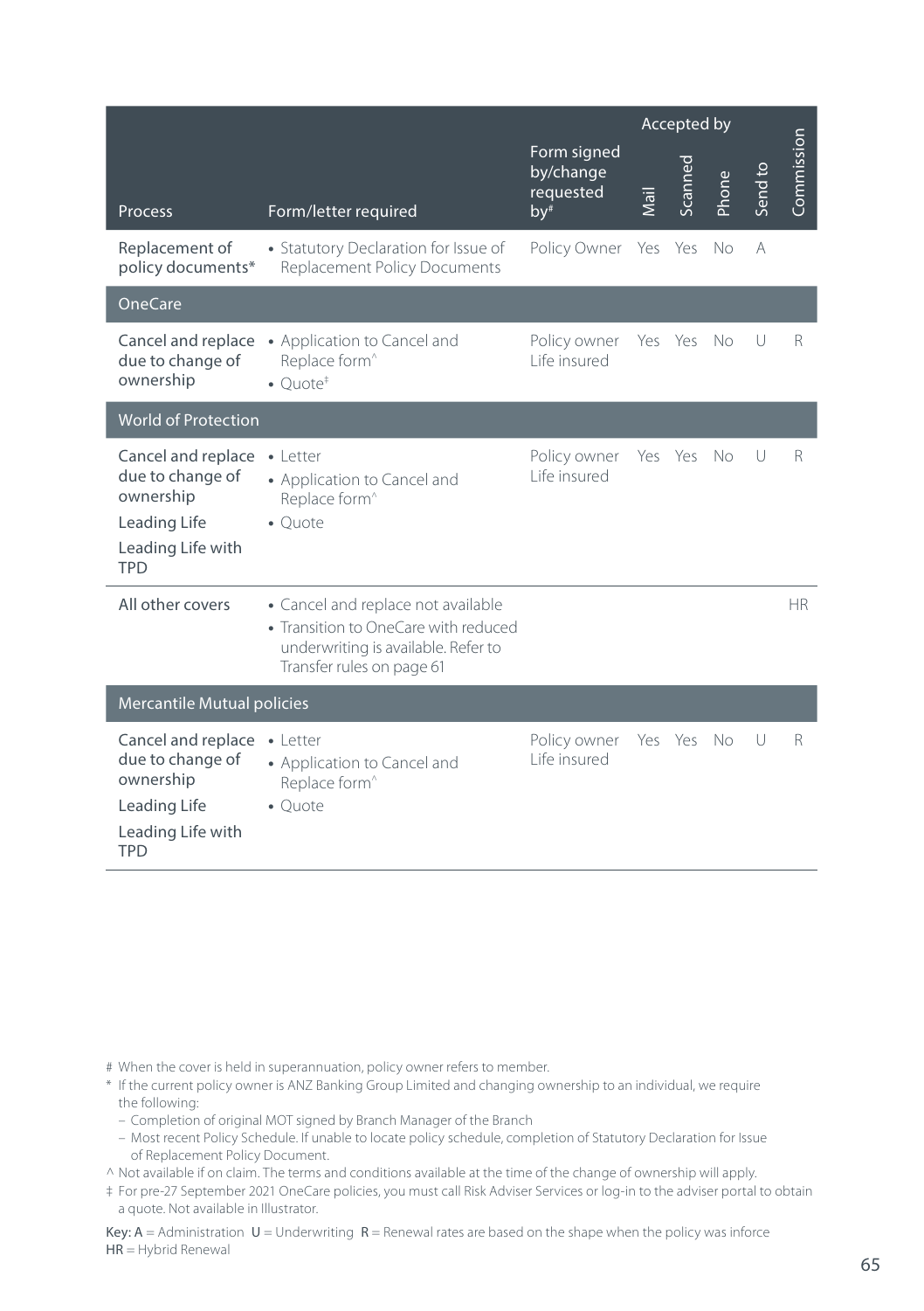| Process | Form/letter required | Form signed by/change requested by[#] | Accepted by | | | Send to | Commission |
|---|---|---|---|---|---|---|---|
| | | | Mail | Scanned | Phone | | |
| Replacement of policy documents* | • Statutory Declaration for Issue of Replacement Policy Documents | Policy Owner | Yes | Yes | No | A | |
| **OneCare** | | | | | | | |
| Cancel and replace due to change of ownership | • Application to Cancel and Replace form[^] <br> • Quote[‡] | Policy owner <br> Life insured | Yes | Yes | No | U | R |
| **World of Protection** | | | | | | | |
| Cancel and replace due to change of ownership <br> Leading Life <br> Leading Life with TPD | • Letter <br> • Application to Cancel and Replace form[^] <br> • Quote | Policy owner <br> Life insured | Yes | Yes | No | U | R |
| All other covers | • Cancel and replace not available <br> • Transition to OneCare with reduced underwriting is available. Refer to Transfer rules on page 61 | | | | | | HR |
| **Mercantile Mutual policies** | | | | | | | |
| Cancel and replace due to change of ownership <br> Leading Life <br> Leading Life with TPD | • Letter <br> • Application to Cancel and Replace form[^] <br> • Quote | Policy owner <br> Life insured | Yes | Yes | No | U | R |

\# When the cover is held in superannuation, policy owner refers to member.

\* If the current policy owner is ANZ Banking Group Limited and changing ownership to an individual, we require the following:

- Completion of original MOT signed by Branch Manager of the Branch
- Most recent Policy Schedule. If unable to locate policy schedule, completion of Statutory Declaration for Issue of Replacement Policy Document.

^ Not available if on claim. The terms and conditions available at the time of the change of ownership will apply.

‡ For pre-27 September 2021 OneCare policies, you must call Risk Adviser Services or log-in to the adviser portal to obtain a quote. Not available in Illustrator.

**Key: A** = Administration **U** = Underwriting **R** = Renewal rates are based on the shape when the policy was inforce
**HR** = Hybrid Renewal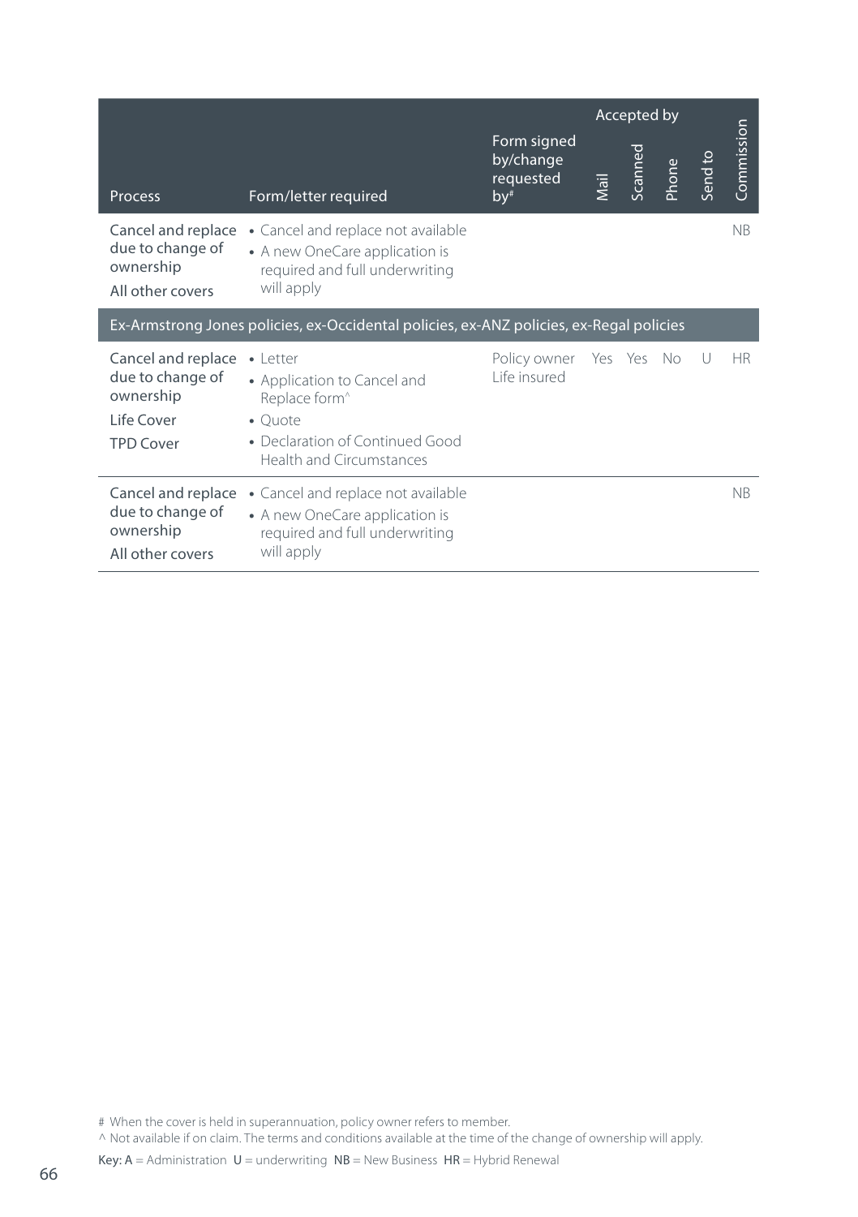| Process | Form/letter required | Form signed by/change requested by# | Accepted by | | | | Commission |
|---|---|---|---|---|---|---|---|
| | | | Mail | Scanned | Phone | Send to | |
| Cancel and replace due to change of ownership<br>All other covers | • Cancel and replace not available<br>• A new OneCare application is required and full underwriting will apply | | | | | | NB |
| **Ex-Armstrong Jones policies, ex-Occidental policies, ex-ANZ policies, ex-Regal policies** | | | | | | | |
| Cancel and replace due to change of ownership<br>Life Cover<br>TPD Cover | • Letter<br>• Application to Cancel and Replace form^<br>• Quote<br>• Declaration of Continued Good Health and Circumstances | Policy owner<br>Life insured | Yes | Yes | No | U | HR |
| Cancel and replace due to change of ownership<br>All other covers | • Cancel and replace not available<br>• A new OneCare application is required and full underwriting will apply | | | | | | NB |

# When the cover is held in superannuation, policy owner refers to member.

^ Not available if on claim. The terms and conditions available at the time of the change of ownership will apply.

**Key: A** = Administration **U** = underwriting **NB** = New Business **HR** = Hybrid Renewal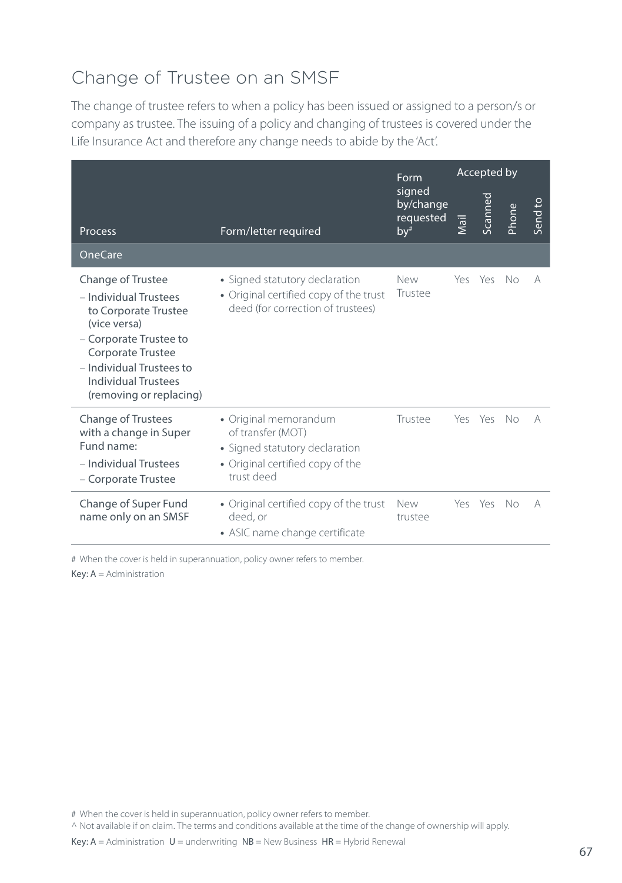## Change of Trustee on an SMSF

The change of trustee refers to when a policy has been issued or assigned to a person/s or company as trustee. The issuing of a policy and changing of trustees is covered under the Life Insurance Act and therefore any change needs to abide by the 'Act'.

| Process | Form/letter required | Form signed by/change requested by# | Accepted by | | | |
|---|---|---|---|---|---|---|
| | | | Mail | Scanned | Phone | Send to |
| **OneCare** | | | | | | |
| Change of Trustee<br>– Individual Trustees to Corporate Trustee (vice versa)<br>– Corporate Trustee to Corporate Trustee<br>– Individual Trustees to Individual Trustees (removing or replacing) | • Signed statutory declaration<br>• Original certified copy of the trust deed (for correction of trustees) | New Trustee | Yes | Yes | No | A |
| Change of Trustees with a change in Super Fund name:<br>– Individual Trustees<br>– Corporate Trustee | • Original memorandum of transfer (MOT)<br>• Signed statutory declaration<br>• Original certified copy of the trust deed | Trustee | Yes | Yes | No | A |
| Change of Super Fund name only on an SMSF | • Original certified copy of the trust deed, or<br>• ASIC name change certificate | New trustee | Yes | Yes | No | A |

# When the cover is held in superannuation, policy owner refers to member.

**Key: A** = Administration

# When the cover is held in superannuation, policy owner refers to member.

^ Not available if on claim. The terms and conditions available at the time of the change of ownership will apply.

**Key: A** = Administration **U** = underwriting **NB** = New Business **HR** = Hybrid Renewal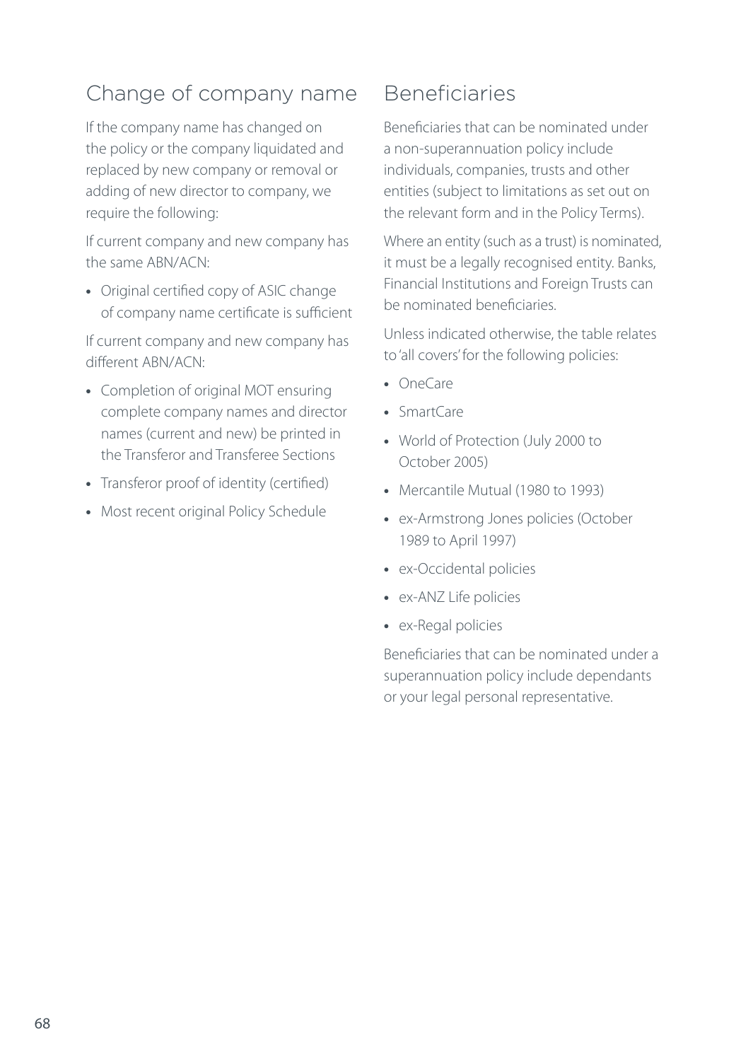## Change of company name

If the company name has changed on the policy or the company liquidated and replaced by new company or removal or adding of new director to company, we require the following:

If current company and new company has the same ABN/ACN:

- Original certified copy of ASIC change of company name certificate is sufficient

If current company and new company has different ABN/ACN:

- Completion of original MOT ensuring complete company names and director names (current and new) be printed in the Transferor and Transferee Sections
- Transferor proof of identity (certified)
- Most recent original Policy Schedule

## Beneficiaries

Beneficiaries that can be nominated under a non-superannuation policy include individuals, companies, trusts and other entities (subject to limitations as set out on the relevant form and in the Policy Terms).

Where an entity (such as a trust) is nominated, it must be a legally recognised entity. Banks, Financial Institutions and Foreign Trusts can be nominated beneficiaries.

Unless indicated otherwise, the table relates to 'all covers' for the following policies:

- OneCare
- SmartCare
- World of Protection (July 2000 to October 2005)
- Mercantile Mutual (1980 to 1993)
- ex-Armstrong Jones policies (October 1989 to April 1997)
- ex-Occidental policies
- ex-ANZ Life policies
- ex-Regal policies

Beneficiaries that can be nominated under a superannuation policy include dependants or your legal personal representative.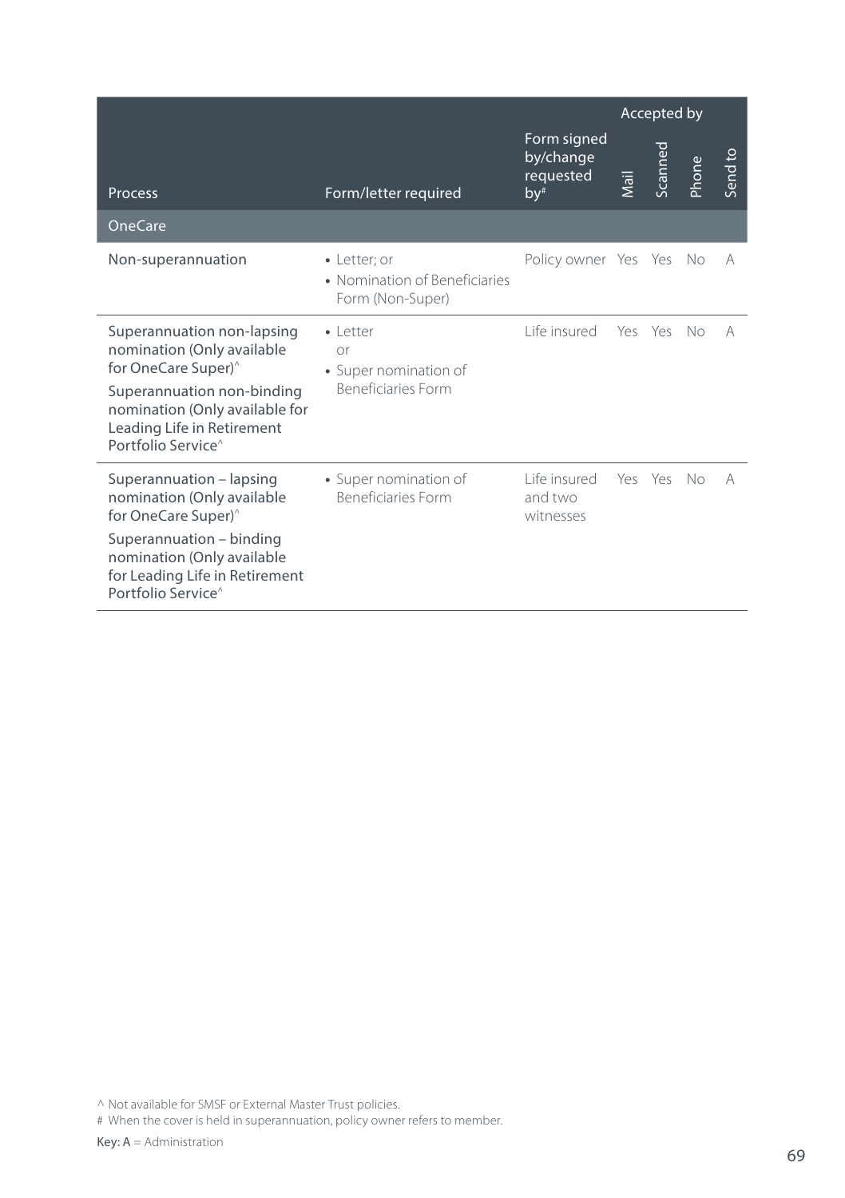| Process | Form/letter required | Form signed by/change requested by# | Accepted by | | | |
|---|---|---|---|---|---|---|
| | | | Mail | Scanned | Phone | Send to |
| **OneCare** | | | | | | |
| Non-superannuation | • Letter; or<br>• Nomination of Beneficiaries Form (Non-Super) | Policy owner | Yes | Yes | No | A |
| Superannuation non-lapsing nomination (Only available for OneCare Super)^<br>Superannuation non-binding nomination (Only available for Leading Life in Retirement Portfolio Service^ | • Letter<br>or<br>• Super nomination of Beneficiaries Form | Life insured | Yes | Yes | No | A |
| Superannuation – lapsing nomination (Only available for OneCare Super)^<br>Superannuation – binding nomination (Only available for Leading Life in Retirement Portfolio Service^ | • Super nomination of Beneficiaries Form | Life insured and two witnesses | Yes | Yes | No | A |

^ Not available for SMSF or External Master Trust policies.

# When the cover is held in superannuation, policy owner refers to member.

**Key:** **A** = Administration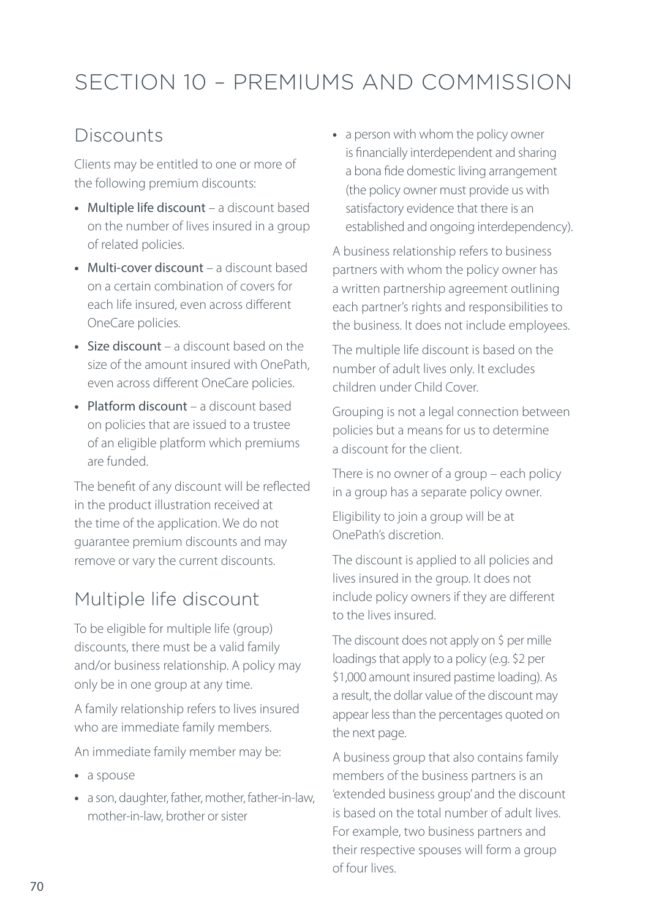# SECTION 10 – PREMIUMS AND COMMISSION

## Discounts

Clients may be entitled to one or more of the following premium discounts:

- Multiple life discount – a discount based on the number of lives insured in a group of related policies.
- Multi-cover discount – a discount based on a certain combination of covers for each life insured, even across different OneCare policies.
- Size discount – a discount based on the size of the amount insured with OnePath, even across different OneCare policies.
- Platform discount – a discount based on policies that are issued to a trustee of an eligible platform which premiums are funded.

The benefit of any discount will be reflected in the product illustration received at the time of the application. We do not guarantee premium discounts and may remove or vary the current discounts.

## Multiple life discount

To be eligible for multiple life (group) discounts, there must be a valid family and/or business relationship. A policy may only be in one group at any time.

A family relationship refers to lives insured who are immediate family members.

An immediate family member may be:

- a spouse
- a son, daughter, father, mother, father-in-law, mother-in-law, brother or sister
- a person with whom the policy owner is financially interdependent and sharing a bona fide domestic living arrangement (the policy owner must provide us with satisfactory evidence that there is an established and ongoing interdependency).

A business relationship refers to business partners with whom the policy owner has a written partnership agreement outlining each partner's rights and responsibilities to the business. It does not include employees.

The multiple life discount is based on the number of adult lives only. It excludes children under Child Cover.

Grouping is not a legal connection between policies but a means for us to determine a discount for the client.

There is no owner of a group – each policy in a group has a separate policy owner.

Eligibility to join a group will be at OnePath's discretion.

The discount is applied to all policies and lives insured in the group. It does not include policy owners if they are different to the lives insured.

The discount does not apply on $ per mille loadings that apply to a policy (e.g. $2 per $1,000 amount insured pastime loading). As a result, the dollar value of the discount may appear less than the percentages quoted on the next page.

A business group that also contains family members of the business partners is an 'extended business group' and the discount is based on the total number of adult lives. For example, two business partners and their respective spouses will form a group of four lives.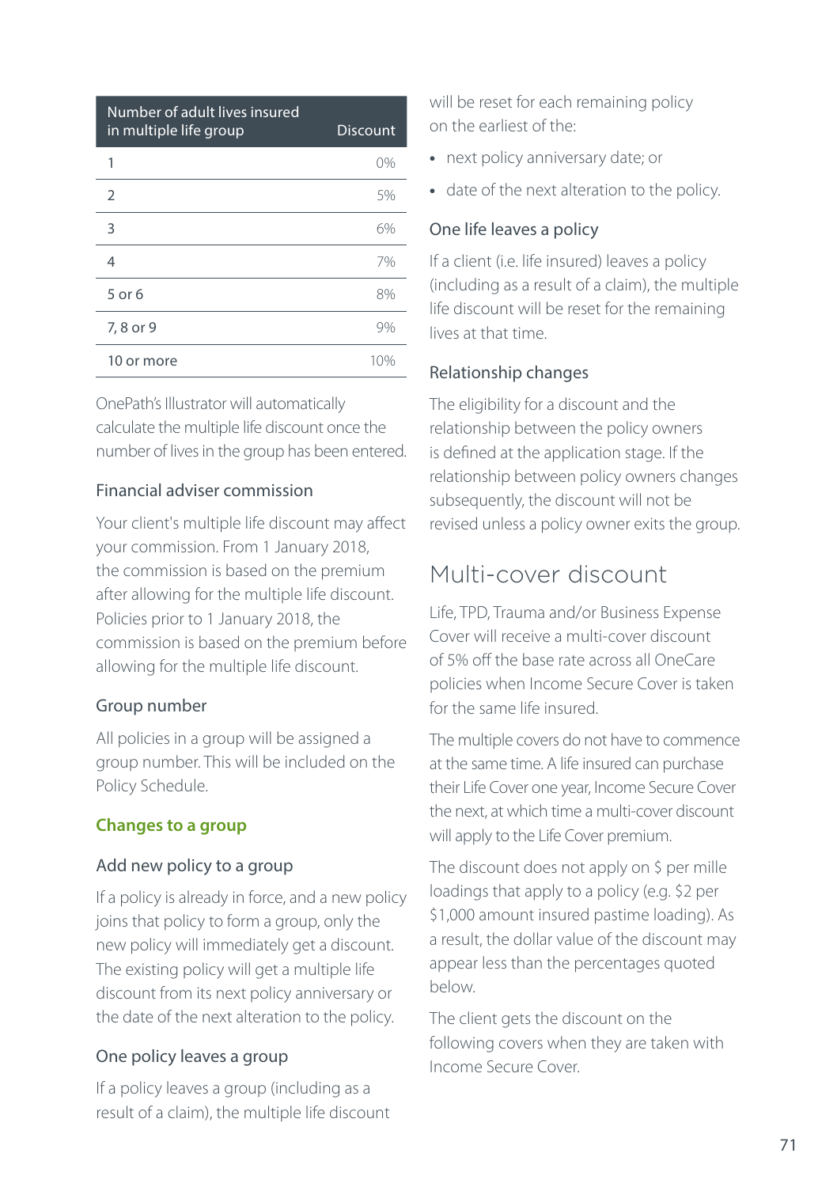| Number of adult lives insured in multiple life group | Discount |
|---|---|
| 1 | 0% |
| 2 | 5% |
| 3 | 6% |
| 4 | 7% |
| 5 or 6 | 8% |
| 7, 8 or 9 | 9% |
| 10 or more | 10% |

OnePath's Illustrator will automatically calculate the multiple life discount once the number of lives in the group has been entered.

### Financial adviser commission

Your client's multiple life discount may affect your commission. From 1 January 2018, the commission is based on the premium after allowing for the multiple life discount. Policies prior to 1 January 2018, the commission is based on the premium before allowing for the multiple life discount.

### Group number

All policies in a group will be assigned a group number. This will be included on the Policy Schedule.

### Changes to a group

#### Add new policy to a group

If a policy is already in force, and a new policy joins that policy to form a group, only the new policy will immediately get a discount. The existing policy will get a multiple life discount from its next policy anniversary or the date of the next alteration to the policy.

#### One policy leaves a group

If a policy leaves a group (including as a result of a claim), the multiple life discount will be reset for each remaining policy on the earliest of the:

- next policy anniversary date; or
- date of the next alteration to the policy.

#### One life leaves a policy

If a client (i.e. life insured) leaves a policy (including as a result of a claim), the multiple life discount will be reset for the remaining lives at that time.

#### Relationship changes

The eligibility for a discount and the relationship between the policy owners is defined at the application stage. If the relationship between policy owners changes subsequently, the discount will not be revised unless a policy owner exits the group.

## Multi-cover discount

Life, TPD, Trauma and/or Business Expense Cover will receive a multi-cover discount of 5% off the base rate across all OneCare policies when Income Secure Cover is taken for the same life insured.

The multiple covers do not have to commence at the same time. A life insured can purchase their Life Cover one year, Income Secure Cover the next, at which time a multi-cover discount will apply to the Life Cover premium.

The discount does not apply on $ per mille loadings that apply to a policy (e.g. $2 per $1,000 amount insured pastime loading). As a result, the dollar value of the discount may appear less than the percentages quoted below.

The client gets the discount on the following covers when they are taken with Income Secure Cover.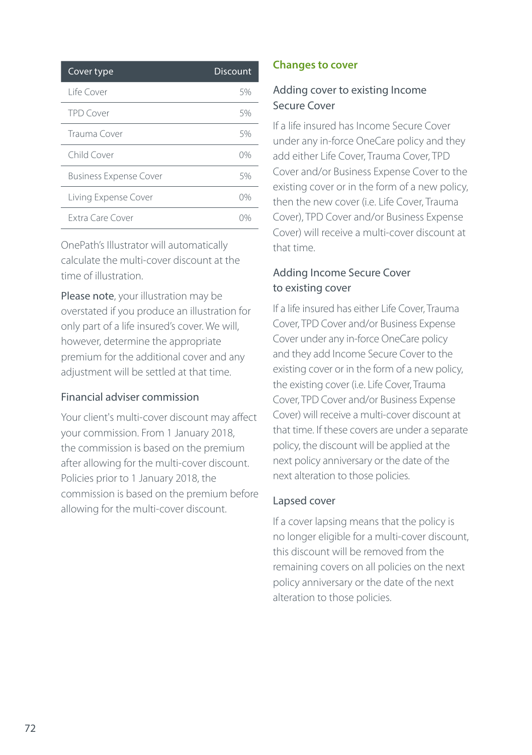| Cover type | Discount |
|---|---|
| Life Cover | 5% |
| TPD Cover | 5% |
| Trauma Cover | 5% |
| Child Cover | 0% |
| Business Expense Cover | 5% |
| Living Expense Cover | 0% |
| Extra Care Cover | 0% |

OnePath's Illustrator will automatically calculate the multi-cover discount at the time of illustration.

Please note, your illustration may be overstated if you produce an illustration for only part of a life insured's cover. We will, however, determine the appropriate premium for the additional cover and any adjustment will be settled at that time.

### Financial adviser commission

Your client's multi-cover discount may affect your commission. From 1 January 2018, the commission is based on the premium after allowing for the multi-cover discount. Policies prior to 1 January 2018, the commission is based on the premium before allowing for the multi-cover discount.

## Changes to cover

### Adding cover to existing Income Secure Cover

If a life insured has Income Secure Cover under any in-force OneCare policy and they add either Life Cover, Trauma Cover, TPD Cover and/or Business Expense Cover to the existing cover or in the form of a new policy, then the new cover (i.e. Life Cover, Trauma Cover), TPD Cover and/or Business Expense Cover) will receive a multi-cover discount at that time.

### Adding Income Secure Cover to existing cover

If a life insured has either Life Cover, Trauma Cover, TPD Cover and/or Business Expense Cover under any in-force OneCare policy and they add Income Secure Cover to the existing cover or in the form of a new policy, the existing cover (i.e. Life Cover, Trauma Cover, TPD Cover and/or Business Expense Cover) will receive a multi-cover discount at that time. If these covers are under a separate policy, the discount will be applied at the next policy anniversary or the date of the next alteration to those policies.

### Lapsed cover

If a cover lapsing means that the policy is no longer eligible for a multi-cover discount, this discount will be removed from the remaining covers on all policies on the next policy anniversary or the date of the next alteration to those policies.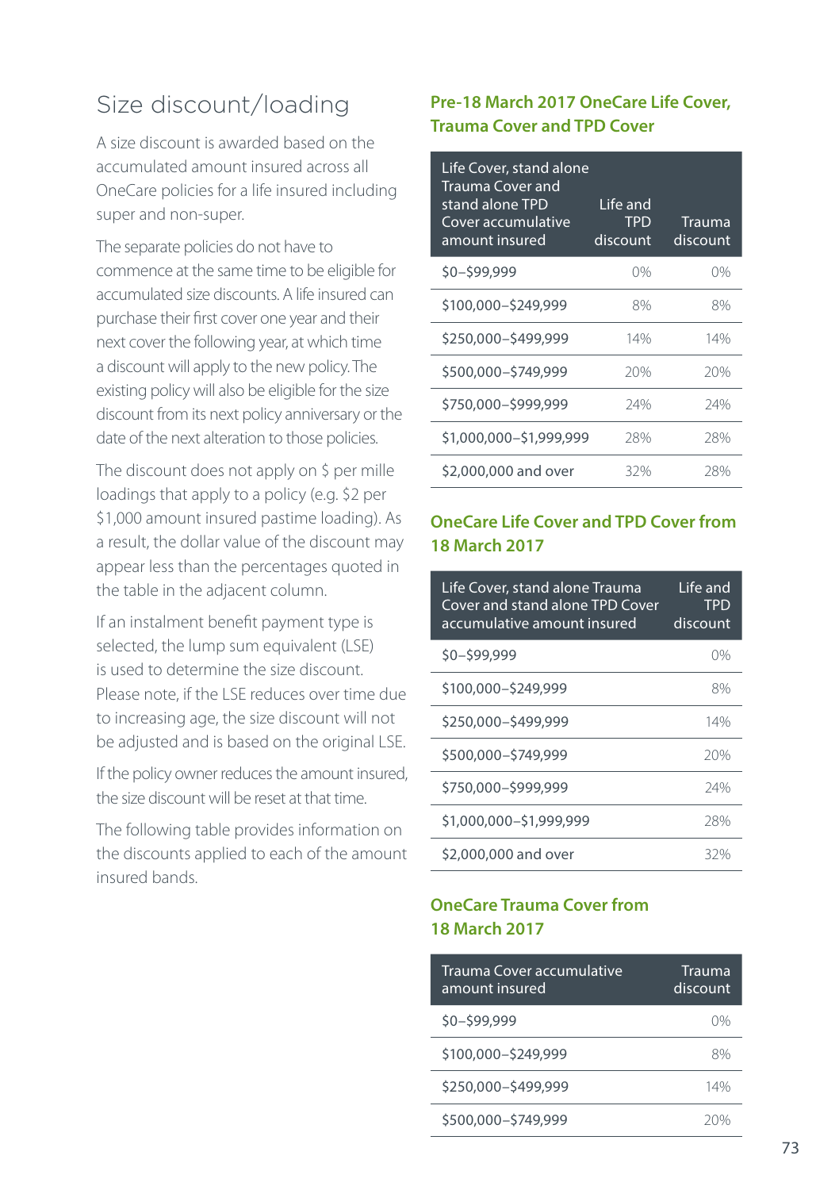## Size discount/loading

A size discount is awarded based on the accumulated amount insured across all OneCare policies for a life insured including super and non-super.

The separate policies do not have to commence at the same time to be eligible for accumulated size discounts. A life insured can purchase their first cover one year and their next cover the following year, at which time a discount will apply to the new policy. The existing policy will also be eligible for the size discount from its next policy anniversary or the date of the next alteration to those policies.

The discount does not apply on $ per mille loadings that apply to a policy (e.g. $2 per $1,000 amount insured pastime loading). As a result, the dollar value of the discount may appear less than the percentages quoted in the table in the adjacent column.

If an instalment benefit payment type is selected, the lump sum equivalent (LSE) is used to determine the size discount. Please note, if the LSE reduces over time due to increasing age, the size discount will not be adjusted and is based on the original LSE.

If the policy owner reduces the amount insured, the size discount will be reset at that time.

The following table provides information on the discounts applied to each of the amount insured bands.

### Pre-18 March 2017 OneCare Life Cover, Trauma Cover and TPD Cover

| Life Cover, stand alone Trauma Cover and stand alone TPD Cover accumulative amount insured | Life and TPD discount | Trauma discount |
|---|---|---|
| $0–$99,999 | 0% | 0% |
| $100,000–$249,999 | 8% | 8% |
| $250,000–$499,999 | 14% | 14% |
| $500,000–$749,999 | 20% | 20% |
| $750,000–$999,999 | 24% | 24% |
| $1,000,000–$1,999,999 | 28% | 28% |
| $2,000,000 and over | 32% | 28% |

### OneCare Life Cover and TPD Cover from 18 March 2017

| Life Cover, stand alone Trauma Cover and stand alone TPD Cover accumulative amount insured | Life and TPD discount |
|---|---|
| $0–$99,999 | 0% |
| $100,000–$249,999 | 8% |
| $250,000–$499,999 | 14% |
| $500,000–$749,999 | 20% |
| $750,000–$999,999 | 24% |
| $1,000,000–$1,999,999 | 28% |
| $2,000,000 and over | 32% |

### OneCare Trauma Cover from 18 March 2017

| Trauma Cover accumulative amount insured | Trauma discount |
|---|---|
| $0–$99,999 | 0% |
| $100,000–$249,999 | 8% |
| $250,000–$499,999 | 14% |
| $500,000–$749,999 | 20% |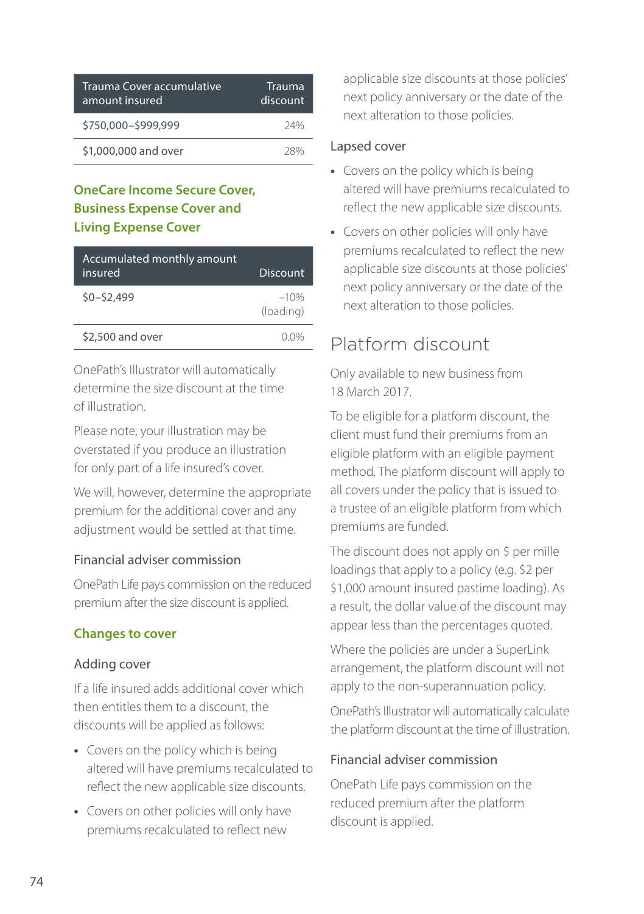| Trauma Cover accumulative amount insured | Trauma discount |
|---|---|
| $750,000–$999,999 | 24% |
| $1,000,000 and over | 28% |

### OneCare Income Secure Cover, Business Expense Cover and Living Expense Cover

| Accumulated monthly amount insured | Discount |
|---|---|
| $0–$2,499 | –10% (loading) |
| $2,500 and over | 0.0% |

OnePath's Illustrator will automatically determine the size discount at the time of illustration.

Please note, your illustration may be overstated if you produce an illustration for only part of a life insured's cover.

We will, however, determine the appropriate premium for the additional cover and any adjustment would be settled at that time.

#### Financial adviser commission

OnePath Life pays commission on the reduced premium after the size discount is applied.

### Changes to cover

#### Adding cover

If a life insured adds additional cover which then entitles them to a discount, the discounts will be applied as follows:

- Covers on the policy which is being altered will have premiums recalculated to reflect the new applicable size discounts.
- Covers on other policies will only have premiums recalculated to reflect new applicable size discounts at those policies' next policy anniversary or the date of the next alteration to those policies.

#### Lapsed cover

- Covers on the policy which is being altered will have premiums recalculated to reflect the new applicable size discounts.
- Covers on other policies will only have premiums recalculated to reflect the new applicable size discounts at those policies' next policy anniversary or the date of the next alteration to those policies.

## Platform discount

Only available to new business from 18 March 2017.

To be eligible for a platform discount, the client must fund their premiums from an eligible platform with an eligible payment method. The platform discount will apply to all covers under the policy that is issued to a trustee of an eligible platform from which premiums are funded.

The discount does not apply on $ per mille loadings that apply to a policy (e.g. $2 per $1,000 amount insured pastime loading). As a result, the dollar value of the discount may appear less than the percentages quoted.

Where the policies are under a SuperLink arrangement, the platform discount will not apply to the non-superannuation policy.

OnePath's Illustrator will automatically calculate the platform discount at the time of illustration.

#### Financial adviser commission

OnePath Life pays commission on the reduced premium after the platform discount is applied.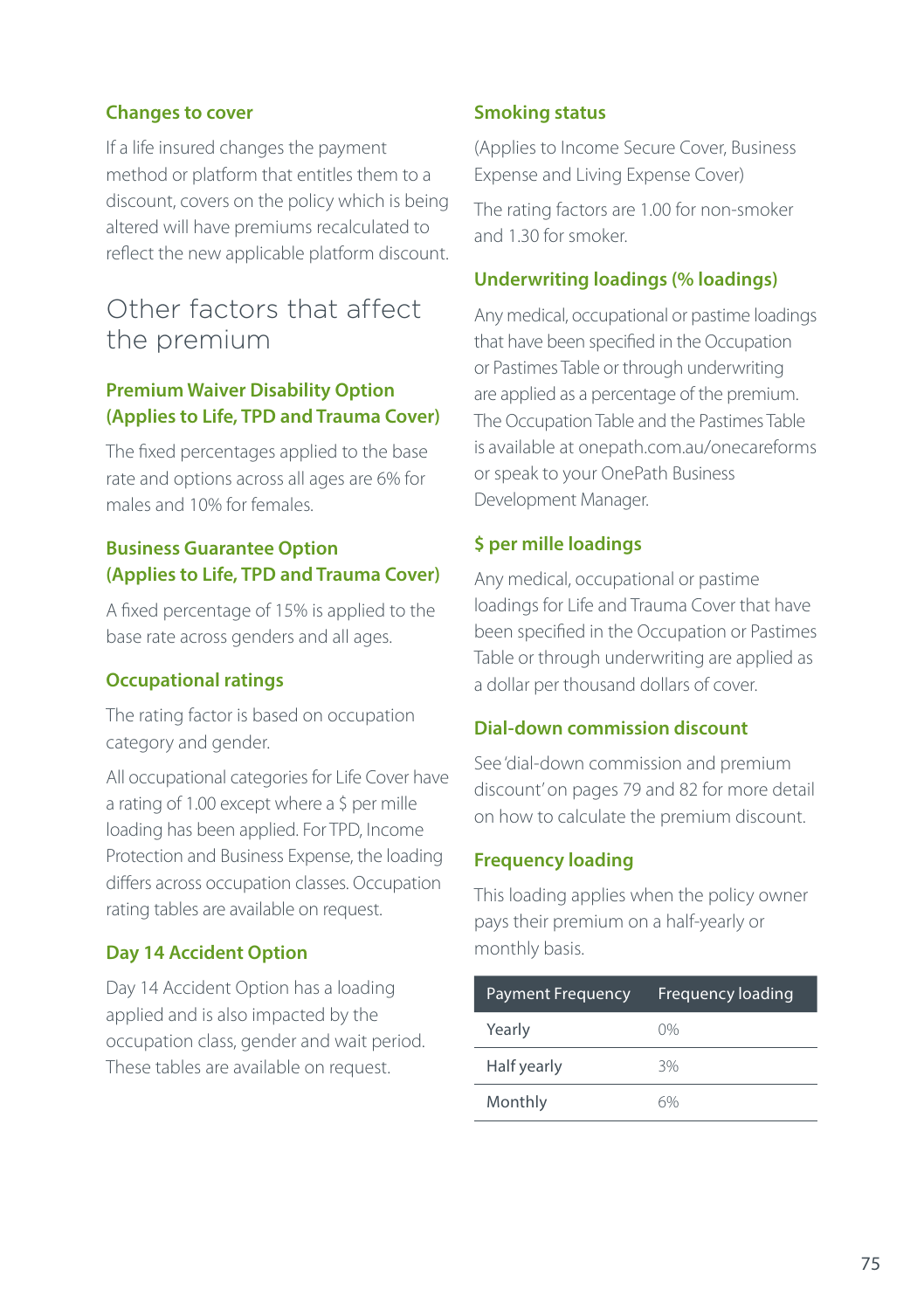### Changes to cover

If a life insured changes the payment method or platform that entitles them to a discount, covers on the policy which is being altered will have premiums recalculated to reflect the new applicable platform discount.

## Other factors that affect the premium

### Premium Waiver Disability Option (Applies to Life, TPD and Trauma Cover)

The fixed percentages applied to the base rate and options across all ages are 6% for males and 10% for females.

### Business Guarantee Option (Applies to Life, TPD and Trauma Cover)

A fixed percentage of 15% is applied to the base rate across genders and all ages.

### Occupational ratings

The rating factor is based on occupation category and gender.

All occupational categories for Life Cover have a rating of 1.00 except where a $ per mille loading has been applied. For TPD, Income Protection and Business Expense, the loading differs across occupation classes. Occupation rating tables are available on request.

### Day 14 Accident Option

Day 14 Accident Option has a loading applied and is also impacted by the occupation class, gender and wait period. These tables are available on request.

### Smoking status

(Applies to Income Secure Cover, Business Expense and Living Expense Cover)

The rating factors are 1.00 for non-smoker and 1.30 for smoker.

### Underwriting loadings (% loadings)

Any medical, occupational or pastime loadings that have been specified in the Occupation or Pastimes Table or through underwriting are applied as a percentage of the premium. The Occupation Table and the Pastimes Table is available at onepath.com.au/onecareforms or speak to your OnePath Business Development Manager.

### $ per mille loadings

Any medical, occupational or pastime loadings for Life and Trauma Cover that have been specified in the Occupation or Pastimes Table or through underwriting are applied as a dollar per thousand dollars of cover.

### Dial-down commission discount

See 'dial-down commission and premium discount' on pages 79 and 82 for more detail on how to calculate the premium discount.

### Frequency loading

This loading applies when the policy owner pays their premium on a half-yearly or monthly basis.

| Payment Frequency | Frequency loading |
|---|---|
| Yearly | 0% |
| Half yearly | 3% |
| Monthly | 6% |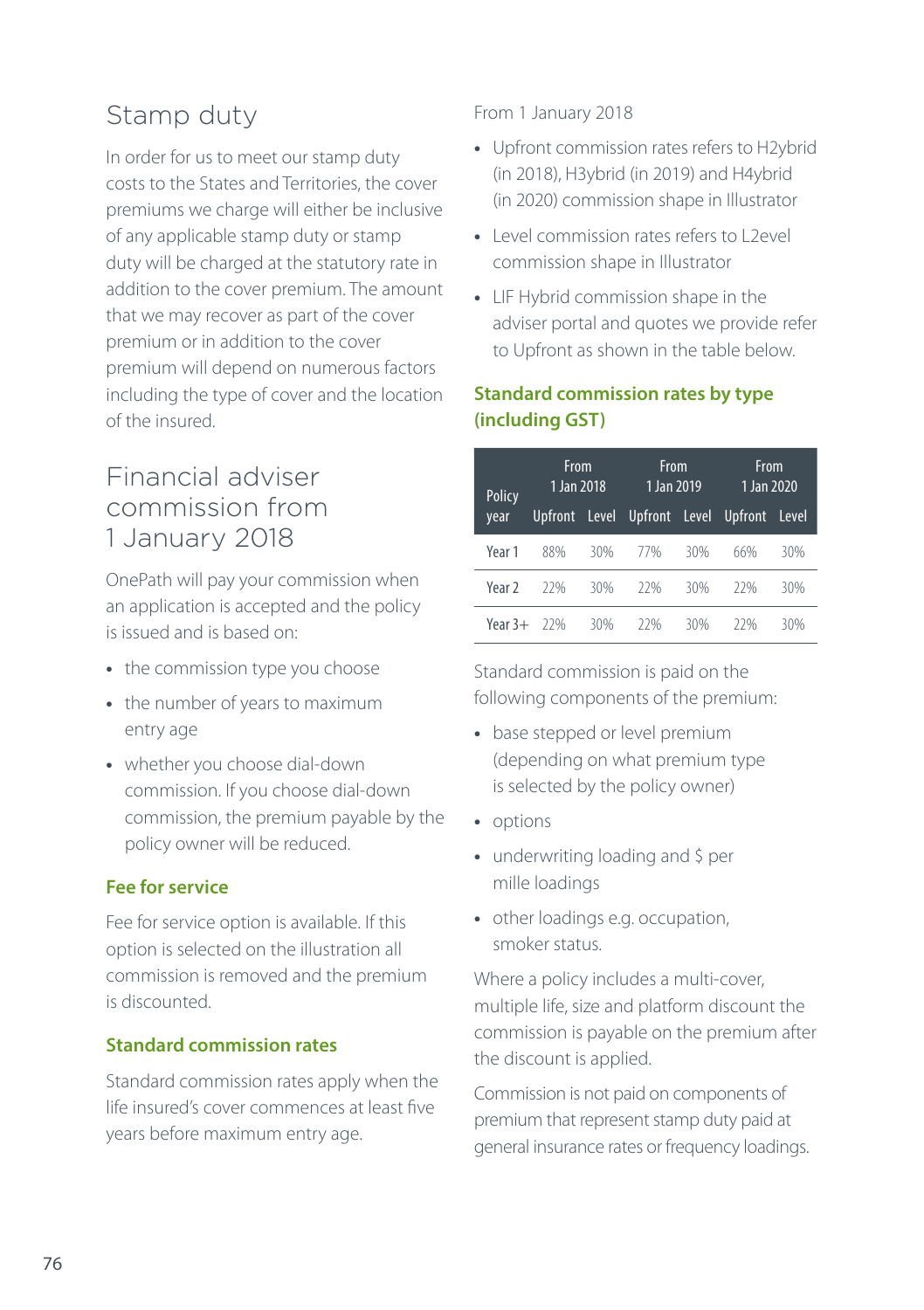## Stamp duty

In order for us to meet our stamp duty costs to the States and Territories, the cover premiums we charge will either be inclusive of any applicable stamp duty or stamp duty will be charged at the statutory rate in addition to the cover premium. The amount that we may recover as part of the cover premium or in addition to the cover premium will depend on numerous factors including the type of cover and the location of the insured.

## Financial adviser commission from 1 January 2018

OnePath will pay your commission when an application is accepted and the policy is issued and is based on:

- the commission type you choose
- the number of years to maximum entry age
- whether you choose dial-down commission. If you choose dial-down commission, the premium payable by the policy owner will be reduced.

### Fee for service

Fee for service option is available. If this option is selected on the illustration all commission is removed and the premium is discounted.

### Standard commission rates

Standard commission rates apply when the life insured's cover commences at least five years before maximum entry age.

From 1 January 2018

- Upfront commission rates refers to H2ybrid (in 2018), H3ybrid (in 2019) and H4ybrid (in 2020) commission shape in Illustrator
- Level commission rates refers to L2evel commission shape in Illustrator
- LIF Hybrid commission shape in the adviser portal and quotes we provide refer to Upfront as shown in the table below.

### Standard commission rates by type (including GST)

| Policy year | From 1 Jan 2018 | | From 1 Jan 2019 | | From 1 Jan 2020 | |
|---|---|---|---|---|---|---|
| | Upfront | Level | Upfront | Level | Upfront | Level |
| Year 1 | 88% | 30% | 77% | 30% | 66% | 30% |
| Year 2 | 22% | 30% | 22% | 30% | 22% | 30% |
| Year 3+ | 22% | 30% | 22% | 30% | 22% | 30% |

Standard commission is paid on the following components of the premium:

- base stepped or level premium (depending on what premium type is selected by the policy owner)
- options
- underwriting loading and $ per mille loadings
- other loadings e.g. occupation, smoker status.

Where a policy includes a multi-cover, multiple life, size and platform discount the commission is payable on the premium after the discount is applied.

Commission is not paid on components of premium that represent stamp duty paid at general insurance rates or frequency loadings.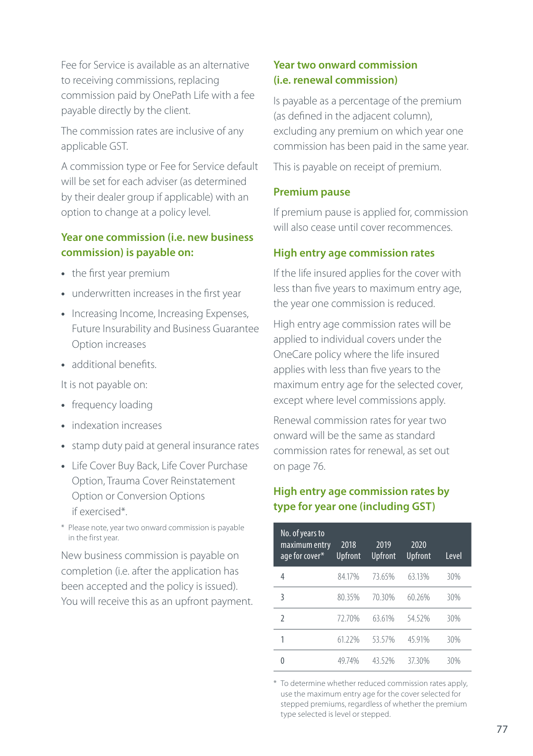Fee for Service is available as an alternative to receiving commissions, replacing commission paid by OnePath Life with a fee payable directly by the client.

The commission rates are inclusive of any applicable GST.

A commission type or Fee for Service default will be set for each adviser (as determined by their dealer group if applicable) with an option to change at a policy level.

### Year one commission (i.e. new business commission) is payable on:

- the first year premium
- underwritten increases in the first year
- Increasing Income, Increasing Expenses, Future Insurability and Business Guarantee Option increases
- additional benefits.

It is not payable on:

- frequency loading
- indexation increases
- stamp duty paid at general insurance rates
- Life Cover Buy Back, Life Cover Purchase Option, Trauma Cover Reinstatement Option or Conversion Options if exercised*.

\* Please note, year two onward commission is payable in the first year.

New business commission is payable on completion (i.e. after the application has been accepted and the policy is issued). You will receive this as an upfront payment.

### Year two onward commission (i.e. renewal commission)

Is payable as a percentage of the premium (as defined in the adjacent column), excluding any premium on which year one commission has been paid in the same year.

This is payable on receipt of premium.

### Premium pause

If premium pause is applied for, commission will also cease until cover recommences.

### High entry age commission rates

If the life insured applies for the cover with less than five years to maximum entry age, the year one commission is reduced.

High entry age commission rates will be applied to individual covers under the OneCare policy where the life insured applies with less than five years to the maximum entry age for the selected cover, except where level commissions apply.

Renewal commission rates for year two onward will be the same as standard commission rates for renewal, as set out on page 76.

### High entry age commission rates by type for year one (including GST)

| No. of years to maximum entry age for cover* | 2018 Upfront | 2019 Upfront | 2020 Upfront | Level |
|---|---|---|---|---|
| 4 | 84.17% | 73.65% | 63.13% | 30% |
| 3 | 80.35% | 70.30% | 60.26% | 30% |
| 2 | 72.70% | 63.61% | 54.52% | 30% |
| 1 | 61.22% | 53.57% | 45.91% | 30% |
| 0 | 49.74% | 43.52% | 37.30% | 30% |

\* To determine whether reduced commission rates apply, use the maximum entry age for the cover selected for stepped premiums, regardless of whether the premium type selected is level or stepped.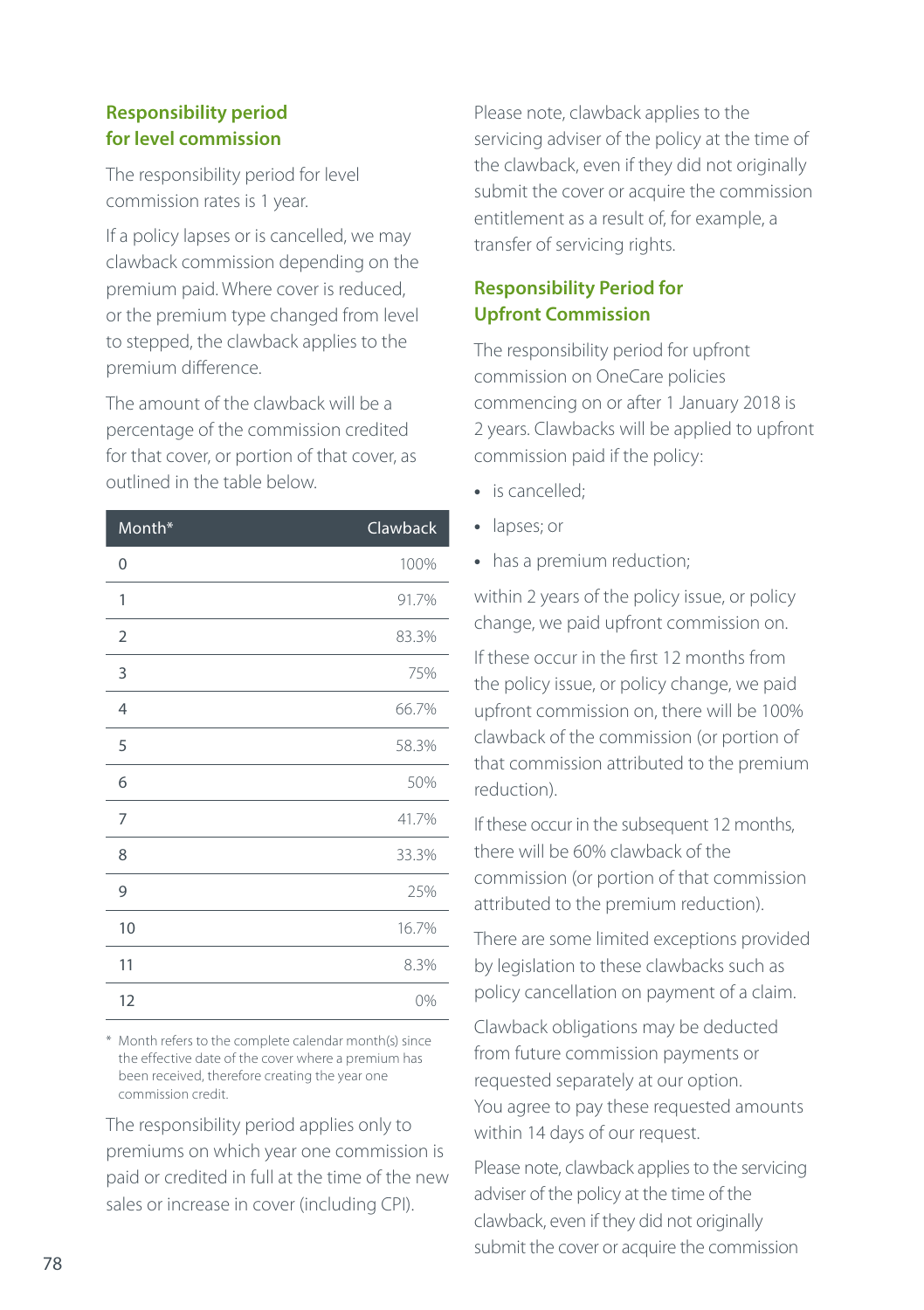## Responsibility period for level commission

The responsibility period for level commission rates is 1 year.

If a policy lapses or is cancelled, we may clawback commission depending on the premium paid. Where cover is reduced, or the premium type changed from level to stepped, the clawback applies to the premium difference.

The amount of the clawback will be a percentage of the commission credited for that cover, or portion of that cover, as outlined in the table below.

| Month* | Clawback |
|---|---|
| 0 | 100% |
| 1 | 91.7% |
| 2 | 83.3% |
| 3 | 75% |
| 4 | 66.7% |
| 5 | 58.3% |
| 6 | 50% |
| 7 | 41.7% |
| 8 | 33.3% |
| 9 | 25% |
| 10 | 16.7% |
| 11 | 8.3% |
| 12 | 0% |

\* Month refers to the complete calendar month(s) since the effective date of the cover where a premium has been received, therefore creating the year one commission credit.

The responsibility period applies only to premiums on which year one commission is paid or credited in full at the time of the new sales or increase in cover (including CPI).

Please note, clawback applies to the servicing adviser of the policy at the time of the clawback, even if they did not originally submit the cover or acquire the commission entitlement as a result of, for example, a transfer of servicing rights.

## Responsibility Period for Upfront Commission

The responsibility period for upfront commission on OneCare policies commencing on or after 1 January 2018 is 2 years. Clawbacks will be applied to upfront commission paid if the policy:

- is cancelled;
- lapses; or
- has a premium reduction;

within 2 years of the policy issue, or policy change, we paid upfront commission on.

If these occur in the first 12 months from the policy issue, or policy change, we paid upfront commission on, there will be 100% clawback of the commission (or portion of that commission attributed to the premium reduction).

If these occur in the subsequent 12 months, there will be 60% clawback of the commission (or portion of that commission attributed to the premium reduction).

There are some limited exceptions provided by legislation to these clawbacks such as policy cancellation on payment of a claim.

Clawback obligations may be deducted from future commission payments or requested separately at our option. You agree to pay these requested amounts within 14 days of our request.

Please note, clawback applies to the servicing adviser of the policy at the time of the clawback, even if they did not originally submit the cover or acquire the commission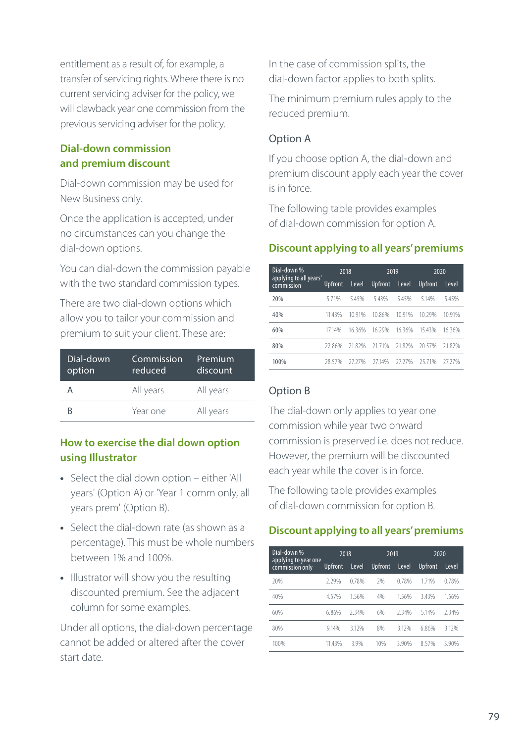entitlement as a result of, for example, a transfer of servicing rights. Where there is no current servicing adviser for the policy, we will clawback year one commission from the previous servicing adviser for the policy.

## Dial-down commission and premium discount

Dial-down commission may be used for New Business only.

Once the application is accepted, under no circumstances can you change the dial-down options.

You can dial-down the commission payable with the two standard commission types.

There are two dial-down options which allow you to tailor your commission and premium to suit your client. These are:

| Dial-down option | Commission reduced | Premium discount |
|---|---|---|
| A | All years | All years |
| B | Year one | All years |

## How to exercise the dial down option using Illustrator

- Select the dial down option – either 'All years' (Option A) or 'Year 1 comm only, all years prem' (Option B).
- Select the dial-down rate (as shown as a percentage). This must be whole numbers between 1% and 100%.
- Illustrator will show you the resulting discounted premium. See the adjacent column for some examples.

Under all options, the dial-down percentage cannot be added or altered after the cover start date.

In the case of commission splits, the dial-down factor applies to both splits.

The minimum premium rules apply to the reduced premium.

### Option A

If you choose option A, the dial-down and premium discount apply each year the cover is in force.

The following table provides examples of dial-down commission for option A.

## Discount applying to all years' premiums

| Dial-down % applying to all years' commission | 2018 | | 2019 | | 2020 | |
|---|---|---|---|---|---|---|
| | Upfront | Level | Upfront | Level | Upfront | Level |
| 20% | 5.71% | 5.45% | 5.43% | 5.45% | 5.14% | 5.45% |
| 40% | 11.43% | 10.91% | 10.86% | 10.91% | 10.29% | 10.91% |
| 60% | 17.14% | 16.36% | 16.29% | 16.36% | 15.43% | 16.36% |
| 80% | 22.86% | 21.82% | 21.71% | 21.82% | 20.57% | 21.82% |
| 100% | 28.57% | 27.27% | 27.14% | 27.27% | 25.71% | 27.27% |

### Option B

The dial-down only applies to year one commission while year two onward commission is preserved i.e. does not reduce. However, the premium will be discounted each year while the cover is in force.

The following table provides examples of dial-down commission for option B.

## Discount applying to all years' premiums

| Dial-down % applying to year one commission only | 2018 | | 2019 | | 2020 | |
|---|---|---|---|---|---|---|
| | Upfront | Level | Upfront | Level | Upfront | Level |
| 20% | 2.29% | 0.78% | 2% | 0.78% | 1.71% | 0.78% |
| 40% | 4.57% | 1.56% | 4% | 1.56% | 3.43% | 1.56% |
| 60% | 6.86% | 2.34% | 6% | 2.34% | 5.14% | 2.34% |
| 80% | 9.14% | 3.12% | 8% | 3.12% | 6.86% | 3.12% |
| 100% | 11.43% | 3.9% | 10% | 3.90% | 8.57% | 3.90% |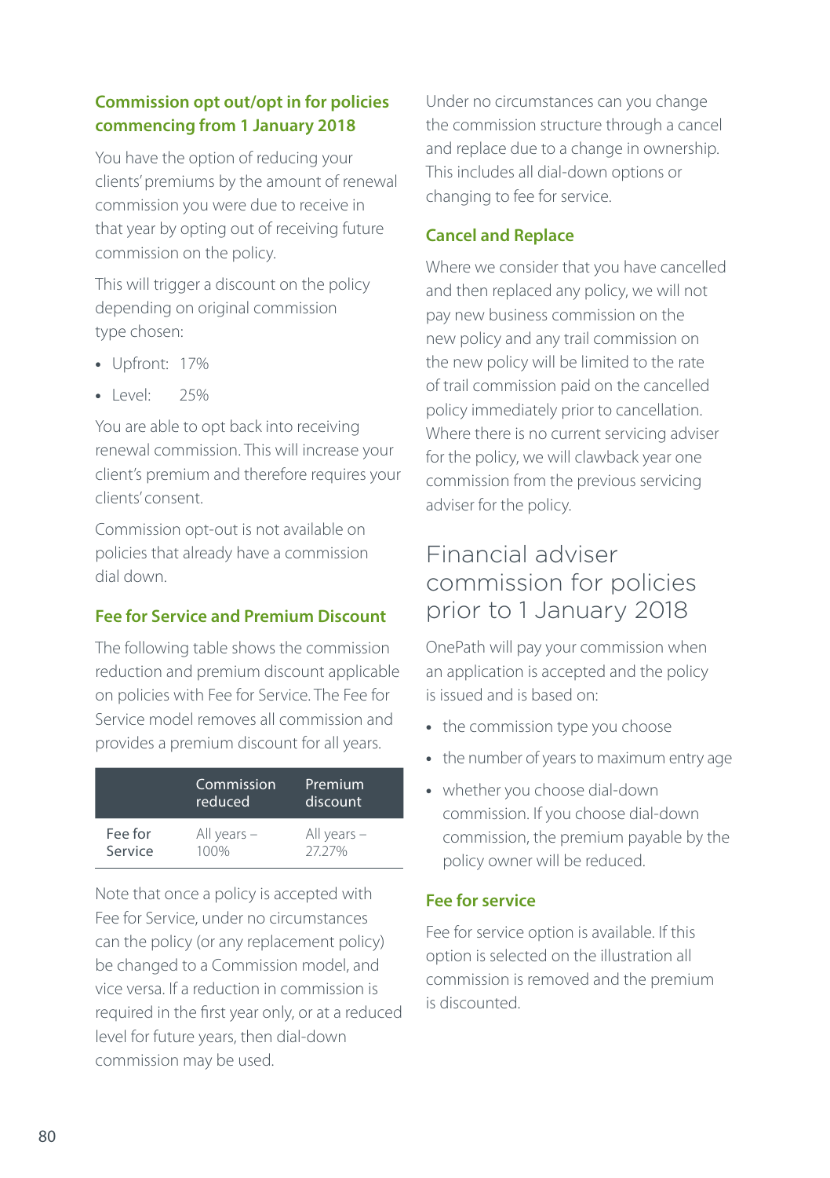### Commission opt out/opt in for policies commencing from 1 January 2018

You have the option of reducing your clients' premiums by the amount of renewal commission you were due to receive in that year by opting out of receiving future commission on the policy.

This will trigger a discount on the policy depending on original commission type chosen:

- Upfront: 17%
- Level: 25%

You are able to opt back into receiving renewal commission. This will increase your client's premium and therefore requires your clients' consent.

Commission opt-out is not available on policies that already have a commission dial down.

### Fee for Service and Premium Discount

The following table shows the commission reduction and premium discount applicable on policies with Fee for Service. The Fee for Service model removes all commission and provides a premium discount for all years.

| | Commission reduced | Premium discount |
|---|---|---|
| Fee for Service | All years – 100% | All years – 27.27% |

Note that once a policy is accepted with Fee for Service, under no circumstances can the policy (or any replacement policy) be changed to a Commission model, and vice versa. If a reduction in commission is required in the first year only, or at a reduced level for future years, then dial-down commission may be used.

Under no circumstances can you change the commission structure through a cancel and replace due to a change in ownership. This includes all dial-down options or changing to fee for service.

### Cancel and Replace

Where we consider that you have cancelled and then replaced any policy, we will not pay new business commission on the new policy and any trail commission on the new policy will be limited to the rate of trail commission paid on the cancelled policy immediately prior to cancellation. Where there is no current servicing adviser for the policy, we will clawback year one commission from the previous servicing adviser for the policy.

## Financial adviser commission for policies prior to 1 January 2018

OnePath will pay your commission when an application is accepted and the policy is issued and is based on:

- the commission type you choose
- the number of years to maximum entry age
- whether you choose dial-down commission. If you choose dial-down commission, the premium payable by the policy owner will be reduced.

### Fee for service

Fee for service option is available. If this option is selected on the illustration all commission is removed and the premium is discounted.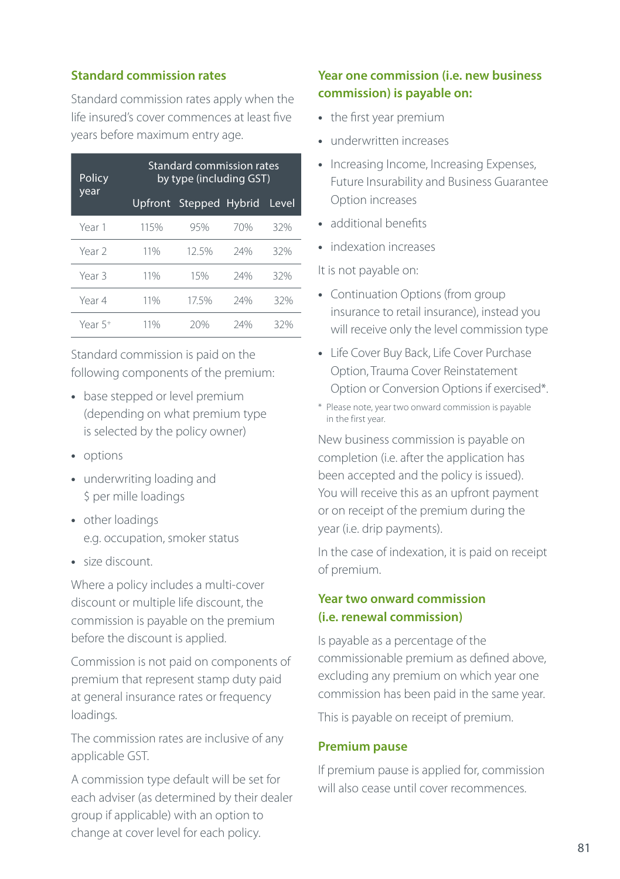## Standard commission rates

Standard commission rates apply when the life insured's cover commences at least five years before maximum entry age.

| Policy year | Standard commission rates by type (including GST) | | | |
|---|---|---|---|---|
| | Upfront | Stepped | Hybrid | Level |
| Year 1 | 115% | 95% | 70% | 32% |
| Year 2 | 11% | 12.5% | 24% | 32% |
| Year 3 | 11% | 15% | 24% | 32% |
| Year 4 | 11% | 17.5% | 24% | 32% |
| Year 5+ | 11% | 20% | 24% | 32% |

Standard commission is paid on the following components of the premium:

- base stepped or level premium (depending on what premium type is selected by the policy owner)
- options
- underwriting loading and $ per mille loadings
- other loadings e.g. occupation, smoker status
- size discount.

Where a policy includes a multi-cover discount or multiple life discount, the commission is payable on the premium before the discount is applied.

Commission is not paid on components of premium that represent stamp duty paid at general insurance rates or frequency loadings.

The commission rates are inclusive of any applicable GST.

A commission type default will be set for each adviser (as determined by their dealer group if applicable) with an option to change at cover level for each policy.

## Year one commission (i.e. new business commission) is payable on:

- the first year premium
- underwritten increases
- Increasing Income, Increasing Expenses, Future Insurability and Business Guarantee Option increases
- additional benefits
- indexation increases

It is not payable on:

- Continuation Options (from group insurance to retail insurance), instead you will receive only the level commission type
- Life Cover Buy Back, Life Cover Purchase Option, Trauma Cover Reinstatement Option or Conversion Options if exercised*.

\* Please note, year two onward commission is payable in the first year.

New business commission is payable on completion (i.e. after the application has been accepted and the policy is issued). You will receive this as an upfront payment or on receipt of the premium during the year (i.e. drip payments).

In the case of indexation, it is paid on receipt of premium.

## Year two onward commission (i.e. renewal commission)

Is payable as a percentage of the commissionable premium as defined above, excluding any premium on which year one commission has been paid in the same year.

This is payable on receipt of premium.

## Premium pause

If premium pause is applied for, commission will also cease until cover recommences.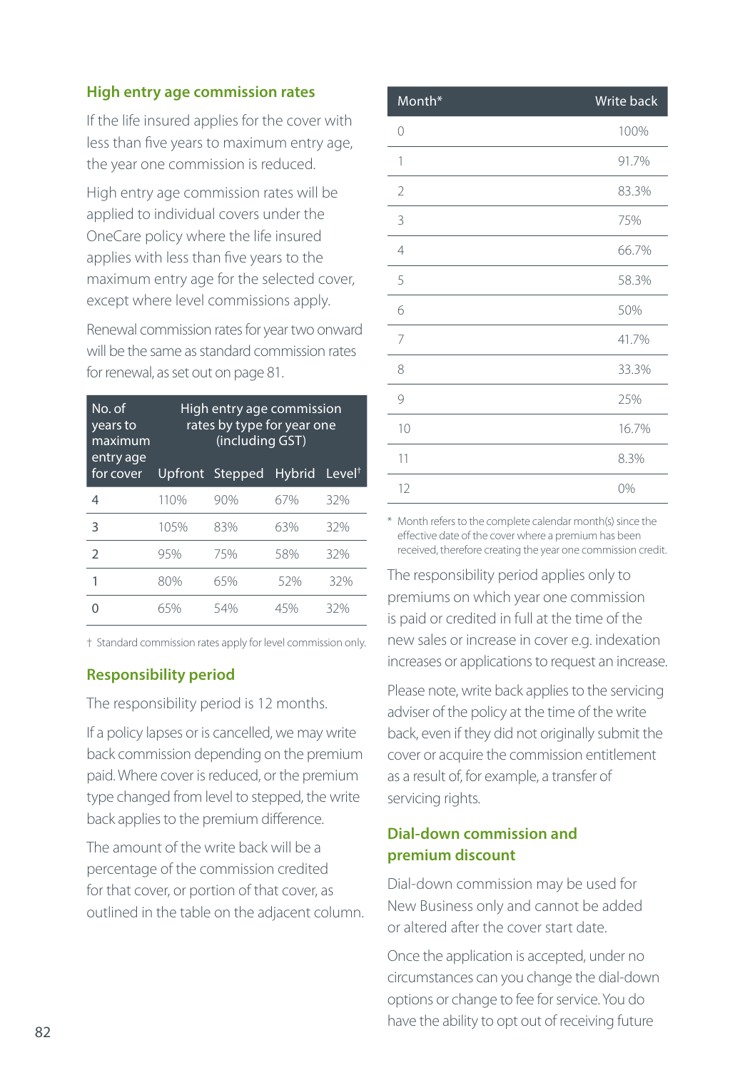## High entry age commission rates

If the life insured applies for the cover with less than five years to maximum entry age, the year one commission is reduced.

High entry age commission rates will be applied to individual covers under the OneCare policy where the life insured applies with less than five years to the maximum entry age for the selected cover, except where level commissions apply.

Renewal commission rates for year two onward will be the same as standard commission rates for renewal, as set out on page 81.

| No. of years to maximum entry age for cover | High entry age commission rates by type for year one (including GST) | | | |
|---|---|---|---|---|
| | Upfront | Stepped | Hybrid | Level† |
| 4 | 110% | 90% | 67% | 32% |
| 3 | 105% | 83% | 63% | 32% |
| 2 | 95% | 75% | 58% | 32% |
| 1 | 80% | 65% | 52% | 32% |
| 0 | 65% | 54% | 45% | 32% |

† Standard commission rates apply for level commission only.

## Responsibility period

The responsibility period is 12 months.

If a policy lapses or is cancelled, we may write back commission depending on the premium paid. Where cover is reduced, or the premium type changed from level to stepped, the write back applies to the premium difference.

The amount of the write back will be a percentage of the commission credited for that cover, or portion of that cover, as outlined in the table on the adjacent column.

| Month* | Write back |
|---|---|
| 0 | 100% |
| 1 | 91.7% |
| 2 | 83.3% |
| 3 | 75% |
| 4 | 66.7% |
| 5 | 58.3% |
| 6 | 50% |
| 7 | 41.7% |
| 8 | 33.3% |
| 9 | 25% |
| 10 | 16.7% |
| 11 | 8.3% |
| 12 | 0% |

\* Month refers to the complete calendar month(s) since the effective date of the cover where a premium has been received, therefore creating the year one commission credit.

The responsibility period applies only to premiums on which year one commission is paid or credited in full at the time of the new sales or increase in cover e.g. indexation increases or applications to request an increase.

Please note, write back applies to the servicing adviser of the policy at the time of the write back, even if they did not originally submit the cover or acquire the commission entitlement as a result of, for example, a transfer of servicing rights.

## Dial-down commission and premium discount

Dial-down commission may be used for New Business only and cannot be added or altered after the cover start date.

Once the application is accepted, under no circumstances can you change the dial-down options or change to fee for service. You do have the ability to opt out of receiving future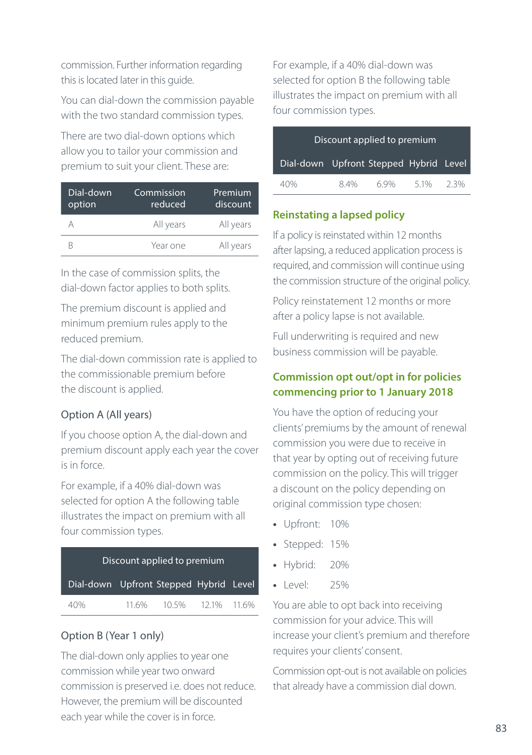commission. Further information regarding this is located later in this guide.

You can dial-down the commission payable with the two standard commission types.

There are two dial-down options which allow you to tailor your commission and premium to suit your client. These are:

| Dial-down option | Commission reduced | Premium discount |
|---|---|---|
| A | All years | All years |
| B | Year one | All years |

In the case of commission splits, the dial-down factor applies to both splits.

The premium discount is applied and minimum premium rules apply to the reduced premium.

The dial-down commission rate is applied to the commissionable premium before the discount is applied.

### Option A (All years)

If you choose option A, the dial-down and premium discount apply each year the cover is in force.

For example, if a 40% dial-down was selected for option A the following table illustrates the impact on premium with all four commission types.

| Discount applied to premium | | | | |
|---|---|---|---|---|
| Dial-down | Upfront | Stepped | Hybrid | Level |
| 40% | 11.6% | 10.5% | 12.1% | 11.6% |

### Option B (Year 1 only)

The dial-down only applies to year one commission while year two onward commission is preserved i.e. does not reduce. However, the premium will be discounted each year while the cover is in force.

For example, if a 40% dial-down was selected for option B the following table illustrates the impact on premium with all four commission types.

| Discount applied to premium | | | | |
|---|---|---|---|---|
| Dial-down | Upfront | Stepped | Hybrid | Level |
| 40% | 8.4% | 6.9% | 5.1% | 2.3% |

## Reinstating a lapsed policy

If a policy is reinstated within 12 months after lapsing, a reduced application process is required, and commission will continue using the commission structure of the original policy.

Policy reinstatement 12 months or more after a policy lapse is not available.

Full underwriting is required and new business commission will be payable.

## Commission opt out/opt in for policies commencing prior to 1 January 2018

You have the option of reducing your clients' premiums by the amount of renewal commission you were due to receive in that year by opting out of receiving future commission on the policy. This will trigger a discount on the policy depending on original commission type chosen:

- Upfront: 10%
- Stepped: 15%
- Hybrid: 20%
- Level: 25%

You are able to opt back into receiving commission for your advice. This will increase your client's premium and therefore requires your clients' consent.

Commission opt-out is not available on policies that already have a commission dial down.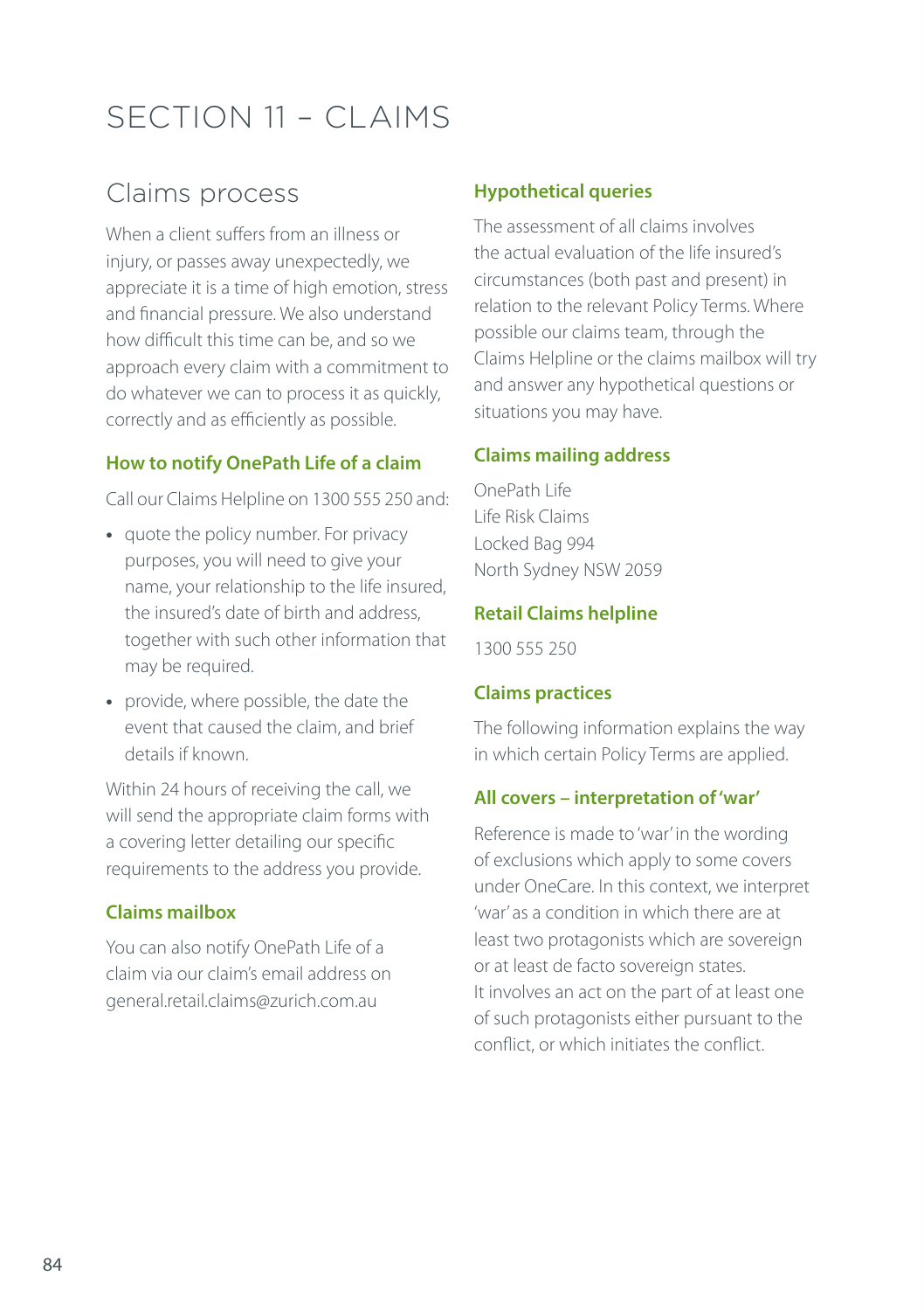# SECTION 11 – CLAIMS

## Claims process

When a client suffers from an illness or injury, or passes away unexpectedly, we appreciate it is a time of high emotion, stress and financial pressure. We also understand how difficult this time can be, and so we approach every claim with a commitment to do whatever we can to process it as quickly, correctly and as efficiently as possible.

### How to notify OnePath Life of a claim

Call our Claims Helpline on 1300 555 250 and:

- quote the policy number. For privacy purposes, you will need to give your name, your relationship to the life insured, the insured's date of birth and address, together with such other information that may be required.
- provide, where possible, the date the event that caused the claim, and brief details if known.

Within 24 hours of receiving the call, we will send the appropriate claim forms with a covering letter detailing our specific requirements to the address you provide.

### Claims mailbox

You can also notify OnePath Life of a claim via our claim's email address on general.retail.claims@zurich.com.au

### Hypothetical queries

The assessment of all claims involves the actual evaluation of the life insured's circumstances (both past and present) in relation to the relevant Policy Terms. Where possible our claims team, through the Claims Helpline or the claims mailbox will try and answer any hypothetical questions or situations you may have.

### Claims mailing address

OnePath Life
Life Risk Claims
Locked Bag 994
North Sydney NSW 2059

### Retail Claims helpline

1300 555 250

### Claims practices

The following information explains the way in which certain Policy Terms are applied.

### All covers – interpretation of 'war'

Reference is made to 'war' in the wording of exclusions which apply to some covers under OneCare. In this context, we interpret 'war' as a condition in which there are at least two protagonists which are sovereign or at least de facto sovereign states. It involves an act on the part of at least one of such protagonists either pursuant to the conflict, or which initiates the conflict.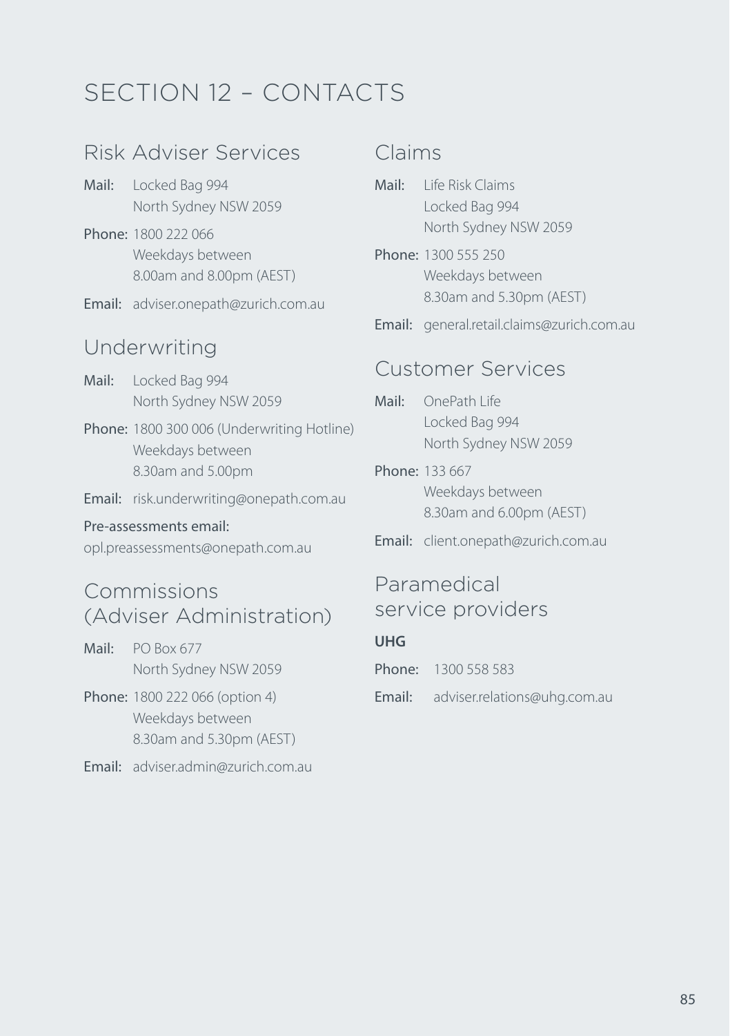# SECTION 12 – CONTACTS

## Risk Adviser Services

**Mail:** Locked Bag 994
North Sydney NSW 2059

**Phone:** 1800 222 066
Weekdays between
8.00am and 8.00pm (AEST)

**Email:** adviser.onepath@zurich.com.au

## Underwriting

**Mail:** Locked Bag 994
North Sydney NSW 2059

**Phone:** 1800 300 006 (Underwriting Hotline)
Weekdays between
8.30am and 5.00pm

**Email:** risk.underwriting@onepath.com.au

**Pre-assessments email:**
opl.preassessments@onepath.com.au

## Commissions (Adviser Administration)

**Mail:** PO Box 677
North Sydney NSW 2059

**Phone:** 1800 222 066 (option 4)
Weekdays between
8.30am and 5.30pm (AEST)

**Email:** adviser.admin@zurich.com.au

## Claims

**Mail:** Life Risk Claims
Locked Bag 994
North Sydney NSW 2059

**Phone:** 1300 555 250
Weekdays between
8.30am and 5.30pm (AEST)

**Email:** general.retail.claims@zurich.com.au

## Customer Services

**Mail:** OnePath Life
Locked Bag 994
North Sydney NSW 2059

**Phone:** 133 667
Weekdays between
8.30am and 6.00pm (AEST)

**Email:** client.onepath@zurich.com.au

## Paramedical service providers

**UHG**

**Phone:** 1300 558 583

**Email:** adviser.relations@uhg.com.au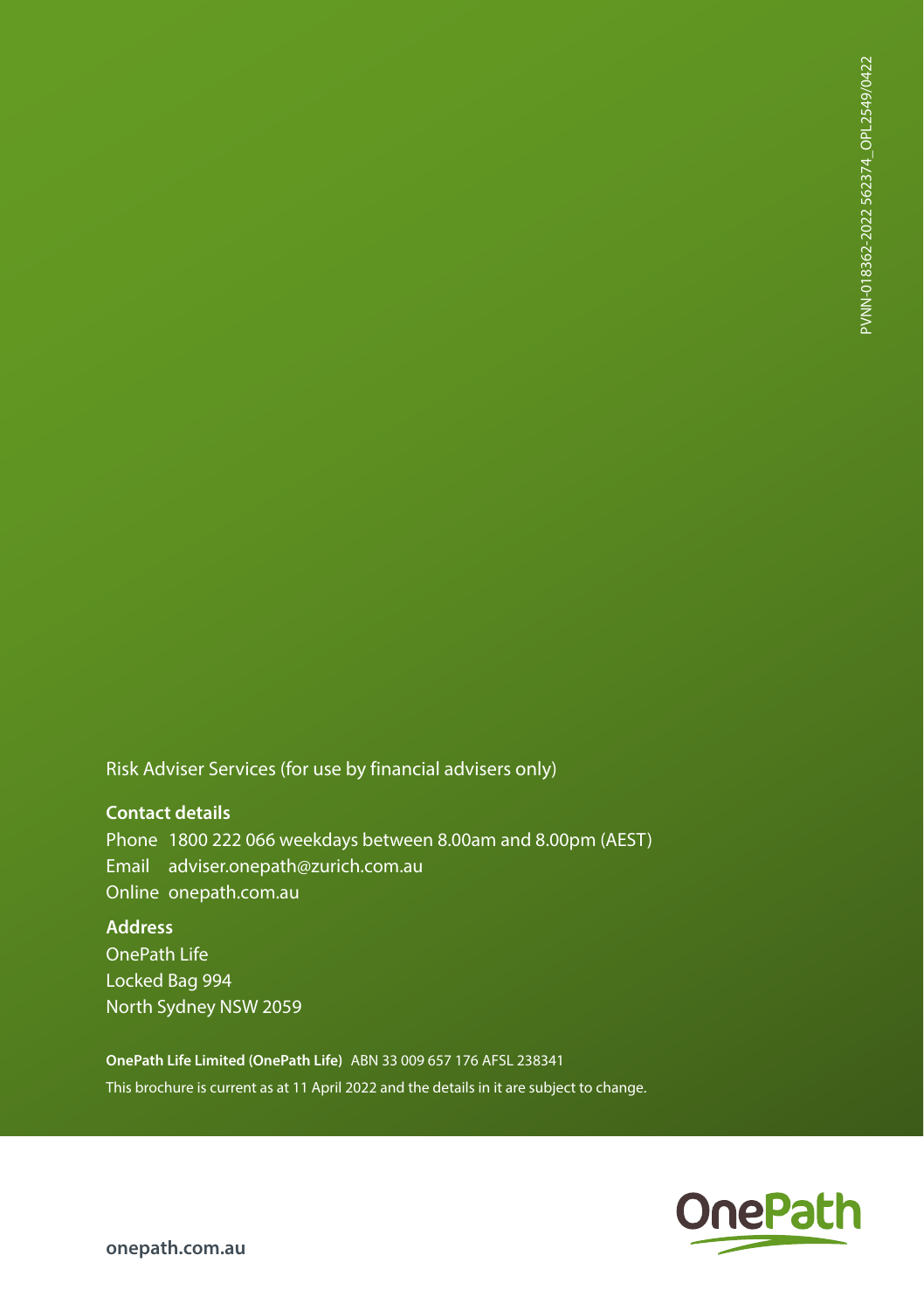PVNN-018362-2022 562374_OPL2549/0422

Risk Adviser Services (for use by financial advisers only)

**Contact details**

Phone 1800 222 066 weekdays between 8.00am and 8.00pm (AEST)
Email adviser.onepath@zurich.com.au
Online onepath.com.au

**Address**

OnePath Life
Locked Bag 994
North Sydney NSW 2059

**OnePath Life Limited (OnePath Life)** ABN 33 009 657 176 AFSL 238341

This brochure is current as at 11 April 2022 and the details in it are subject to change.

OnePath

**onepath.com.au**